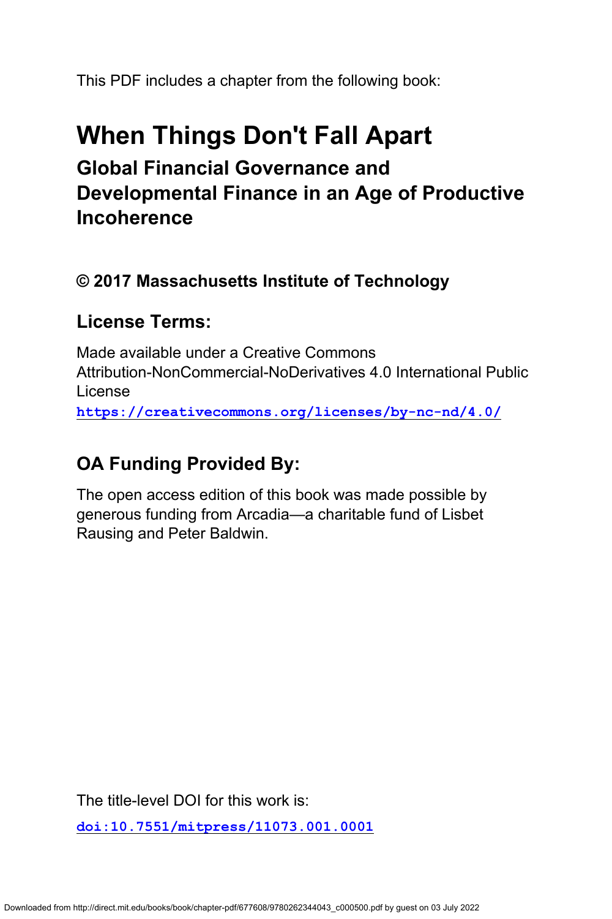This PDF includes a chapter from the following book:

# When Things Don't Fall Apart

## Global Financial Governance and Developmental Finance in an Age of Productive Incoherence

### © 2017 Massachusetts Institute of Technology

### License Terms:

Made available under a Creative Commons Attribution-NonCommercial-NoDerivatives 4.0 International Public License

**https://creativecommons.org/licenses/by-nc-nd/4.0/**

### OA Funding Provided By:

The open access edition of this book was made possible by generous funding from Arcadia—a charitable fund of Lisbet Rausing and Peter Baldwin.

The title-level DOI for this work is:

**doi:10.7551/mitpress/11073.001.0001**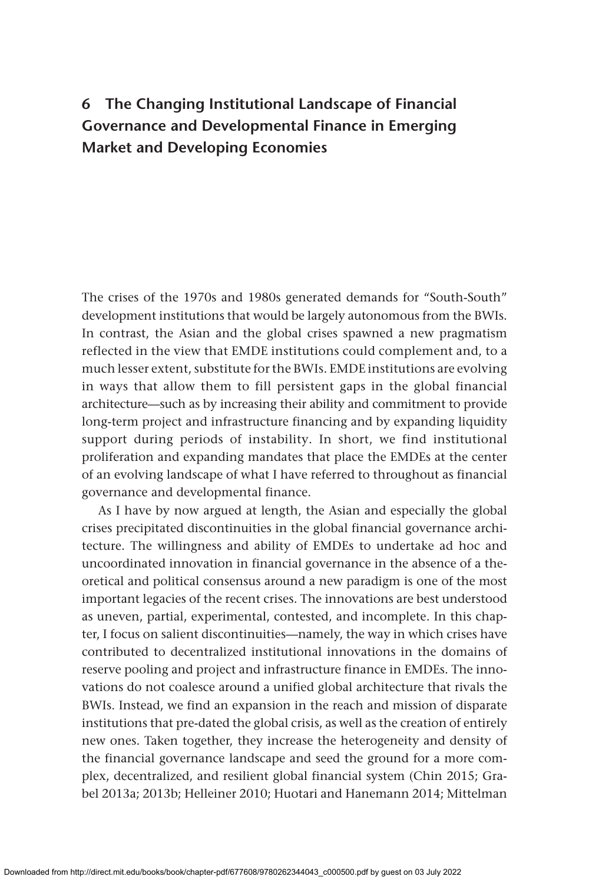# 6 The Changing Institutional Landscape of Financial Governance and Developmental Finance in Emerging Market and Developing Economies

The crises of the 1970s and 1980s generated demands for "South-South" development institutions that would be largely autonomous from the BWIs. In contrast, the Asian and the global crises spawned a new pragmatism reflected in the view that EMDE institutions could complement and, to a much lesser extent, substitute for the BWIs. EMDE institutions are evolving in ways that allow them to fill persistent gaps in the global financial architecture—such as by increasing their ability and commitment to provide long-term project and infrastructure financing and by expanding liquidity support during periods of instability. In short, we find institutional proliferation and expanding mandates that place the EMDEs at the center of an evolving landscape of what I have referred to throughout as financial governance and developmental finance.

As I have by now argued at length, the Asian and especially the global crises precipitated discontinuities in the global financial governance architecture. The willingness and ability of EMDEs to undertake ad hoc and uncoordinated innovation in financial governance in the absence of a theoretical and political consensus around a new paradigm is one of the most important legacies of the recent crises. The innovations are best understood as uneven, partial, experimental, contested, and incomplete. In this chapter, I focus on salient discontinuities—namely, the way in which crises have contributed to decentralized institutional innovations in the domains of reserve pooling and project and infrastructure finance in EMDEs. The innovations do not coalesce around a unified global architecture that rivals the BWIs. Instead, we find an expansion in the reach and mission of disparate institutions that pre-dated the global crisis, as well as the creation of entirely new ones. Taken together, they increase the heterogeneity and density of the financial governance landscape and seed the ground for a more complex, decentralized, and resilient global financial system (Chin 2015; Grabel 2013a; 2013b; Helleiner 2010; Huotari and Hanemann 2014; Mittelman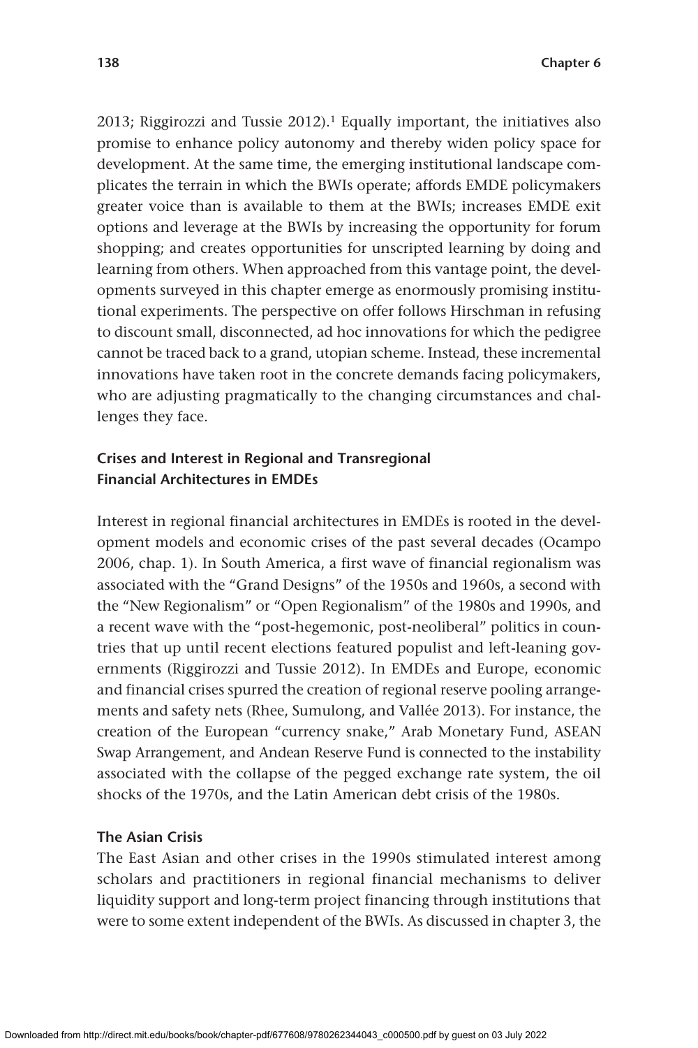2013; Riggirozzi and Tussie 2012).[1] Equally important, the initiatives also promise to enhance policy autonomy and thereby widen policy space for development. At the same time, the emerging institutional landscape complicates the terrain in which the BWIs operate; affords EMDE policymakers greater voice than is available to them at the BWIs; increases EMDE exit options and leverage at the BWIs by increasing the opportunity for forum shopping; and creates opportunities for unscripted learning by doing and learning from others. When approached from this vantage point, the developments surveyed in this chapter emerge as enormously promising institutional experiments. The perspective on offer follows Hirschman in refusing to discount small, disconnected, ad hoc innovations for which the pedigree cannot be traced back to a grand, utopian scheme. Instead, these incremental innovations have taken root in the concrete demands facing policymakers, who are adjusting pragmatically to the changing circumstances and challenges they face.

## Crises and Interest in Regional and Transregional Financial Architectures in EMDEs

Interest in regional financial architectures in EMDEs is rooted in the development models and economic crises of the past several decades (Ocampo 2006, chap. 1). In South America, a first wave of financial regionalism was associated with the "Grand Designs" of the 1950s and 1960s, a second with the "New Regionalism" or "Open Regionalism" of the 1980s and 1990s, and a recent wave with the "post-hegemonic, post-neoliberal" politics in countries that up until recent elections featured populist and left-leaning governments (Riggirozzi and Tussie 2012). In EMDEs and Europe, economic and financial crises spurred the creation of regional reserve pooling arrangements and safety nets (Rhee, Sumulong, and Vallée 2013). For instance, the creation of the European "currency snake," Arab Monetary Fund, ASEAN Swap Arrangement, and Andean Reserve Fund is connected to the instability associated with the collapse of the pegged exchange rate system, the oil shocks of the 1970s, and the Latin American debt crisis of the 1980s.

### The Asian Crisis

The East Asian and other crises in the 1990s stimulated interest among scholars and practitioners in regional financial mechanisms to deliver liquidity support and long-term project financing through institutions that were to some extent independent of the BWIs. As discussed in chapter 3, the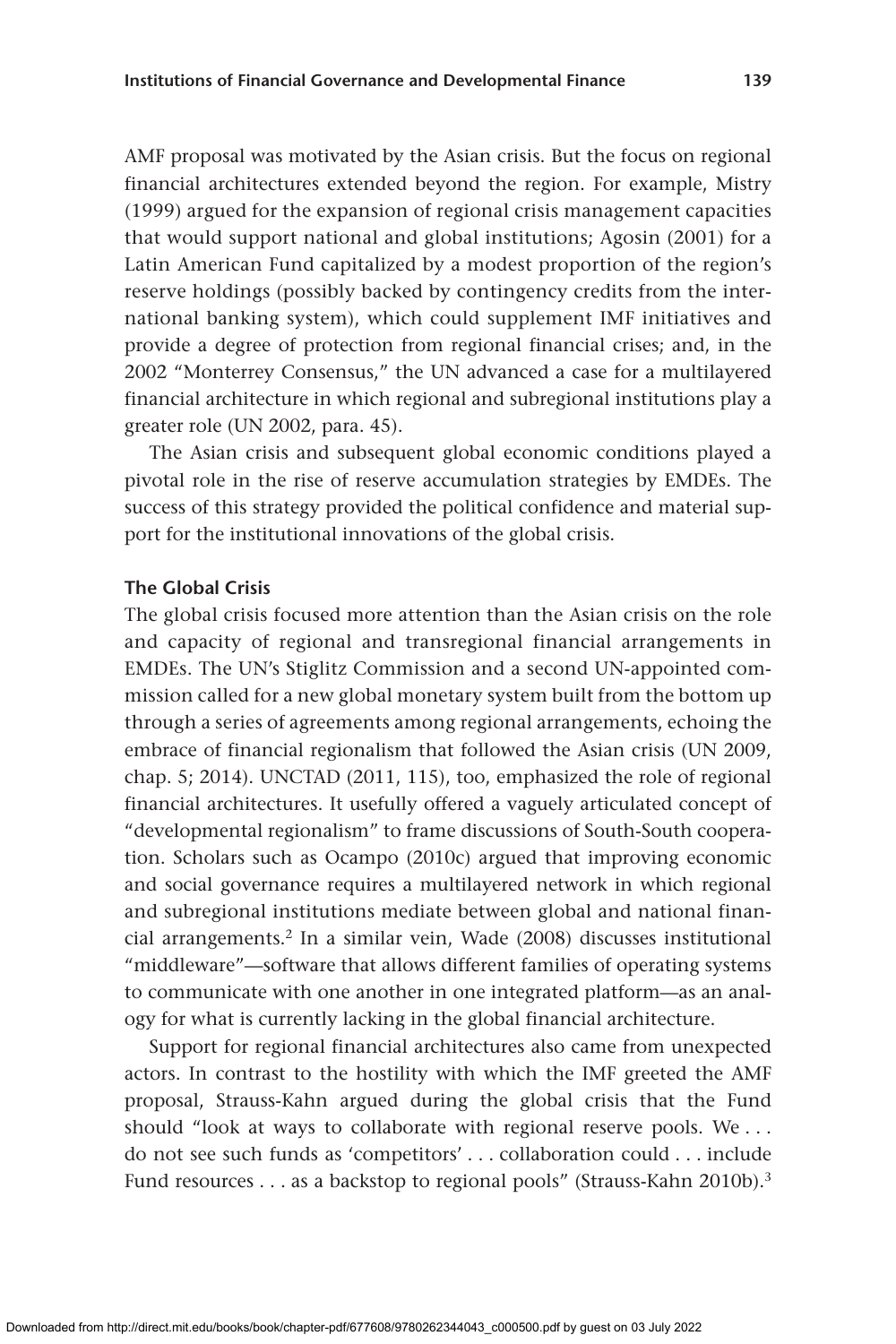AMF proposal was motivated by the Asian crisis. But the focus on regional financial architectures extended beyond the region. For example, Mistry (1999) argued for the expansion of regional crisis management capacities that would support national and global institutions; Agosin (2001) for a Latin American Fund capitalized by a modest proportion of the region's reserve holdings (possibly backed by contingency credits from the international banking system), which could supplement IMF initiatives and provide a degree of protection from regional financial crises; and, in the 2002 "Monterrey Consensus," the UN advanced a case for a multilayered financial architecture in which regional and subregional institutions play a greater role (UN 2002, para. 45).

The Asian crisis and subsequent global economic conditions played a pivotal role in the rise of reserve accumulation strategies by EMDEs. The success of this strategy provided the political confidence and material support for the institutional innovations of the global crisis.

### The Global Crisis

The global crisis focused more attention than the Asian crisis on the role and capacity of regional and transregional financial arrangements in EMDEs. The UN's Stiglitz Commission and a second UN-appointed commission called for a new global monetary system built from the bottom up through a series of agreements among regional arrangements, echoing the embrace of financial regionalism that followed the Asian crisis (UN 2009, chap. 5; 2014). UNCTAD (2011, 115), too, emphasized the role of regional financial architectures. It usefully offered a vaguely articulated concept of "developmental regionalism" to frame discussions of South-South cooperation. Scholars such as Ocampo (2010c) argued that improving economic and social governance requires a multilayered network in which regional and subregional institutions mediate between global and national financial arrangements.[2] In a similar vein, Wade (2008) discusses institutional "middleware"—software that allows different families of operating systems to communicate with one another in one integrated platform—as an analogy for what is currently lacking in the global financial architecture.

Support for regional financial architectures also came from unexpected actors. In contrast to the hostility with which the IMF greeted the AMF proposal, Strauss-Kahn argued during the global crisis that the Fund should "look at ways to collaborate with regional reserve pools. We . . . do not see such funds as 'competitors' . . . collaboration could . . . include Fund resources . . . as a backstop to regional pools" (Strauss-Kahn 2010b).[3]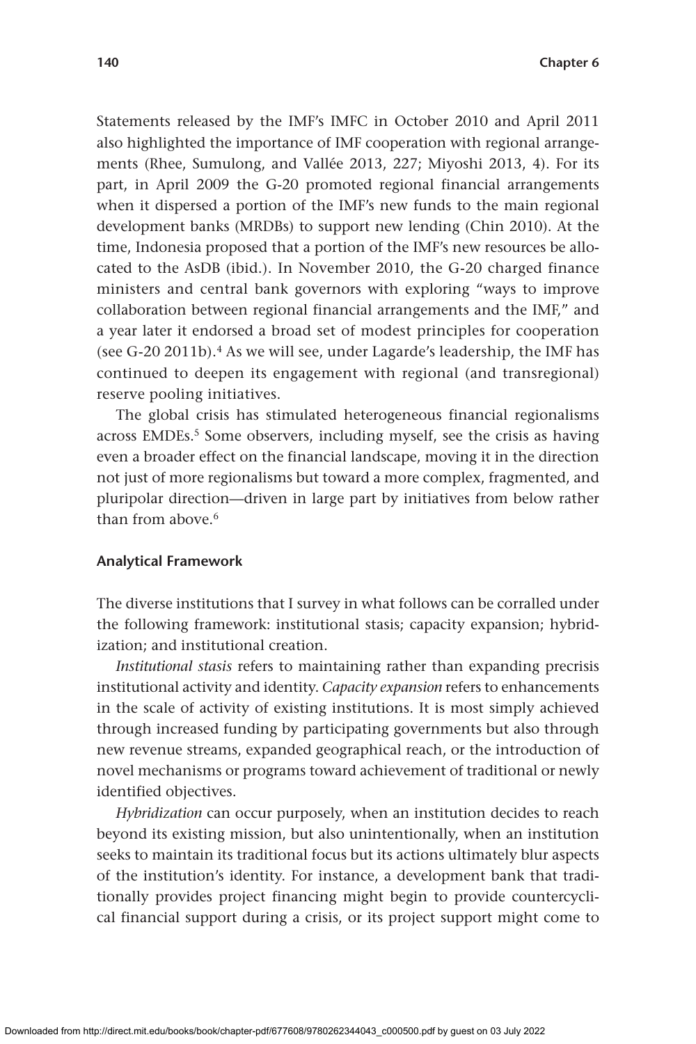Statements released by the IMF's IMFC in October 2010 and April 2011 also highlighted the importance of IMF cooperation with regional arrangements (Rhee, Sumulong, and Vallée 2013, 227; Miyoshi 2013, 4). For its part, in April 2009 the G-20 promoted regional financial arrangements when it dispersed a portion of the IMF's new funds to the main regional development banks (MRDBs) to support new lending (Chin 2010). At the time, Indonesia proposed that a portion of the IMF's new resources be allocated to the AsDB (ibid.). In November 2010, the G-20 charged finance ministers and central bank governors with exploring "ways to improve collaboration between regional financial arrangements and the IMF," and a year later it endorsed a broad set of modest principles for cooperation (see G-20 2011b).[4] As we will see, under Lagarde's leadership, the IMF has continued to deepen its engagement with regional (and transregional) reserve pooling initiatives.

The global crisis has stimulated heterogeneous financial regionalisms across EMDEs.[5] Some observers, including myself, see the crisis as having even a broader effect on the financial landscape, moving it in the direction not just of more regionalisms but toward a more complex, fragmented, and pluripolar direction—driven in large part by initiatives from below rather than from above.[6]

### Analytical Framework

The diverse institutions that I survey in what follows can be corralled under the following framework: institutional stasis; capacity expansion; hybridization; and institutional creation.

*Institutional stasis* refers to maintaining rather than expanding precrisis institutional activity and identity. *Capacity expansion* refers to enhancements in the scale of activity of existing institutions. It is most simply achieved through increased funding by participating governments but also through new revenue streams, expanded geographical reach, or the introduction of novel mechanisms or programs toward achievement of traditional or newly identified objectives.

*Hybridization* can occur purposely, when an institution decides to reach beyond its existing mission, but also unintentionally, when an institution seeks to maintain its traditional focus but its actions ultimately blur aspects of the institution's identity. For instance, a development bank that traditionally provides project financing might begin to provide countercyclical financial support during a crisis, or its project support might come to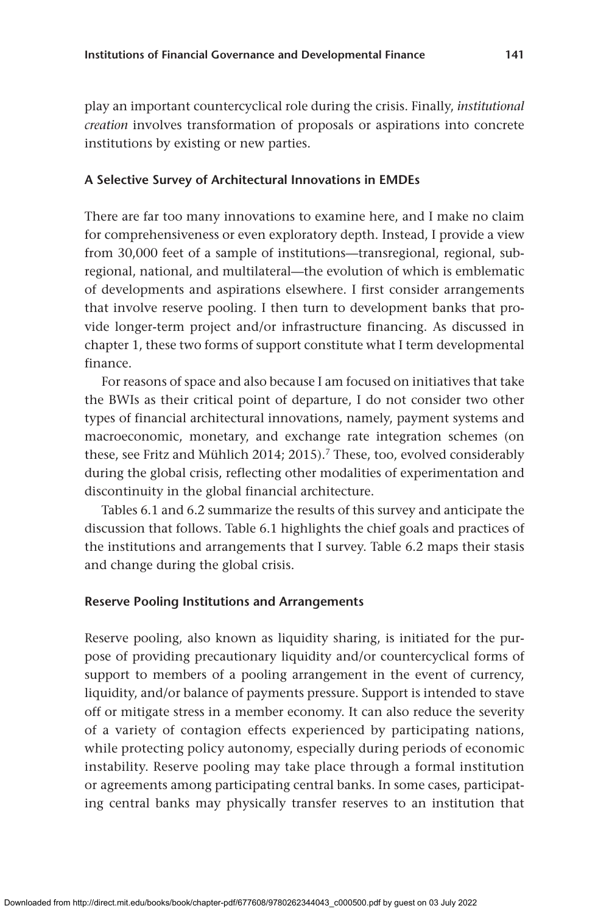play an important countercyclical role during the crisis. Finally, *institutional creation* involves transformation of proposals or aspirations into concrete institutions by existing or new parties.

### A Selective Survey of Architectural Innovations in EMDEs

There are far too many innovations to examine here, and I make no claim for comprehensiveness or even exploratory depth. Instead, I provide a view from 30,000 feet of a sample of institutions—transregional, regional, subregional, national, and multilateral—the evolution of which is emblematic of developments and aspirations elsewhere. I first consider arrangements that involve reserve pooling. I then turn to development banks that provide longer-term project and/or infrastructure financing. As discussed in chapter 1, these two forms of support constitute what I term developmental finance.

For reasons of space and also because I am focused on initiatives that take the BWIs as their critical point of departure, I do not consider two other types of financial architectural innovations, namely, payment systems and macroeconomic, monetary, and exchange rate integration schemes (on these, see Fritz and Mühlich 2014; 2015).[7] These, too, evolved considerably during the global crisis, reflecting other modalities of experimentation and discontinuity in the global financial architecture.

Tables 6.1 and 6.2 summarize the results of this survey and anticipate the discussion that follows. Table 6.1 highlights the chief goals and practices of the institutions and arrangements that I survey. Table 6.2 maps their stasis and change during the global crisis.

### Reserve Pooling Institutions and Arrangements

Reserve pooling, also known as liquidity sharing, is initiated for the purpose of providing precautionary liquidity and/or countercyclical forms of support to members of a pooling arrangement in the event of currency, liquidity, and/or balance of payments pressure. Support is intended to stave off or mitigate stress in a member economy. It can also reduce the severity of a variety of contagion effects experienced by participating nations, while protecting policy autonomy, especially during periods of economic instability. Reserve pooling may take place through a formal institution or agreements among participating central banks. In some cases, participating central banks may physically transfer reserves to an institution that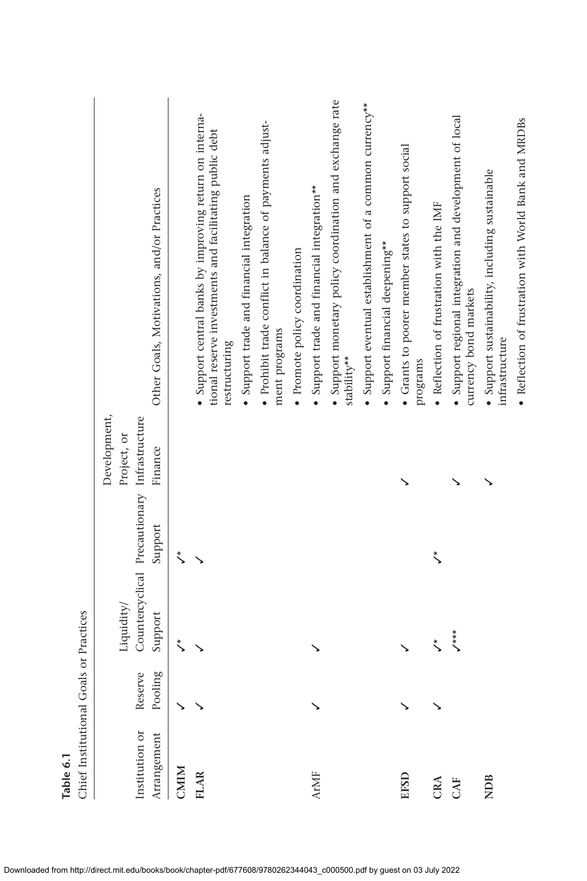**Table 6.1**

Chief Institutional Goals or Practices

| Institution or Arrangement | Reserve Pooling | Liquidity/ Countercyclical Support | Precautionary Support | Development, Project, or Infrastructure Finance | Other Goals, Motivations, and/or Practices |
|---|---|---|---|---|---|
| **CMIM** | ✓ | ✓* | ✓* | | |
| **FLAR** | ✓ | ✓ | ✓ | | • Support central banks by improving return on international reserve investments and facilitating public debt restructuring<br>• Support trade and financial integration<br>• Prohibit trade conflict in balance of payments adjustment programs<br>• Promote policy coordination |
| ArMF | ✓ | ✓ | | | • Support trade and financial integration**<br>• Support monetary policy coordination and exchange rate stability**<br>• Support eventual establishment of a common currency**<br>• Support financial deepening** |
| **EFSD** | ✓ | ✓ | | ✓ | • Grants to poorer member states to support social programs |
| **CRA** | ✓ | ✓* | ✓* | | • Reflection of frustration with the IMF |
| **CAF** | | ✓*** | | ✓ | • Support regional integration and development of local currency bond markets |
| **NDB** | | | | ✓ | • Support sustainability, including sustainable infrastructure<br>• Reflection of frustration with World Bank and MRDBs |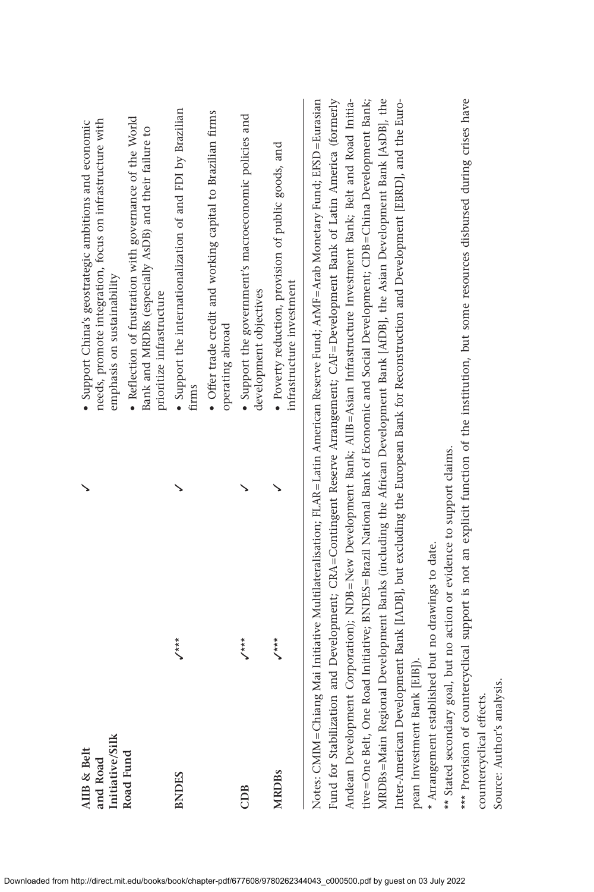| | | | |
|---|---|---|---|
| AIIB & Belt and Road Initiative/Silk Road Fund | | ✓ | • Support China's geostrategic ambitions and economic needs, promote integration, focus on infrastructure with emphasis on sustainability<br>• Reflection of frustration with governance of the World Bank and MRDBs (especially AsDB) and their failure to prioritize infrastructure |
| BNDES | ✓*** | ✓ | • Support the internationalization of and FDI by Brazilian firms<br>• Offer trade credit and working capital to Brazilian firms operating abroad |
| CDB | ✓*** | ✓ | • Support the government's macroeconomic policies and development objectives |
| MRDBs | ✓*** | ✓ | • Poverty reduction, provision of public goods, and infrastructure investment |

Notes: CMIM=Chiang Mai Initiative Multilateralisation; FLAR=Latin American Reserve Fund; ArMF=Arab Monetary Fund; EFSD=Eurasian Fund for Stabilization and Development; CRA=Contingent Reserve Arrangement; CAF=Development Bank of Latin America (formerly Andean Development Corporation); NDB=New Development Bank; AIIB=Asian Infrastructure Investment Bank; Belt and Road Initiative=One Belt, One Road Initiative; BNDES=Brazil National Bank of Economic and Social Development; CDB=China Development Bank; MRDBs=Main Regional Development Banks (including the African Development Bank [AfDB], the Asian Development Bank [AsDB], the Inter-American Development Bank [IADB], but excluding the European Bank for Reconstruction and Development [EBRD], and the European Investment Bank [EIB]).

\* Arrangement established but no drawings to date.

\*\* Stated secondary goal, but no action or evidence to support claims.

\*\*\* Provision of countercyclical support is not an explicit function of the institution, but some resources disbursed during crises have countercyclical effects.

Source: Author's analysis.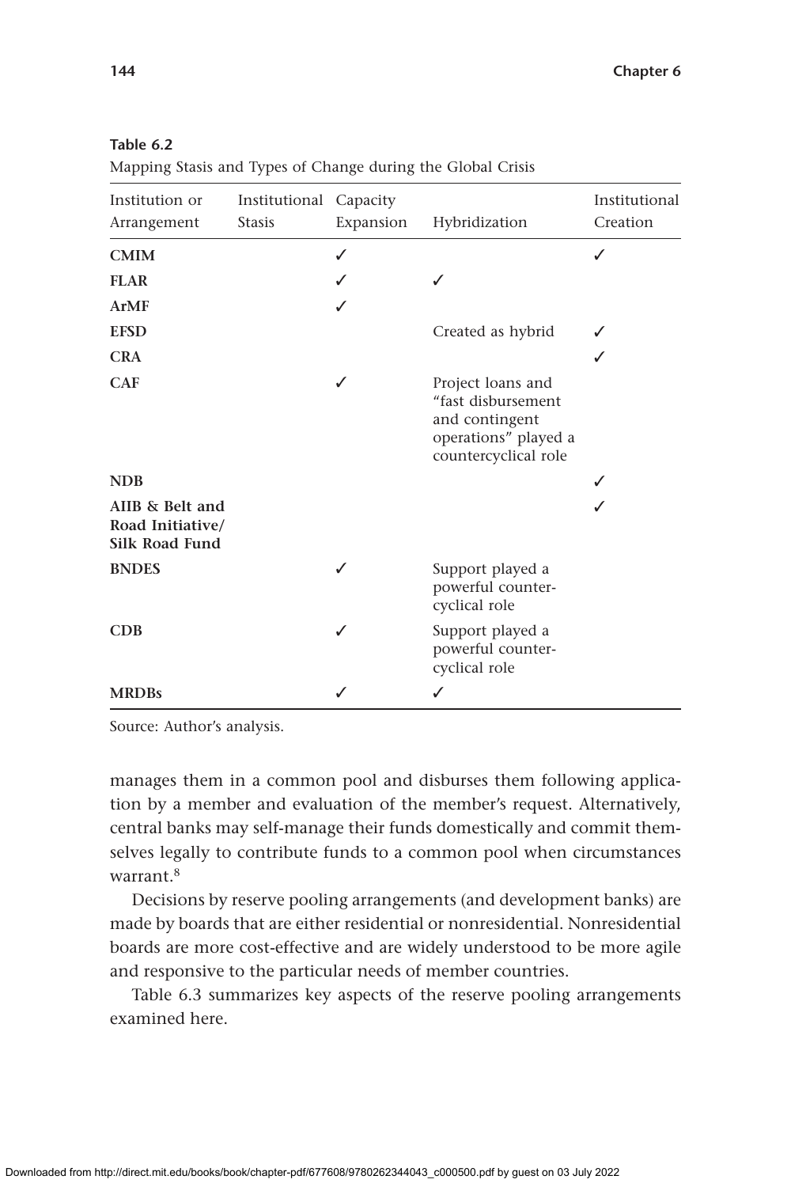**Table 6.2**
Mapping Stasis and Types of Change during the Global Crisis

| Institution or Arrangement | Institutional Stasis | Capacity Expansion | Hybridization | Institutional Creation |
|---|---|---|---|---|
| **CMIM** | | ✓ | | ✓ |
| **FLAR** | | ✓ | ✓ | |
| **ArMF** | | ✓ | | |
| **EFSD** | | | Created as hybrid | ✓ |
| **CRA** | | | | ✓ |
| **CAF** | | ✓ | Project loans and "fast disbursement and contingent operations" played a countercyclical role | |
| **NDB** | | | | ✓ |
| **AIIB & Belt and Road Initiative/ Silk Road Fund** | | | | ✓ |
| **BNDES** | | ✓ | Support played a powerful counter-cyclical role | |
| **CDB** | | ✓ | Support played a powerful counter-cyclical role | |
| **MRDBs** | | ✓ | ✓ | |

Source: Author's analysis.

manages them in a common pool and disburses them following application by a member and evaluation of the member's request. Alternatively, central banks may self-manage their funds domestically and commit themselves legally to contribute funds to a common pool when circumstances warrant.[8]

Decisions by reserve pooling arrangements (and development banks) are made by boards that are either residential or nonresidential. Nonresidential boards are more cost-effective and are widely understood to be more agile and responsive to the particular needs of member countries.

Table 6.3 summarizes key aspects of the reserve pooling arrangements examined here.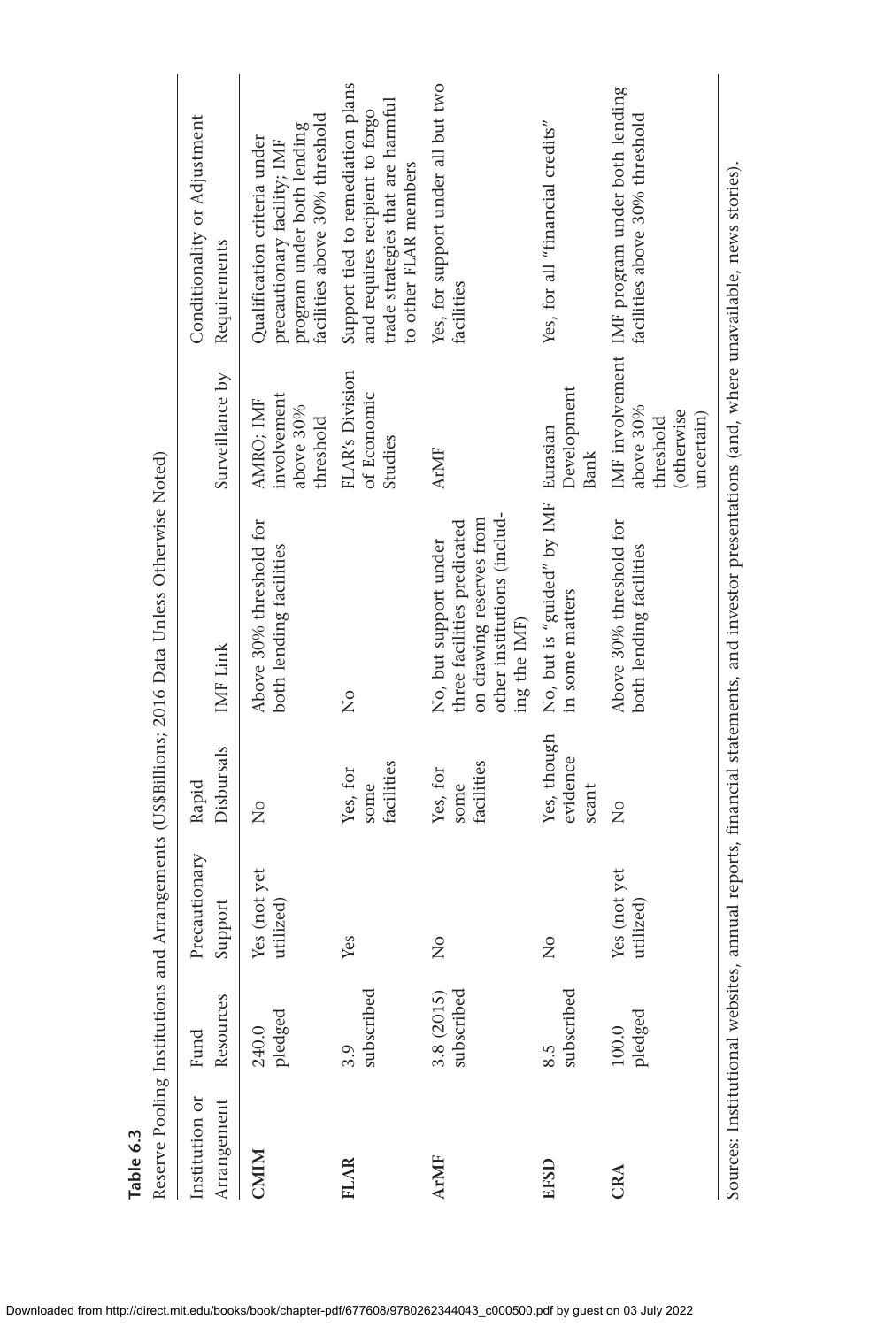**Table 6.3**

Reserve Pooling Institutions and Arrangements (US$Billions; 2016 Data Unless Otherwise Noted)

| Institution or Arrangement | Fund Resources | Precautionary Support | Rapid Disbursals | IMF Link | Surveillance by | Conditionality or Adjustment Requirements |
|---|---|---|---|---|---|---|
| **CMIM** | 240.0 pledged | Yes (not yet utilized) | No | Above 30% threshold for both lending facilities | AMRO; IMF involvement above 30% threshold | Qualification criteria under precautionary facility; IMF program under both lending facilities above 30% threshold |
| **FLAR** | 3.9 subscribed | Yes | Yes, for some facilities | No | FLAR's Division of Economic Studies | Support tied to remediation plans and requires recipient to forgo trade strategies that are harmful to other FLAR members |
| **ArMF** | 3.8 (2015) subscribed | No | Yes, for some facilities | No, but support under three facilities predicated on drawing reserves from other institutions (including the IMF) | ArMF | Yes, for support under all but two facilities |
| **EFSD** | 8.5 subscribed | No | Yes, though evidence scant | No, but is "guided" by IMF in some matters | Eurasian Development Bank | Yes, for all "financial credits" |
| **CRA** | 100.0 pledged | Yes (not yet utilized) | No | Above 30% threshold for both lending facilities | IMF involvement above 30% threshold (otherwise uncertain) | IMF program under both lending facilities above 30% threshold |

Sources: Institutional websites, annual reports, financial statements, and investor presentations (and, where unavailable, news stories).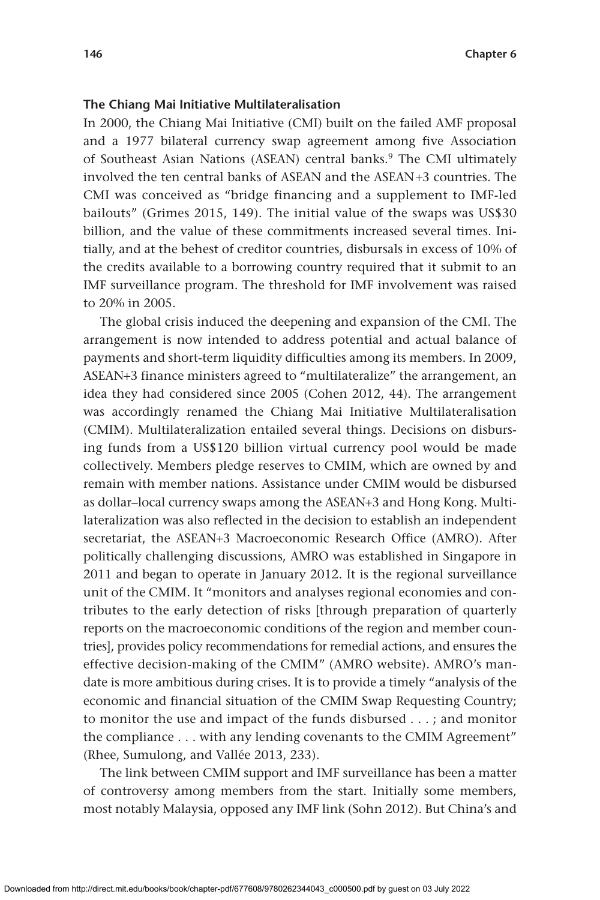### The Chiang Mai Initiative Multilateralisation

In 2000, the Chiang Mai Initiative (CMI) built on the failed AMF proposal and a 1977 bilateral currency swap agreement among five Association of Southeast Asian Nations (ASEAN) central banks.[9] The CMI ultimately involved the ten central banks of ASEAN and the ASEAN+3 countries. The CMI was conceived as "bridge financing and a supplement to IMF-led bailouts" (Grimes 2015, 149). The initial value of the swaps was US$30 billion, and the value of these commitments increased several times. Initially, and at the behest of creditor countries, disbursals in excess of 10% of the credits available to a borrowing country required that it submit to an IMF surveillance program. The threshold for IMF involvement was raised to 20% in 2005.

The global crisis induced the deepening and expansion of the CMI. The arrangement is now intended to address potential and actual balance of payments and short-term liquidity difficulties among its members. In 2009, ASEAN+3 finance ministers agreed to "multilateralize" the arrangement, an idea they had considered since 2005 (Cohen 2012, 44). The arrangement was accordingly renamed the Chiang Mai Initiative Multilateralisation (CMIM). Multilateralization entailed several things. Decisions on disbursing funds from a US$120 billion virtual currency pool would be made collectively. Members pledge reserves to CMIM, which are owned by and remain with member nations. Assistance under CMIM would be disbursed as dollar–local currency swaps among the ASEAN+3 and Hong Kong. Multilateralization was also reflected in the decision to establish an independent secretariat, the ASEAN+3 Macroeconomic Research Office (AMRO). After politically challenging discussions, AMRO was established in Singapore in 2011 and began to operate in January 2012. It is the regional surveillance unit of the CMIM. It "monitors and analyses regional economies and contributes to the early detection of risks [through preparation of quarterly reports on the macroeconomic conditions of the region and member countries], provides policy recommendations for remedial actions, and ensures the effective decision-making of the CMIM" (AMRO website). AMRO's mandate is more ambitious during crises. It is to provide a timely "analysis of the economic and financial situation of the CMIM Swap Requesting Country; to monitor the use and impact of the funds disbursed . . . ; and monitor the compliance . . . with any lending covenants to the CMIM Agreement" (Rhee, Sumulong, and Vallée 2013, 233).

The link between CMIM support and IMF surveillance has been a matter of controversy among members from the start. Initially some members, most notably Malaysia, opposed any IMF link (Sohn 2012). But China's and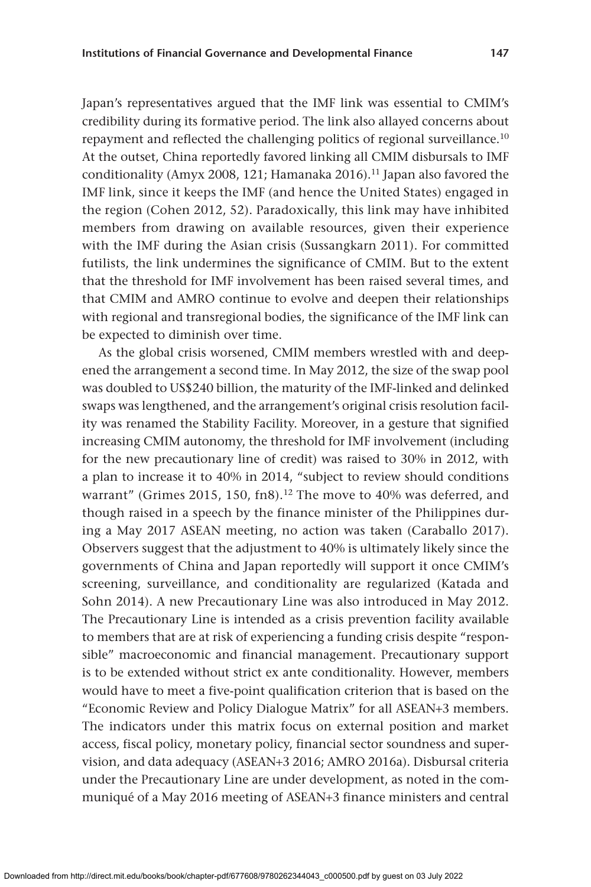Japan's representatives argued that the IMF link was essential to CMIM's credibility during its formative period. The link also allayed concerns about repayment and reflected the challenging politics of regional surveillance.[10] At the outset, China reportedly favored linking all CMIM disbursals to IMF conditionality (Amyx 2008, 121; Hamanaka 2016).[11] Japan also favored the IMF link, since it keeps the IMF (and hence the United States) engaged in the region (Cohen 2012, 52). Paradoxically, this link may have inhibited members from drawing on available resources, given their experience with the IMF during the Asian crisis (Sussangkarn 2011). For committed futilists, the link undermines the significance of CMIM. But to the extent that the threshold for IMF involvement has been raised several times, and that CMIM and AMRO continue to evolve and deepen their relationships with regional and transregional bodies, the significance of the IMF link can be expected to diminish over time.

As the global crisis worsened, CMIM members wrestled with and deepened the arrangement a second time. In May 2012, the size of the swap pool was doubled to US$240 billion, the maturity of the IMF-linked and delinked swaps was lengthened, and the arrangement's original crisis resolution facility was renamed the Stability Facility. Moreover, in a gesture that signified increasing CMIM autonomy, the threshold for IMF involvement (including for the new precautionary line of credit) was raised to 30% in 2012, with a plan to increase it to 40% in 2014, "subject to review should conditions warrant" (Grimes 2015, 150, fn8).[12] The move to 40% was deferred, and though raised in a speech by the finance minister of the Philippines during a May 2017 ASEAN meeting, no action was taken (Caraballo 2017). Observers suggest that the adjustment to 40% is ultimately likely since the governments of China and Japan reportedly will support it once CMIM's screening, surveillance, and conditionality are regularized (Katada and Sohn 2014). A new Precautionary Line was also introduced in May 2012. The Precautionary Line is intended as a crisis prevention facility available to members that are at risk of experiencing a funding crisis despite "responsible" macroeconomic and financial management. Precautionary support is to be extended without strict ex ante conditionality. However, members would have to meet a five-point qualification criterion that is based on the "Economic Review and Policy Dialogue Matrix" for all ASEAN+3 members. The indicators under this matrix focus on external position and market access, fiscal policy, monetary policy, financial sector soundness and supervision, and data adequacy (ASEAN+3 2016; AMRO 2016a). Disbursal criteria under the Precautionary Line are under development, as noted in the communiqué of a May 2016 meeting of ASEAN+3 finance ministers and central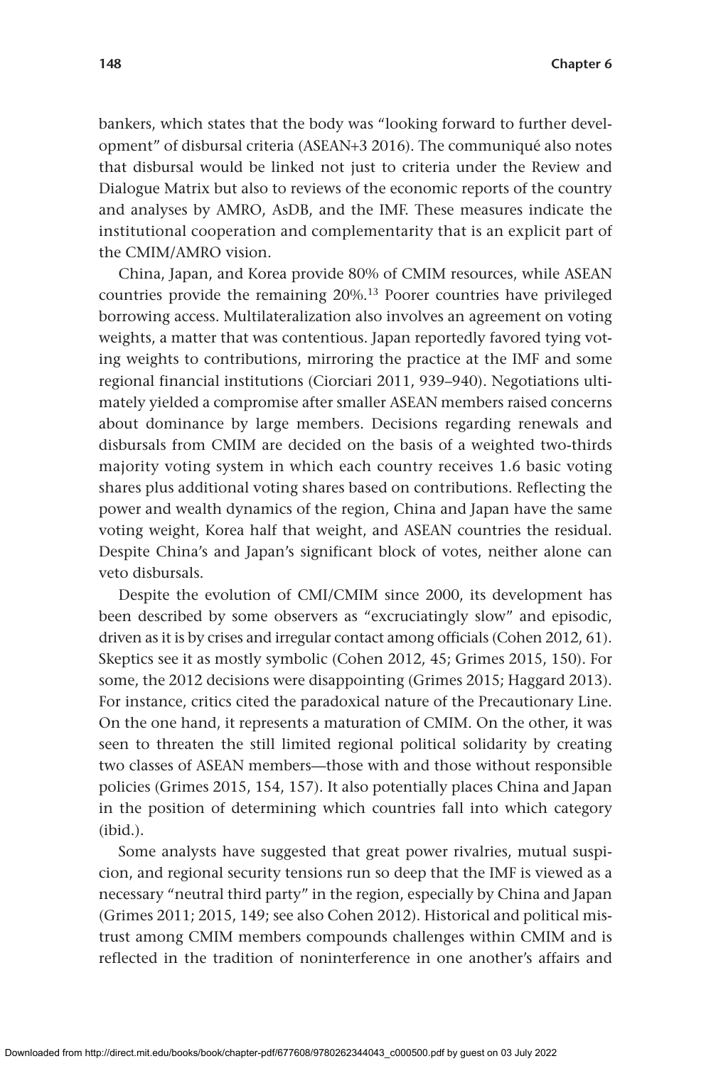bankers, which states that the body was "looking forward to further development" of disbursal criteria (ASEAN+3 2016). The communiqué also notes that disbursal would be linked not just to criteria under the Review and Dialogue Matrix but also to reviews of the economic reports of the country and analyses by AMRO, AsDB, and the IMF. These measures indicate the institutional cooperation and complementarity that is an explicit part of the CMIM/AMRO vision.

China, Japan, and Korea provide 80% of CMIM resources, while ASEAN countries provide the remaining 20%.[13] Poorer countries have privileged borrowing access. Multilateralization also involves an agreement on voting weights, a matter that was contentious. Japan reportedly favored tying voting weights to contributions, mirroring the practice at the IMF and some regional financial institutions (Ciorciari 2011, 939–940). Negotiations ultimately yielded a compromise after smaller ASEAN members raised concerns about dominance by large members. Decisions regarding renewals and disbursals from CMIM are decided on the basis of a weighted two-thirds majority voting system in which each country receives 1.6 basic voting shares plus additional voting shares based on contributions. Reflecting the power and wealth dynamics of the region, China and Japan have the same voting weight, Korea half that weight, and ASEAN countries the residual. Despite China's and Japan's significant block of votes, neither alone can veto disbursals.

Despite the evolution of CMI/CMIM since 2000, its development has been described by some observers as "excruciatingly slow" and episodic, driven as it is by crises and irregular contact among officials (Cohen 2012, 61). Skeptics see it as mostly symbolic (Cohen 2012, 45; Grimes 2015, 150). For some, the 2012 decisions were disappointing (Grimes 2015; Haggard 2013). For instance, critics cited the paradoxical nature of the Precautionary Line. On the one hand, it represents a maturation of CMIM. On the other, it was seen to threaten the still limited regional political solidarity by creating two classes of ASEAN members—those with and those without responsible policies (Grimes 2015, 154, 157). It also potentially places China and Japan in the position of determining which countries fall into which category (ibid.).

Some analysts have suggested that great power rivalries, mutual suspicion, and regional security tensions run so deep that the IMF is viewed as a necessary "neutral third party" in the region, especially by China and Japan (Grimes 2011; 2015, 149; see also Cohen 2012). Historical and political mistrust among CMIM members compounds challenges within CMIM and is reflected in the tradition of noninterference in one another's affairs and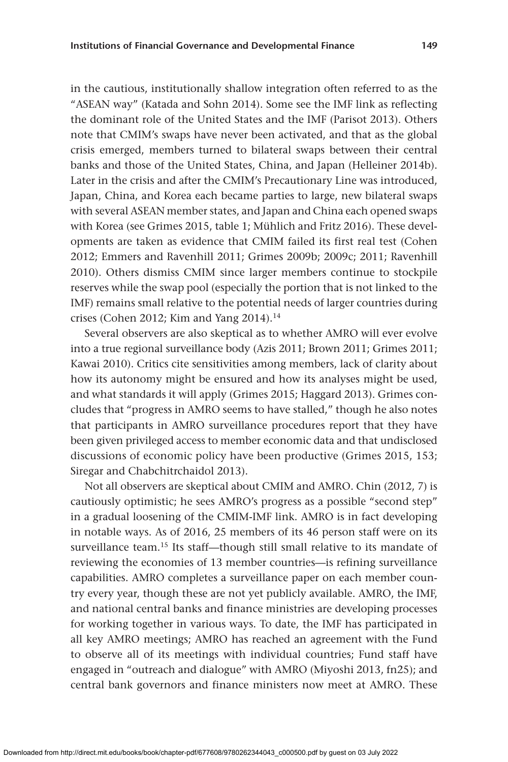in the cautious, institutionally shallow integration often referred to as the "ASEAN way" (Katada and Sohn 2014). Some see the IMF link as reflecting the dominant role of the United States and the IMF (Parisot 2013). Others note that CMIM's swaps have never been activated, and that as the global crisis emerged, members turned to bilateral swaps between their central banks and those of the United States, China, and Japan (Helleiner 2014b). Later in the crisis and after the CMIM's Precautionary Line was introduced, Japan, China, and Korea each became parties to large, new bilateral swaps with several ASEAN member states, and Japan and China each opened swaps with Korea (see Grimes 2015, table 1; Mühlich and Fritz 2016). These developments are taken as evidence that CMIM failed its first real test (Cohen 2012; Emmers and Ravenhill 2011; Grimes 2009b; 2009c; 2011; Ravenhill 2010). Others dismiss CMIM since larger members continue to stockpile reserves while the swap pool (especially the portion that is not linked to the IMF) remains small relative to the potential needs of larger countries during crises (Cohen 2012; Kim and Yang 2014).[14]

Several observers are also skeptical as to whether AMRO will ever evolve into a true regional surveillance body (Azis 2011; Brown 2011; Grimes 2011; Kawai 2010). Critics cite sensitivities among members, lack of clarity about how its autonomy might be ensured and how its analyses might be used, and what standards it will apply (Grimes 2015; Haggard 2013). Grimes concludes that "progress in AMRO seems to have stalled," though he also notes that participants in AMRO surveillance procedures report that they have been given privileged access to member economic data and that undisclosed discussions of economic policy have been productive (Grimes 2015, 153; Siregar and Chabchitrchaidol 2013).

Not all observers are skeptical about CMIM and AMRO. Chin (2012, 7) is cautiously optimistic; he sees AMRO's progress as a possible "second step" in a gradual loosening of the CMIM-IMF link. AMRO is in fact developing in notable ways. As of 2016, 25 members of its 46 person staff were on its surveillance team.[15] Its staff—though still small relative to its mandate of reviewing the economies of 13 member countries—is refining surveillance capabilities. AMRO completes a surveillance paper on each member country every year, though these are not yet publicly available. AMRO, the IMF, and national central banks and finance ministries are developing processes for working together in various ways. To date, the IMF has participated in all key AMRO meetings; AMRO has reached an agreement with the Fund to observe all of its meetings with individual countries; Fund staff have engaged in "outreach and dialogue" with AMRO (Miyoshi 2013, fn25); and central bank governors and finance ministers now meet at AMRO. These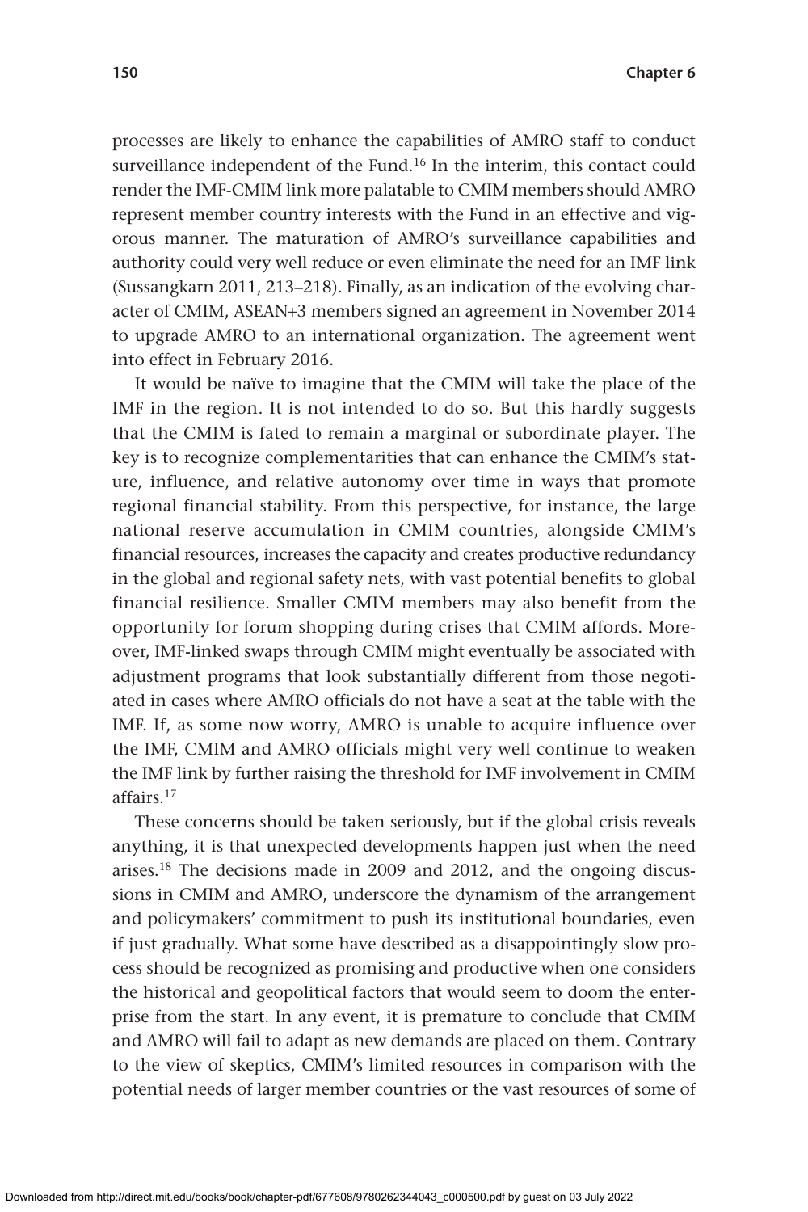processes are likely to enhance the capabilities of AMRO staff to conduct surveillance independent of the Fund.[16] In the interim, this contact could render the IMF-CMIM link more palatable to CMIM members should AMRO represent member country interests with the Fund in an effective and vigorous manner. The maturation of AMRO's surveillance capabilities and authority could very well reduce or even eliminate the need for an IMF link (Sussangkarn 2011, 213–218). Finally, as an indication of the evolving character of CMIM, ASEAN+3 members signed an agreement in November 2014 to upgrade AMRO to an international organization. The agreement went into effect in February 2016.

It would be naïve to imagine that the CMIM will take the place of the IMF in the region. It is not intended to do so. But this hardly suggests that the CMIM is fated to remain a marginal or subordinate player. The key is to recognize complementarities that can enhance the CMIM's stature, influence, and relative autonomy over time in ways that promote regional financial stability. From this perspective, for instance, the large national reserve accumulation in CMIM countries, alongside CMIM's financial resources, increases the capacity and creates productive redundancy in the global and regional safety nets, with vast potential benefits to global financial resilience. Smaller CMIM members may also benefit from the opportunity for forum shopping during crises that CMIM affords. Moreover, IMF-linked swaps through CMIM might eventually be associated with adjustment programs that look substantially different from those negotiated in cases where AMRO officials do not have a seat at the table with the IMF. If, as some now worry, AMRO is unable to acquire influence over the IMF, CMIM and AMRO officials might very well continue to weaken the IMF link by further raising the threshold for IMF involvement in CMIM affairs.[17]

These concerns should be taken seriously, but if the global crisis reveals anything, it is that unexpected developments happen just when the need arises.[18] The decisions made in 2009 and 2012, and the ongoing discussions in CMIM and AMRO, underscore the dynamism of the arrangement and policymakers' commitment to push its institutional boundaries, even if just gradually. What some have described as a disappointingly slow process should be recognized as promising and productive when one considers the historical and geopolitical factors that would seem to doom the enterprise from the start. In any event, it is premature to conclude that CMIM and AMRO will fail to adapt as new demands are placed on them. Contrary to the view of skeptics, CMIM's limited resources in comparison with the potential needs of larger member countries or the vast resources of some of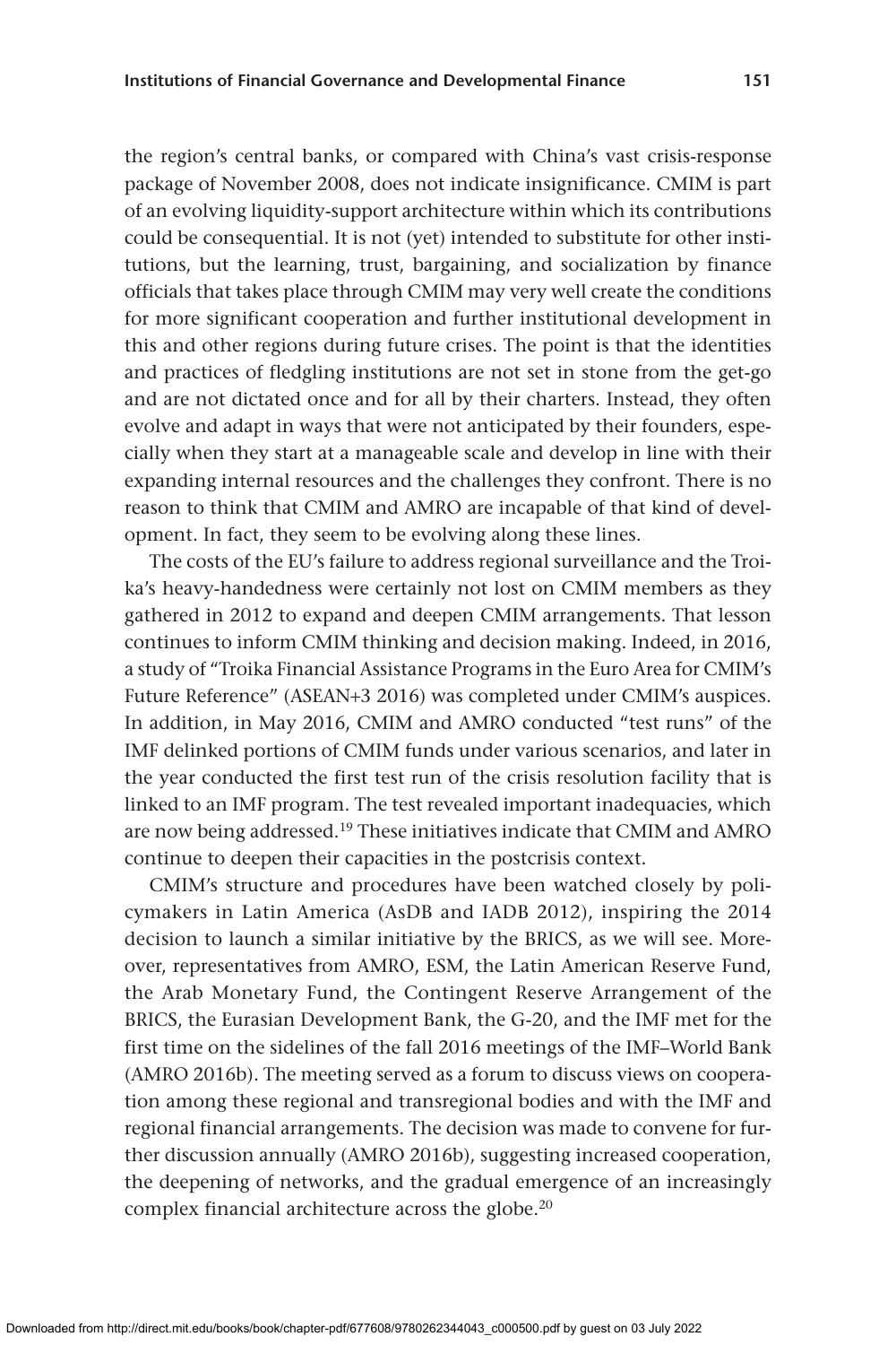the region's central banks, or compared with China's vast crisis-response package of November 2008, does not indicate insignificance. CMIM is part of an evolving liquidity-support architecture within which its contributions could be consequential. It is not (yet) intended to substitute for other institutions, but the learning, trust, bargaining, and socialization by finance officials that takes place through CMIM may very well create the conditions for more significant cooperation and further institutional development in this and other regions during future crises. The point is that the identities and practices of fledgling institutions are not set in stone from the get-go and are not dictated once and for all by their charters. Instead, they often evolve and adapt in ways that were not anticipated by their founders, especially when they start at a manageable scale and develop in line with their expanding internal resources and the challenges they confront. There is no reason to think that CMIM and AMRO are incapable of that kind of development. In fact, they seem to be evolving along these lines.

The costs of the EU's failure to address regional surveillance and the Troika's heavy-handedness were certainly not lost on CMIM members as they gathered in 2012 to expand and deepen CMIM arrangements. That lesson continues to inform CMIM thinking and decision making. Indeed, in 2016, a study of "Troika Financial Assistance Programs in the Euro Area for CMIM's Future Reference" (ASEAN+3 2016) was completed under CMIM's auspices. In addition, in May 2016, CMIM and AMRO conducted "test runs" of the IMF delinked portions of CMIM funds under various scenarios, and later in the year conducted the first test run of the crisis resolution facility that is linked to an IMF program. The test revealed important inadequacies, which are now being addressed.[19] These initiatives indicate that CMIM and AMRO continue to deepen their capacities in the postcrisis context.

CMIM's structure and procedures have been watched closely by policymakers in Latin America (AsDB and IADB 2012), inspiring the 2014 decision to launch a similar initiative by the BRICS, as we will see. Moreover, representatives from AMRO, ESM, the Latin American Reserve Fund, the Arab Monetary Fund, the Contingent Reserve Arrangement of the BRICS, the Eurasian Development Bank, the G-20, and the IMF met for the first time on the sidelines of the fall 2016 meetings of the IMF–World Bank (AMRO 2016b). The meeting served as a forum to discuss views on cooperation among these regional and transregional bodies and with the IMF and regional financial arrangements. The decision was made to convene for further discussion annually (AMRO 2016b), suggesting increased cooperation, the deepening of networks, and the gradual emergence of an increasingly complex financial architecture across the globe.[20]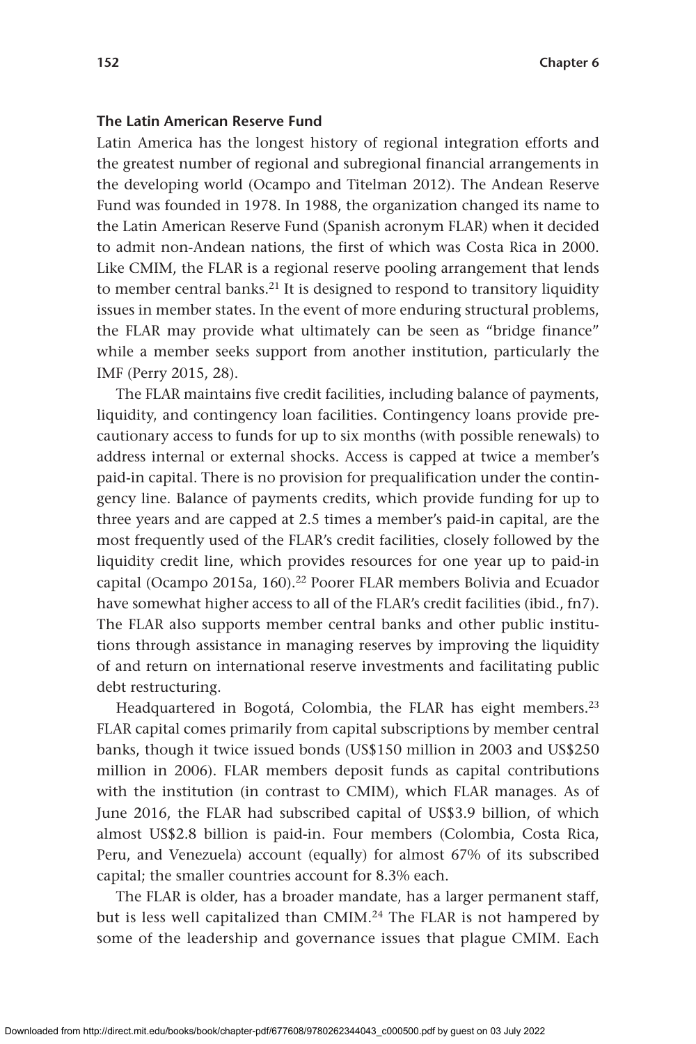### The Latin American Reserve Fund

Latin America has the longest history of regional integration efforts and the greatest number of regional and subregional financial arrangements in the developing world (Ocampo and Titelman 2012). The Andean Reserve Fund was founded in 1978. In 1988, the organization changed its name to the Latin American Reserve Fund (Spanish acronym FLAR) when it decided to admit non-Andean nations, the first of which was Costa Rica in 2000. Like CMIM, the FLAR is a regional reserve pooling arrangement that lends to member central banks.[21] It is designed to respond to transitory liquidity issues in member states. In the event of more enduring structural problems, the FLAR may provide what ultimately can be seen as "bridge finance" while a member seeks support from another institution, particularly the IMF (Perry 2015, 28).

The FLAR maintains five credit facilities, including balance of payments, liquidity, and contingency loan facilities. Contingency loans provide precautionary access to funds for up to six months (with possible renewals) to address internal or external shocks. Access is capped at twice a member's paid-in capital. There is no provision for prequalification under the contingency line. Balance of payments credits, which provide funding for up to three years and are capped at 2.5 times a member's paid-in capital, are the most frequently used of the FLAR's credit facilities, closely followed by the liquidity credit line, which provides resources for one year up to paid-in capital (Ocampo 2015a, 160).[22] Poorer FLAR members Bolivia and Ecuador have somewhat higher access to all of the FLAR's credit facilities (ibid., fn7). The FLAR also supports member central banks and other public institutions through assistance in managing reserves by improving the liquidity of and return on international reserve investments and facilitating public debt restructuring.

Headquartered in Bogotá, Colombia, the FLAR has eight members.[23] FLAR capital comes primarily from capital subscriptions by member central banks, though it twice issued bonds (US$150 million in 2003 and US$250 million in 2006). FLAR members deposit funds as capital contributions with the institution (in contrast to CMIM), which FLAR manages. As of June 2016, the FLAR had subscribed capital of US$3.9 billion, of which almost US$2.8 billion is paid-in. Four members (Colombia, Costa Rica, Peru, and Venezuela) account (equally) for almost 67% of its subscribed capital; the smaller countries account for 8.3% each.

The FLAR is older, has a broader mandate, has a larger permanent staff, but is less well capitalized than CMIM.[24] The FLAR is not hampered by some of the leadership and governance issues that plague CMIM. Each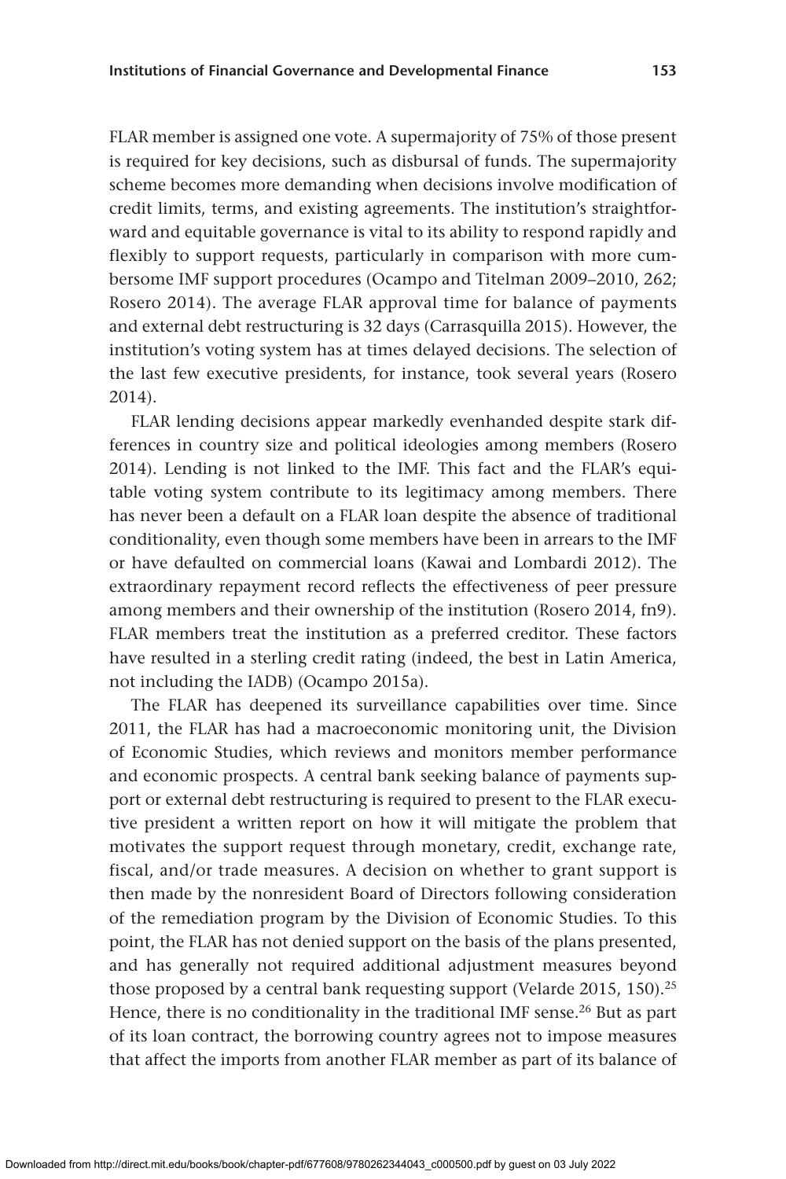FLAR member is assigned one vote. A supermajority of 75% of those present is required for key decisions, such as disbursal of funds. The supermajority scheme becomes more demanding when decisions involve modification of credit limits, terms, and existing agreements. The institution's straightforward and equitable governance is vital to its ability to respond rapidly and flexibly to support requests, particularly in comparison with more cumbersome IMF support procedures (Ocampo and Titelman 2009–2010, 262; Rosero 2014). The average FLAR approval time for balance of payments and external debt restructuring is 32 days (Carrasquilla 2015). However, the institution's voting system has at times delayed decisions. The selection of the last few executive presidents, for instance, took several years (Rosero 2014).

FLAR lending decisions appear markedly evenhanded despite stark differences in country size and political ideologies among members (Rosero 2014). Lending is not linked to the IMF. This fact and the FLAR's equitable voting system contribute to its legitimacy among members. There has never been a default on a FLAR loan despite the absence of traditional conditionality, even though some members have been in arrears to the IMF or have defaulted on commercial loans (Kawai and Lombardi 2012). The extraordinary repayment record reflects the effectiveness of peer pressure among members and their ownership of the institution (Rosero 2014, fn9). FLAR members treat the institution as a preferred creditor. These factors have resulted in a sterling credit rating (indeed, the best in Latin America, not including the IADB) (Ocampo 2015a).

The FLAR has deepened its surveillance capabilities over time. Since 2011, the FLAR has had a macroeconomic monitoring unit, the Division of Economic Studies, which reviews and monitors member performance and economic prospects. A central bank seeking balance of payments support or external debt restructuring is required to present to the FLAR executive president a written report on how it will mitigate the problem that motivates the support request through monetary, credit, exchange rate, fiscal, and/or trade measures. A decision on whether to grant support is then made by the nonresident Board of Directors following consideration of the remediation program by the Division of Economic Studies. To this point, the FLAR has not denied support on the basis of the plans presented, and has generally not required additional adjustment measures beyond those proposed by a central bank requesting support (Velarde 2015, 150).[25] Hence, there is no conditionality in the traditional IMF sense.[26] But as part of its loan contract, the borrowing country agrees not to impose measures that affect the imports from another FLAR member as part of its balance of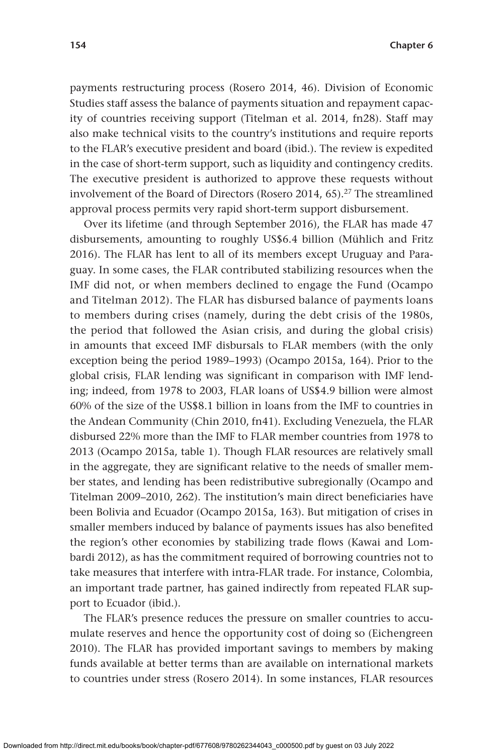payments restructuring process (Rosero 2014, 46). Division of Economic Studies staff assess the balance of payments situation and repayment capacity of countries receiving support (Titelman et al. 2014, fn28). Staff may also make technical visits to the country's institutions and require reports to the FLAR's executive president and board (ibid.). The review is expedited in the case of short-term support, such as liquidity and contingency credits. The executive president is authorized to approve these requests without involvement of the Board of Directors (Rosero 2014, 65).[27] The streamlined approval process permits very rapid short-term support disbursement.

Over its lifetime (and through September 2016), the FLAR has made 47 disbursements, amounting to roughly US$6.4 billion (Mühlich and Fritz 2016). The FLAR has lent to all of its members except Uruguay and Paraguay. In some cases, the FLAR contributed stabilizing resources when the IMF did not, or when members declined to engage the Fund (Ocampo and Titelman 2012). The FLAR has disbursed balance of payments loans to members during crises (namely, during the debt crisis of the 1980s, the period that followed the Asian crisis, and during the global crisis) in amounts that exceed IMF disbursals to FLAR members (with the only exception being the period 1989–1993) (Ocampo 2015a, 164). Prior to the global crisis, FLAR lending was significant in comparison with IMF lending; indeed, from 1978 to 2003, FLAR loans of US$4.9 billion were almost 60% of the size of the US$8.1 billion in loans from the IMF to countries in the Andean Community (Chin 2010, fn41). Excluding Venezuela, the FLAR disbursed 22% more than the IMF to FLAR member countries from 1978 to 2013 (Ocampo 2015a, table 1). Though FLAR resources are relatively small in the aggregate, they are significant relative to the needs of smaller member states, and lending has been redistributive subregionally (Ocampo and Titelman 2009–2010, 262). The institution's main direct beneficiaries have been Bolivia and Ecuador (Ocampo 2015a, 163). But mitigation of crises in smaller members induced by balance of payments issues has also benefited the region's other economies by stabilizing trade flows (Kawai and Lombardi 2012), as has the commitment required of borrowing countries not to take measures that interfere with intra-FLAR trade. For instance, Colombia, an important trade partner, has gained indirectly from repeated FLAR support to Ecuador (ibid.).

The FLAR's presence reduces the pressure on smaller countries to accumulate reserves and hence the opportunity cost of doing so (Eichengreen 2010). The FLAR has provided important savings to members by making funds available at better terms than are available on international markets to countries under stress (Rosero 2014). In some instances, FLAR resources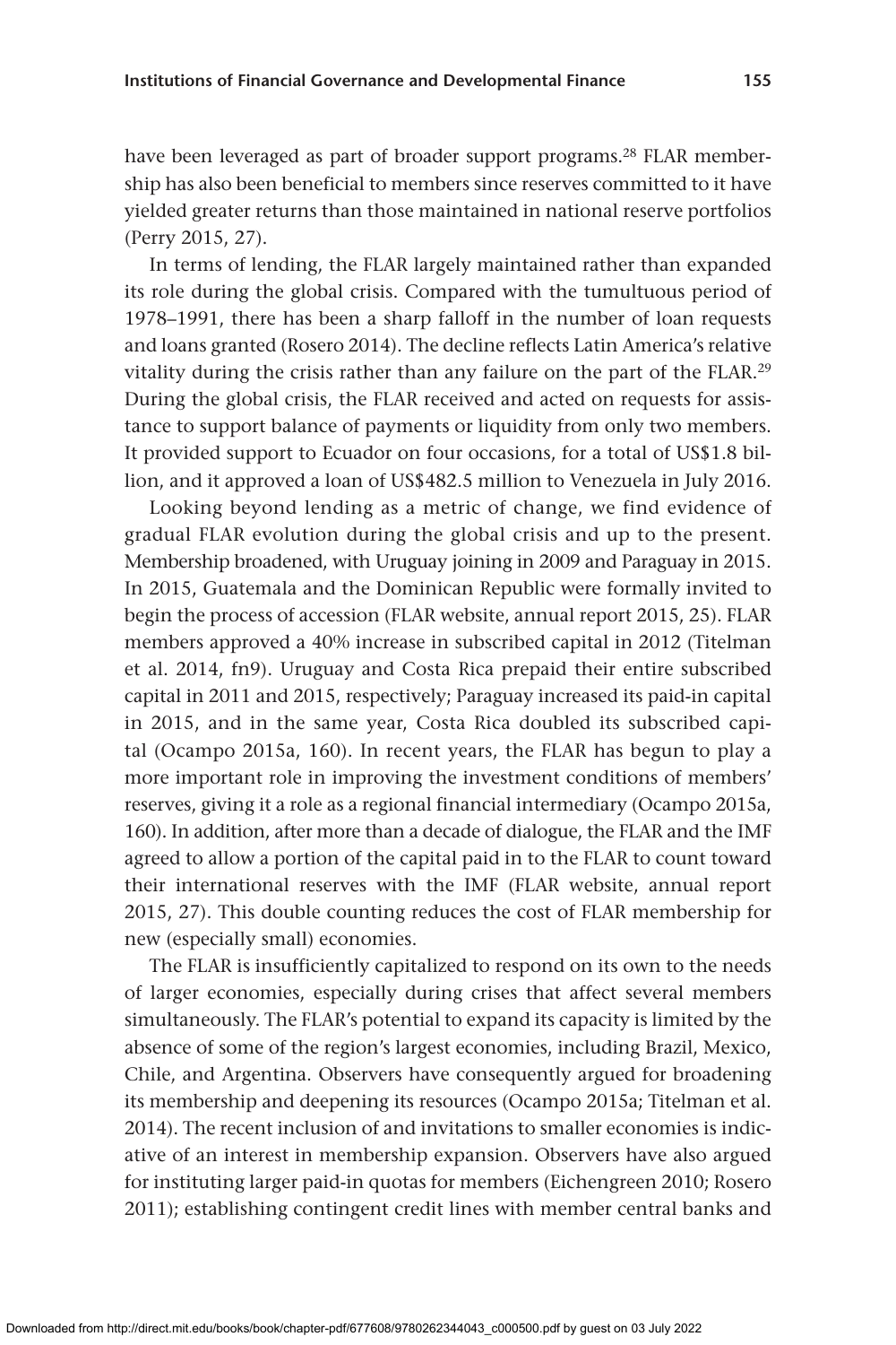have been leveraged as part of broader support programs.[28] FLAR membership has also been beneficial to members since reserves committed to it have yielded greater returns than those maintained in national reserve portfolios (Perry 2015, 27).

In terms of lending, the FLAR largely maintained rather than expanded its role during the global crisis. Compared with the tumultuous period of 1978–1991, there has been a sharp falloff in the number of loan requests and loans granted (Rosero 2014). The decline reflects Latin America's relative vitality during the crisis rather than any failure on the part of the FLAR.[29] During the global crisis, the FLAR received and acted on requests for assistance to support balance of payments or liquidity from only two members. It provided support to Ecuador on four occasions, for a total of US$1.8 billion, and it approved a loan of US$482.5 million to Venezuela in July 2016.

Looking beyond lending as a metric of change, we find evidence of gradual FLAR evolution during the global crisis and up to the present. Membership broadened, with Uruguay joining in 2009 and Paraguay in 2015. In 2015, Guatemala and the Dominican Republic were formally invited to begin the process of accession (FLAR website, annual report 2015, 25). FLAR members approved a 40% increase in subscribed capital in 2012 (Titelman et al. 2014, fn9). Uruguay and Costa Rica prepaid their entire subscribed capital in 2011 and 2015, respectively; Paraguay increased its paid-in capital in 2015, and in the same year, Costa Rica doubled its subscribed capital (Ocampo 2015a, 160). In recent years, the FLAR has begun to play a more important role in improving the investment conditions of members' reserves, giving it a role as a regional financial intermediary (Ocampo 2015a, 160). In addition, after more than a decade of dialogue, the FLAR and the IMF agreed to allow a portion of the capital paid in to the FLAR to count toward their international reserves with the IMF (FLAR website, annual report 2015, 27). This double counting reduces the cost of FLAR membership for new (especially small) economies.

The FLAR is insufficiently capitalized to respond on its own to the needs of larger economies, especially during crises that affect several members simultaneously. The FLAR's potential to expand its capacity is limited by the absence of some of the region's largest economies, including Brazil, Mexico, Chile, and Argentina. Observers have consequently argued for broadening its membership and deepening its resources (Ocampo 2015a; Titelman et al. 2014). The recent inclusion of and invitations to smaller economies is indicative of an interest in membership expansion. Observers have also argued for instituting larger paid-in quotas for members (Eichengreen 2010; Rosero 2011); establishing contingent credit lines with member central banks and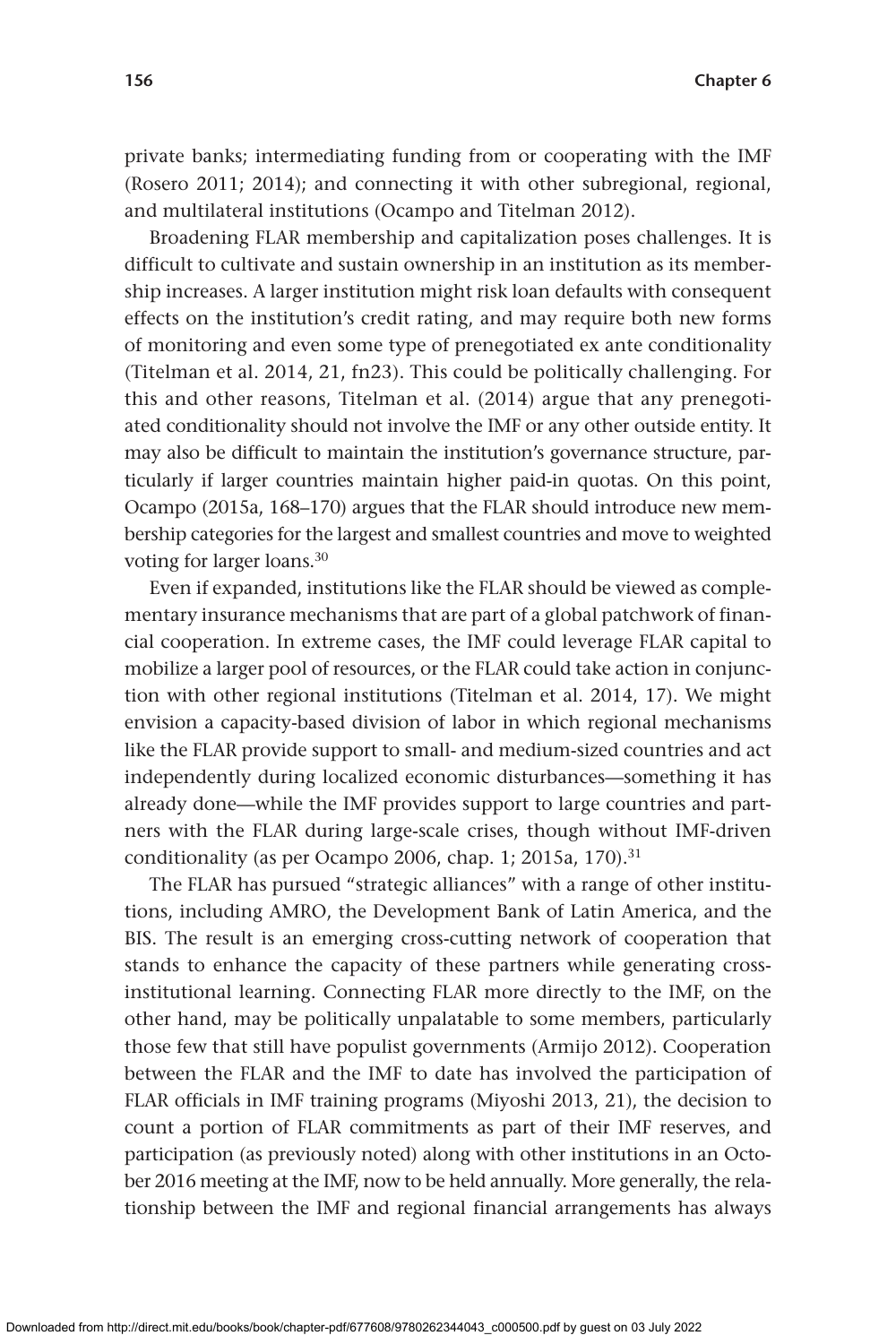private banks; intermediating funding from or cooperating with the IMF (Rosero 2011; 2014); and connecting it with other subregional, regional, and multilateral institutions (Ocampo and Titelman 2012).

Broadening FLAR membership and capitalization poses challenges. It is difficult to cultivate and sustain ownership in an institution as its membership increases. A larger institution might risk loan defaults with consequent effects on the institution's credit rating, and may require both new forms of monitoring and even some type of prenegotiated ex ante conditionality (Titelman et al. 2014, 21, fn23). This could be politically challenging. For this and other reasons, Titelman et al. (2014) argue that any prenegotiated conditionality should not involve the IMF or any other outside entity. It may also be difficult to maintain the institution's governance structure, particularly if larger countries maintain higher paid-in quotas. On this point, Ocampo (2015a, 168–170) argues that the FLAR should introduce new membership categories for the largest and smallest countries and move to weighted voting for larger loans.[30]

Even if expanded, institutions like the FLAR should be viewed as complementary insurance mechanisms that are part of a global patchwork of financial cooperation. In extreme cases, the IMF could leverage FLAR capital to mobilize a larger pool of resources, or the FLAR could take action in conjunction with other regional institutions (Titelman et al. 2014, 17). We might envision a capacity-based division of labor in which regional mechanisms like the FLAR provide support to small- and medium-sized countries and act independently during localized economic disturbances—something it has already done—while the IMF provides support to large countries and partners with the FLAR during large-scale crises, though without IMF-driven conditionality (as per Ocampo 2006, chap. 1; 2015a, 170).[31]

The FLAR has pursued "strategic alliances" with a range of other institutions, including AMRO, the Development Bank of Latin America, and the BIS. The result is an emerging cross-cutting network of cooperation that stands to enhance the capacity of these partners while generating cross-institutional learning. Connecting FLAR more directly to the IMF, on the other hand, may be politically unpalatable to some members, particularly those few that still have populist governments (Armijo 2012). Cooperation between the FLAR and the IMF to date has involved the participation of FLAR officials in IMF training programs (Miyoshi 2013, 21), the decision to count a portion of FLAR commitments as part of their IMF reserves, and participation (as previously noted) along with other institutions in an October 2016 meeting at the IMF, now to be held annually. More generally, the relationship between the IMF and regional financial arrangements has always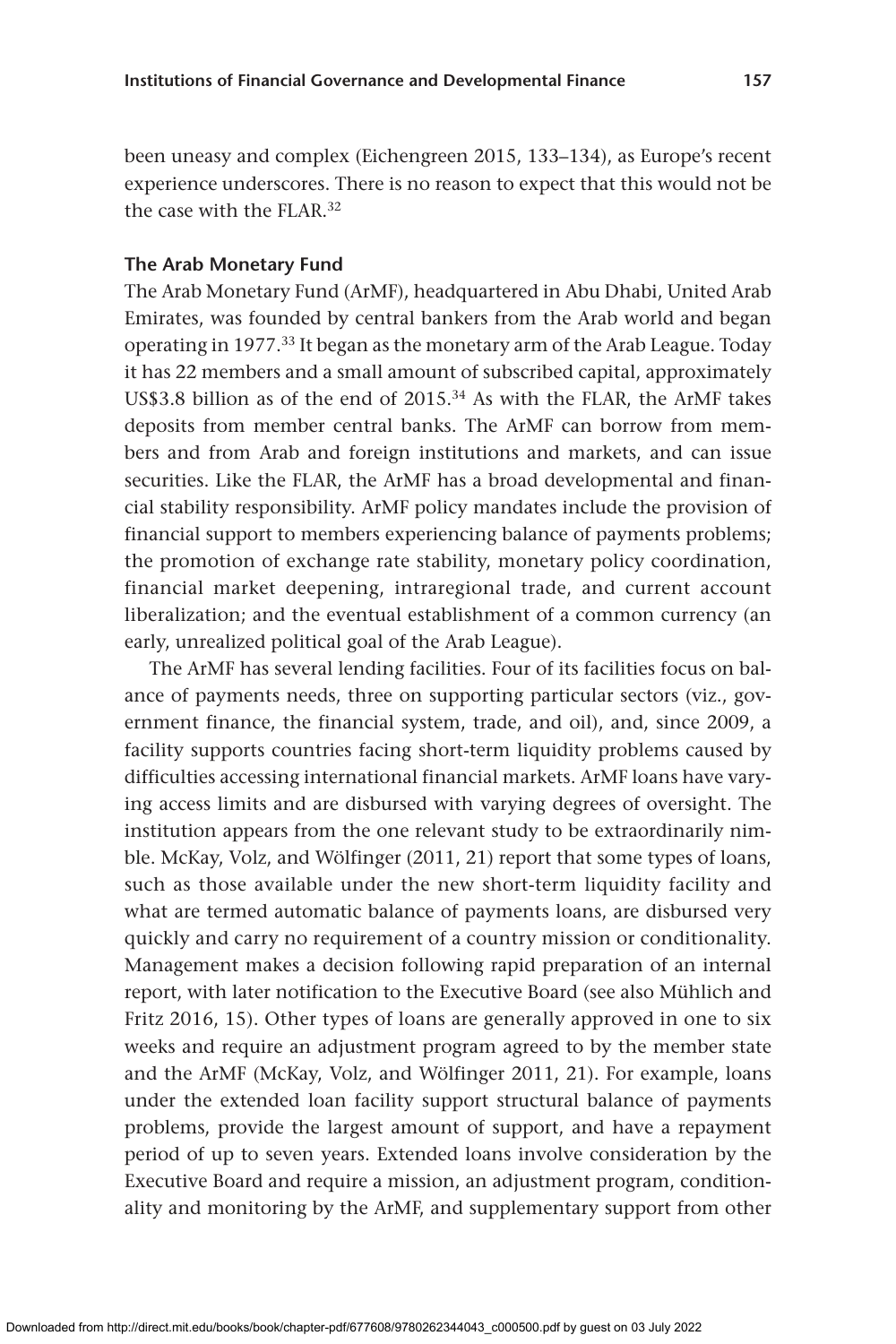been uneasy and complex (Eichengreen 2015, 133–134), as Europe's recent experience underscores. There is no reason to expect that this would not be the case with the FLAR.[32]

### The Arab Monetary Fund

The Arab Monetary Fund (ArMF), headquartered in Abu Dhabi, United Arab Emirates, was founded by central bankers from the Arab world and began operating in 1977.[33] It began as the monetary arm of the Arab League. Today it has 22 members and a small amount of subscribed capital, approximately US$3.8 billion as of the end of 2015.[34] As with the FLAR, the ArMF takes deposits from member central banks. The ArMF can borrow from members and from Arab and foreign institutions and markets, and can issue securities. Like the FLAR, the ArMF has a broad developmental and financial stability responsibility. ArMF policy mandates include the provision of financial support to members experiencing balance of payments problems; the promotion of exchange rate stability, monetary policy coordination, financial market deepening, intraregional trade, and current account liberalization; and the eventual establishment of a common currency (an early, unrealized political goal of the Arab League).

The ArMF has several lending facilities. Four of its facilities focus on balance of payments needs, three on supporting particular sectors (viz., government finance, the financial system, trade, and oil), and, since 2009, a facility supports countries facing short-term liquidity problems caused by difficulties accessing international financial markets. ArMF loans have varying access limits and are disbursed with varying degrees of oversight. The institution appears from the one relevant study to be extraordinarily nimble. McKay, Volz, and Wölfinger (2011, 21) report that some types of loans, such as those available under the new short-term liquidity facility and what are termed automatic balance of payments loans, are disbursed very quickly and carry no requirement of a country mission or conditionality. Management makes a decision following rapid preparation of an internal report, with later notification to the Executive Board (see also Mühlich and Fritz 2016, 15). Other types of loans are generally approved in one to six weeks and require an adjustment program agreed to by the member state and the ArMF (McKay, Volz, and Wölfinger 2011, 21). For example, loans under the extended loan facility support structural balance of payments problems, provide the largest amount of support, and have a repayment period of up to seven years. Extended loans involve consideration by the Executive Board and require a mission, an adjustment program, conditionality and monitoring by the ArMF, and supplementary support from other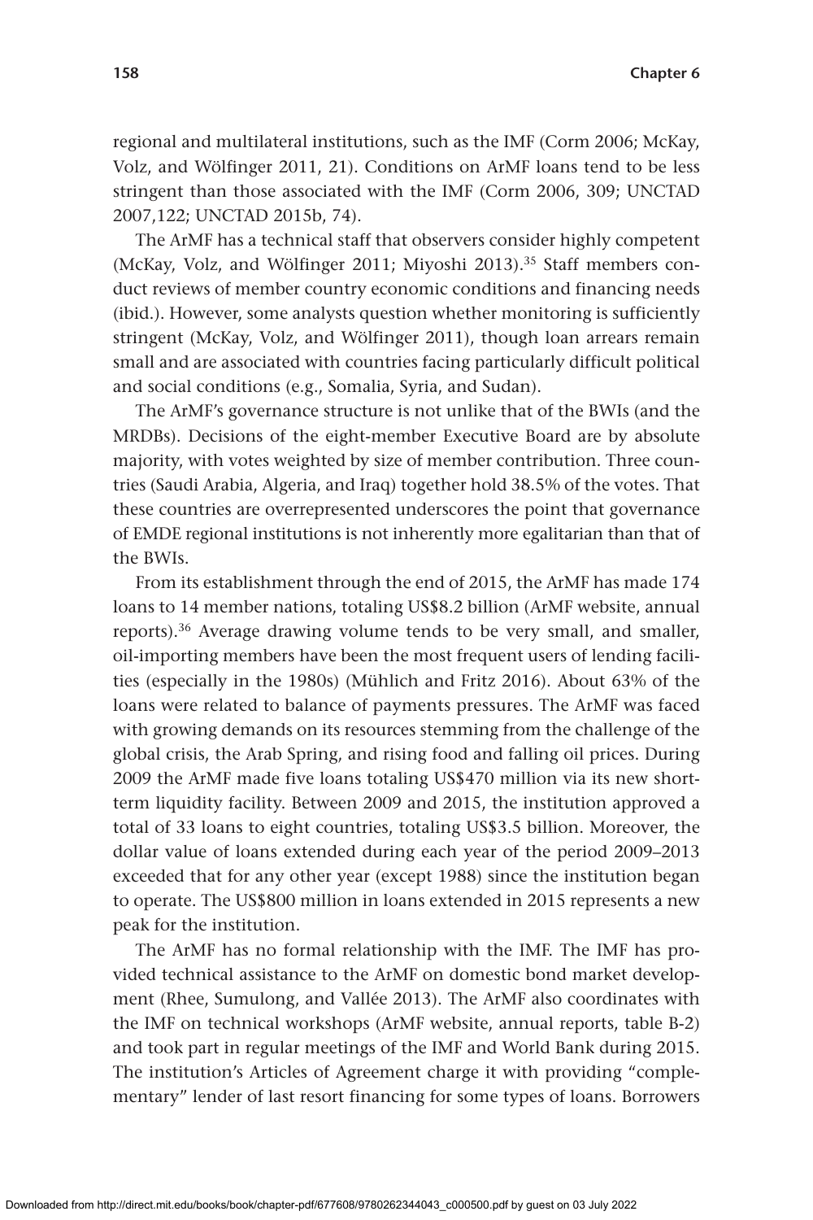regional and multilateral institutions, such as the IMF (Corm 2006; McKay, Volz, and Wölfinger 2011, 21). Conditions on ArMF loans tend to be less stringent than those associated with the IMF (Corm 2006, 309; UNCTAD 2007,122; UNCTAD 2015b, 74).

The ArMF has a technical staff that observers consider highly competent (McKay, Volz, and Wölfinger 2011; Miyoshi 2013).[35] Staff members conduct reviews of member country economic conditions and financing needs (ibid.). However, some analysts question whether monitoring is sufficiently stringent (McKay, Volz, and Wölfinger 2011), though loan arrears remain small and are associated with countries facing particularly difficult political and social conditions (e.g., Somalia, Syria, and Sudan).

The ArMF's governance structure is not unlike that of the BWIs (and the MRDBs). Decisions of the eight-member Executive Board are by absolute majority, with votes weighted by size of member contribution. Three countries (Saudi Arabia, Algeria, and Iraq) together hold 38.5% of the votes. That these countries are overrepresented underscores the point that governance of EMDE regional institutions is not inherently more egalitarian than that of the BWIs.

From its establishment through the end of 2015, the ArMF has made 174 loans to 14 member nations, totaling US$8.2 billion (ArMF website, annual reports).[36] Average drawing volume tends to be very small, and smaller, oil-importing members have been the most frequent users of lending facilities (especially in the 1980s) (Mühlich and Fritz 2016). About 63% of the loans were related to balance of payments pressures. The ArMF was faced with growing demands on its resources stemming from the challenge of the global crisis, the Arab Spring, and rising food and falling oil prices. During 2009 the ArMF made five loans totaling US$470 million via its new short-term liquidity facility. Between 2009 and 2015, the institution approved a total of 33 loans to eight countries, totaling US$3.5 billion. Moreover, the dollar value of loans extended during each year of the period 2009–2013 exceeded that for any other year (except 1988) since the institution began to operate. The US$800 million in loans extended in 2015 represents a new peak for the institution.

The ArMF has no formal relationship with the IMF. The IMF has provided technical assistance to the ArMF on domestic bond market development (Rhee, Sumulong, and Vallée 2013). The ArMF also coordinates with the IMF on technical workshops (ArMF website, annual reports, table B-2) and took part in regular meetings of the IMF and World Bank during 2015. The institution's Articles of Agreement charge it with providing "complementary" lender of last resort financing for some types of loans. Borrowers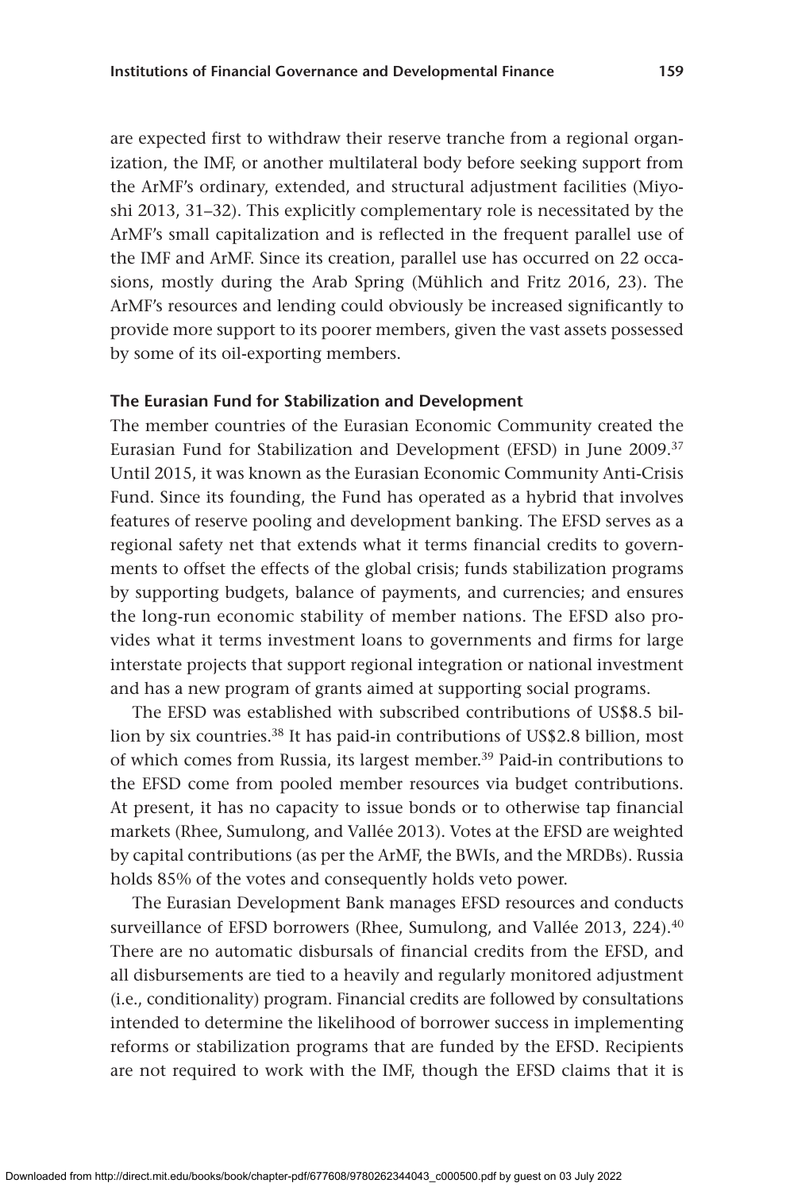are expected first to withdraw their reserve tranche from a regional organization, the IMF, or another multilateral body before seeking support from the ArMF's ordinary, extended, and structural adjustment facilities (Miyoshi 2013, 31–32). This explicitly complementary role is necessitated by the ArMF's small capitalization and is reflected in the frequent parallel use of the IMF and ArMF. Since its creation, parallel use has occurred on 22 occasions, mostly during the Arab Spring (Mühlich and Fritz 2016, 23). The ArMF's resources and lending could obviously be increased significantly to provide more support to its poorer members, given the vast assets possessed by some of its oil-exporting members.

### The Eurasian Fund for Stabilization and Development

The member countries of the Eurasian Economic Community created the Eurasian Fund for Stabilization and Development (EFSD) in June 2009.[37] Until 2015, it was known as the Eurasian Economic Community Anti-Crisis Fund. Since its founding, the Fund has operated as a hybrid that involves features of reserve pooling and development banking. The EFSD serves as a regional safety net that extends what it terms financial credits to governments to offset the effects of the global crisis; funds stabilization programs by supporting budgets, balance of payments, and currencies; and ensures the long-run economic stability of member nations. The EFSD also provides what it terms investment loans to governments and firms for large interstate projects that support regional integration or national investment and has a new program of grants aimed at supporting social programs.

The EFSD was established with subscribed contributions of US$8.5 billion by six countries.[38] It has paid-in contributions of US$2.8 billion, most of which comes from Russia, its largest member.[39] Paid-in contributions to the EFSD come from pooled member resources via budget contributions. At present, it has no capacity to issue bonds or to otherwise tap financial markets (Rhee, Sumulong, and Vallée 2013). Votes at the EFSD are weighted by capital contributions (as per the ArMF, the BWIs, and the MRDBs). Russia holds 85% of the votes and consequently holds veto power.

The Eurasian Development Bank manages EFSD resources and conducts surveillance of EFSD borrowers (Rhee, Sumulong, and Vallée 2013, 224).[40] There are no automatic disbursals of financial credits from the EFSD, and all disbursements are tied to a heavily and regularly monitored adjustment (i.e., conditionality) program. Financial credits are followed by consultations intended to determine the likelihood of borrower success in implementing reforms or stabilization programs that are funded by the EFSD. Recipients are not required to work with the IMF, though the EFSD claims that it is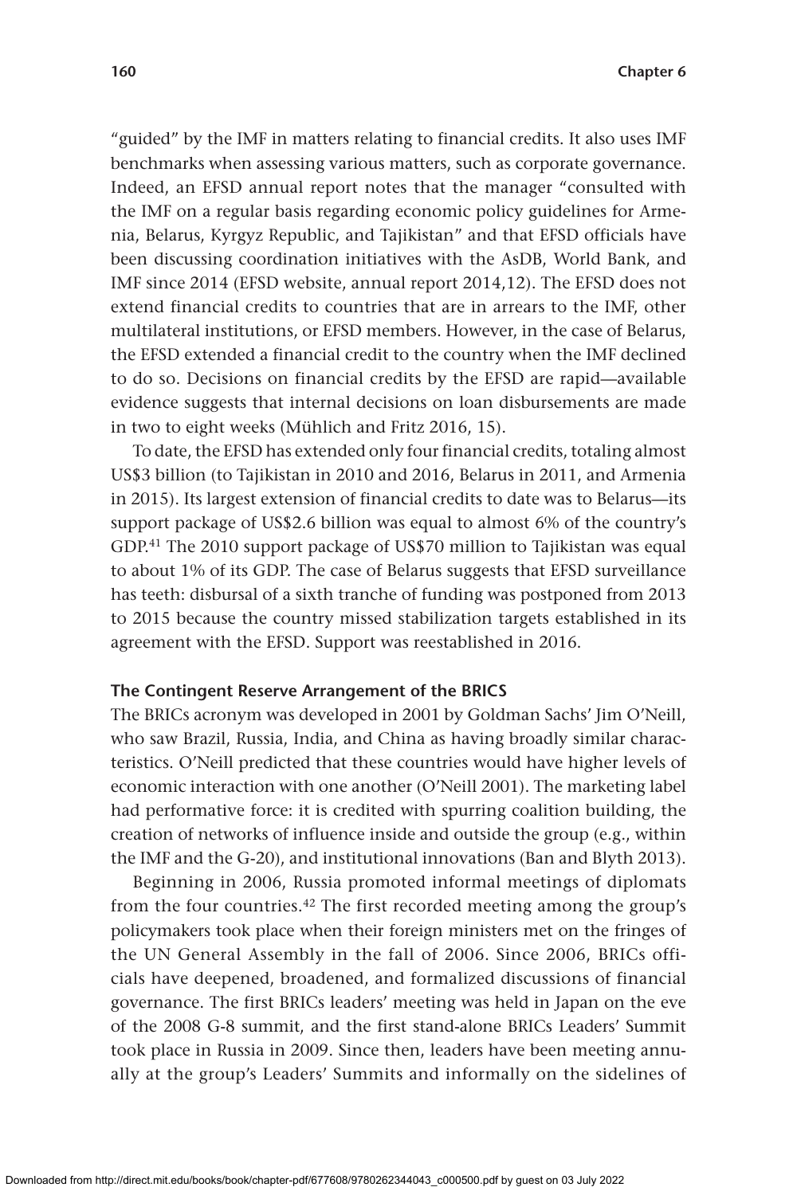"guided" by the IMF in matters relating to financial credits. It also uses IMF benchmarks when assessing various matters, such as corporate governance. Indeed, an EFSD annual report notes that the manager "consulted with the IMF on a regular basis regarding economic policy guidelines for Armenia, Belarus, Kyrgyz Republic, and Tajikistan" and that EFSD officials have been discussing coordination initiatives with the AsDB, World Bank, and IMF since 2014 (EFSD website, annual report 2014,12). The EFSD does not extend financial credits to countries that are in arrears to the IMF, other multilateral institutions, or EFSD members. However, in the case of Belarus, the EFSD extended a financial credit to the country when the IMF declined to do so. Decisions on financial credits by the EFSD are rapid—available evidence suggests that internal decisions on loan disbursements are made in two to eight weeks (Mühlich and Fritz 2016, 15).

To date, the EFSD has extended only four financial credits, totaling almost US$3 billion (to Tajikistan in 2010 and 2016, Belarus in 2011, and Armenia in 2015). Its largest extension of financial credits to date was to Belarus—its support package of US$2.6 billion was equal to almost 6% of the country's GDP.[41] The 2010 support package of US$70 million to Tajikistan was equal to about 1% of its GDP. The case of Belarus suggests that EFSD surveillance has teeth: disbursal of a sixth tranche of funding was postponed from 2013 to 2015 because the country missed stabilization targets established in its agreement with the EFSD. Support was reestablished in 2016.

### The Contingent Reserve Arrangement of the BRICS

The BRICs acronym was developed in 2001 by Goldman Sachs' Jim O'Neill, who saw Brazil, Russia, India, and China as having broadly similar characteristics. O'Neill predicted that these countries would have higher levels of economic interaction with one another (O'Neill 2001). The marketing label had performative force: it is credited with spurring coalition building, the creation of networks of influence inside and outside the group (e.g., within the IMF and the G-20), and institutional innovations (Ban and Blyth 2013).

Beginning in 2006, Russia promoted informal meetings of diplomats from the four countries.[42] The first recorded meeting among the group's policymakers took place when their foreign ministers met on the fringes of the UN General Assembly in the fall of 2006. Since 2006, BRICs officials have deepened, broadened, and formalized discussions of financial governance. The first BRICs leaders' meeting was held in Japan on the eve of the 2008 G-8 summit, and the first stand-alone BRICs Leaders' Summit took place in Russia in 2009. Since then, leaders have been meeting annually at the group's Leaders' Summits and informally on the sidelines of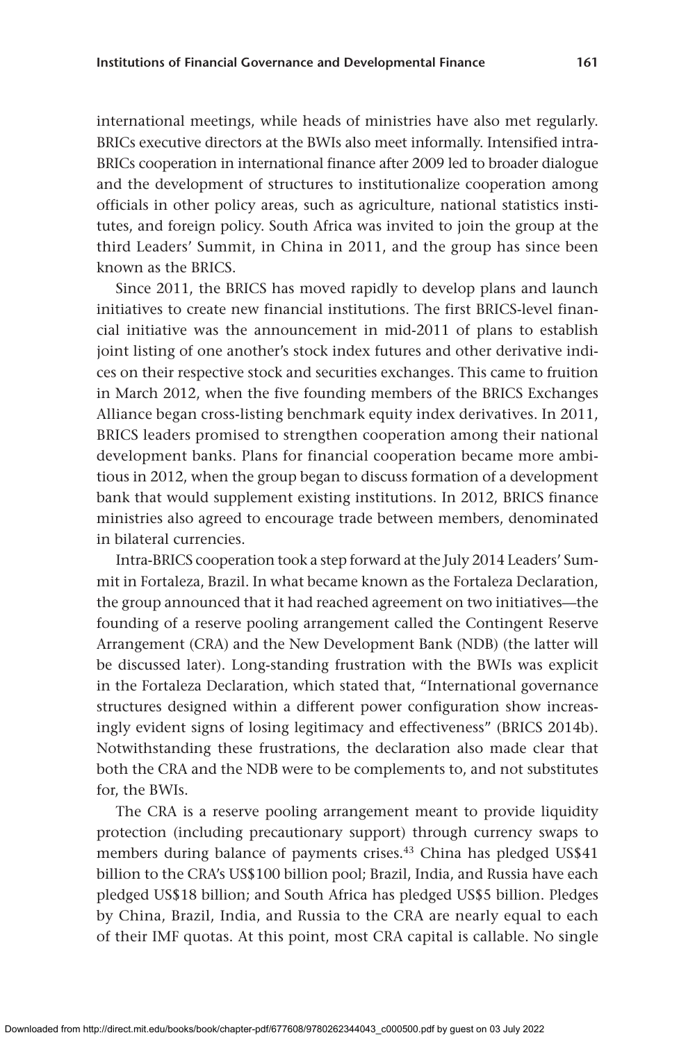international meetings, while heads of ministries have also met regularly. BRICs executive directors at the BWIs also meet informally. Intensified intra-BRICs cooperation in international finance after 2009 led to broader dialogue and the development of structures to institutionalize cooperation among officials in other policy areas, such as agriculture, national statistics institutes, and foreign policy. South Africa was invited to join the group at the third Leaders' Summit, in China in 2011, and the group has since been known as the BRICS.

Since 2011, the BRICS has moved rapidly to develop plans and launch initiatives to create new financial institutions. The first BRICS-level financial initiative was the announcement in mid-2011 of plans to establish joint listing of one another's stock index futures and other derivative indices on their respective stock and securities exchanges. This came to fruition in March 2012, when the five founding members of the BRICS Exchanges Alliance began cross-listing benchmark equity index derivatives. In 2011, BRICS leaders promised to strengthen cooperation among their national development banks. Plans for financial cooperation became more ambitious in 2012, when the group began to discuss formation of a development bank that would supplement existing institutions. In 2012, BRICS finance ministries also agreed to encourage trade between members, denominated in bilateral currencies.

Intra-BRICS cooperation took a step forward at the July 2014 Leaders' Summit in Fortaleza, Brazil. In what became known as the Fortaleza Declaration, the group announced that it had reached agreement on two initiatives—the founding of a reserve pooling arrangement called the Contingent Reserve Arrangement (CRA) and the New Development Bank (NDB) (the latter will be discussed later). Long-standing frustration with the BWIs was explicit in the Fortaleza Declaration, which stated that, "International governance structures designed within a different power configuration show increasingly evident signs of losing legitimacy and effectiveness" (BRICS 2014b). Notwithstanding these frustrations, the declaration also made clear that both the CRA and the NDB were to be complements to, and not substitutes for, the BWIs.

The CRA is a reserve pooling arrangement meant to provide liquidity protection (including precautionary support) through currency swaps to members during balance of payments crises.[43] China has pledged US$41 billion to the CRA's US$100 billion pool; Brazil, India, and Russia have each pledged US$18 billion; and South Africa has pledged US$5 billion. Pledges by China, Brazil, India, and Russia to the CRA are nearly equal to each of their IMF quotas. At this point, most CRA capital is callable. No single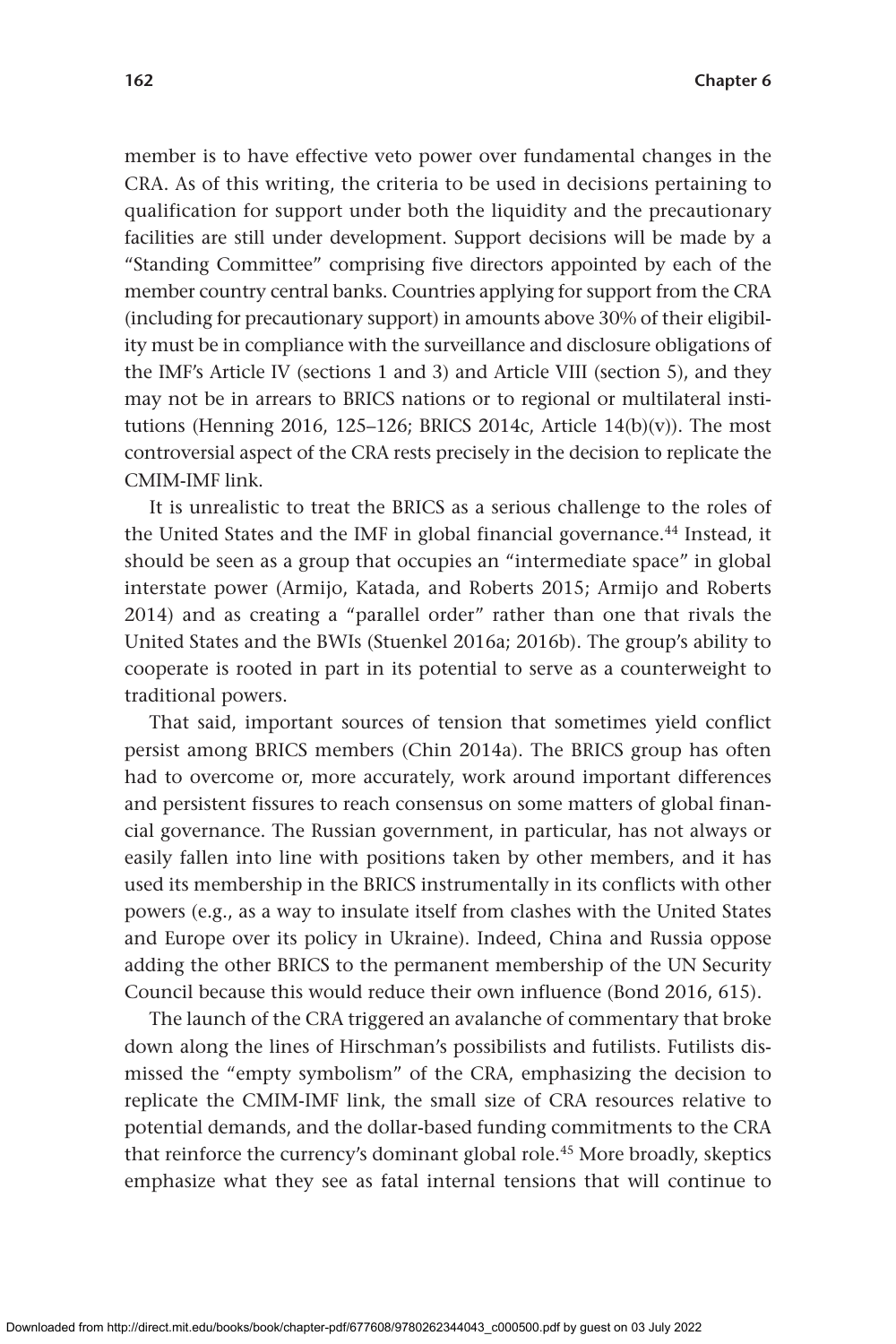member is to have effective veto power over fundamental changes in the CRA. As of this writing, the criteria to be used in decisions pertaining to qualification for support under both the liquidity and the precautionary facilities are still under development. Support decisions will be made by a "Standing Committee" comprising five directors appointed by each of the member country central banks. Countries applying for support from the CRA (including for precautionary support) in amounts above 30% of their eligibility must be in compliance with the surveillance and disclosure obligations of the IMF's Article IV (sections 1 and 3) and Article VIII (section 5), and they may not be in arrears to BRICS nations or to regional or multilateral institutions (Henning 2016, 125–126; BRICS 2014c, Article 14(b)(v)). The most controversial aspect of the CRA rests precisely in the decision to replicate the CMIM-IMF link.

It is unrealistic to treat the BRICS as a serious challenge to the roles of the United States and the IMF in global financial governance.[44] Instead, it should be seen as a group that occupies an "intermediate space" in global interstate power (Armijo, Katada, and Roberts 2015; Armijo and Roberts 2014) and as creating a "parallel order" rather than one that rivals the United States and the BWIs (Stuenkel 2016a; 2016b). The group's ability to cooperate is rooted in part in its potential to serve as a counterweight to traditional powers.

That said, important sources of tension that sometimes yield conflict persist among BRICS members (Chin 2014a). The BRICS group has often had to overcome or, more accurately, work around important differences and persistent fissures to reach consensus on some matters of global financial governance. The Russian government, in particular, has not always or easily fallen into line with positions taken by other members, and it has used its membership in the BRICS instrumentally in its conflicts with other powers (e.g., as a way to insulate itself from clashes with the United States and Europe over its policy in Ukraine). Indeed, China and Russia oppose adding the other BRICS to the permanent membership of the UN Security Council because this would reduce their own influence (Bond 2016, 615).

The launch of the CRA triggered an avalanche of commentary that broke down along the lines of Hirschman's possibilists and futilists. Futilists dismissed the "empty symbolism" of the CRA, emphasizing the decision to replicate the CMIM-IMF link, the small size of CRA resources relative to potential demands, and the dollar-based funding commitments to the CRA that reinforce the currency's dominant global role.[45] More broadly, skeptics emphasize what they see as fatal internal tensions that will continue to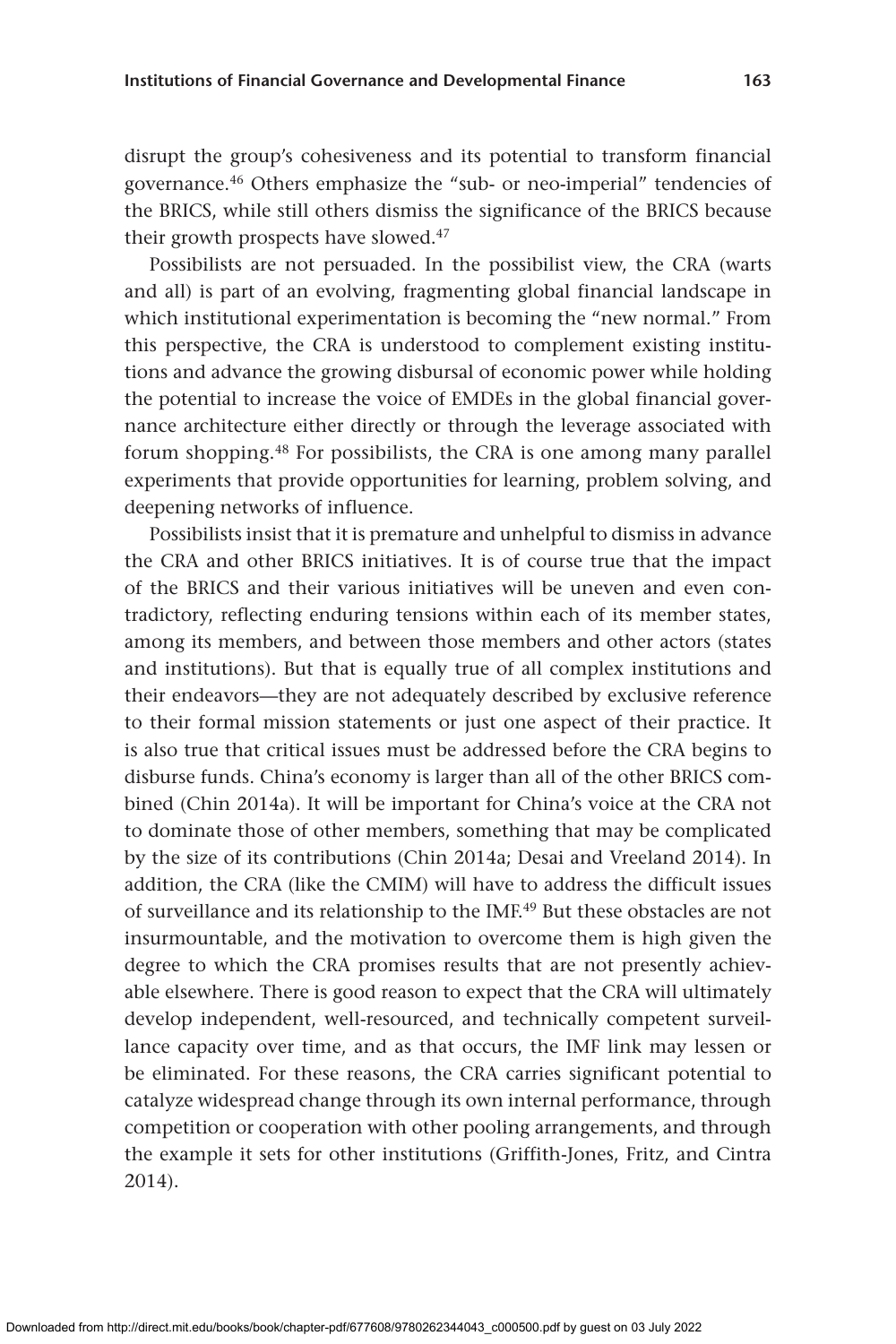disrupt the group's cohesiveness and its potential to transform financial governance.[46] Others emphasize the "sub- or neo-imperial" tendencies of the BRICS, while still others dismiss the significance of the BRICS because their growth prospects have slowed.[47]

Possibilists are not persuaded. In the possibilist view, the CRA (warts and all) is part of an evolving, fragmenting global financial landscape in which institutional experimentation is becoming the "new normal." From this perspective, the CRA is understood to complement existing institutions and advance the growing disbursal of economic power while holding the potential to increase the voice of EMDEs in the global financial governance architecture either directly or through the leverage associated with forum shopping.[48] For possibilists, the CRA is one among many parallel experiments that provide opportunities for learning, problem solving, and deepening networks of influence.

Possibilists insist that it is premature and unhelpful to dismiss in advance the CRA and other BRICS initiatives. It is of course true that the impact of the BRICS and their various initiatives will be uneven and even contradictory, reflecting enduring tensions within each of its member states, among its members, and between those members and other actors (states and institutions). But that is equally true of all complex institutions and their endeavors—they are not adequately described by exclusive reference to their formal mission statements or just one aspect of their practice. It is also true that critical issues must be addressed before the CRA begins to disburse funds. China's economy is larger than all of the other BRICS combined (Chin 2014a). It will be important for China's voice at the CRA not to dominate those of other members, something that may be complicated by the size of its contributions (Chin 2014a; Desai and Vreeland 2014). In addition, the CRA (like the CMIM) will have to address the difficult issues of surveillance and its relationship to the IMF.[49] But these obstacles are not insurmountable, and the motivation to overcome them is high given the degree to which the CRA promises results that are not presently achievable elsewhere. There is good reason to expect that the CRA will ultimately develop independent, well-resourced, and technically competent surveillance capacity over time, and as that occurs, the IMF link may lessen or be eliminated. For these reasons, the CRA carries significant potential to catalyze widespread change through its own internal performance, through competition or cooperation with other pooling arrangements, and through the example it sets for other institutions (Griffith-Jones, Fritz, and Cintra 2014).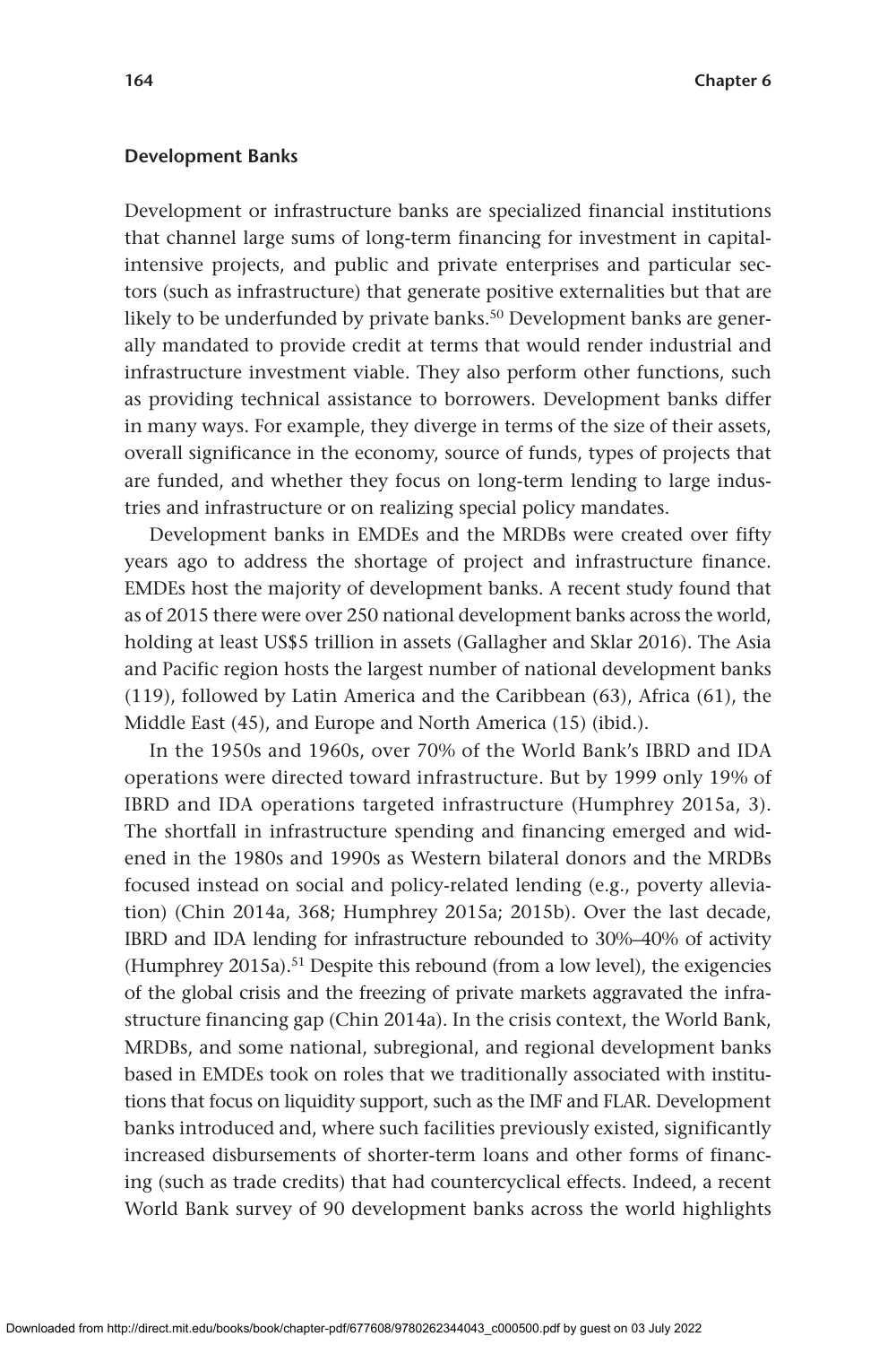### Development Banks

Development or infrastructure banks are specialized financial institutions that channel large sums of long-term financing for investment in capital-intensive projects, and public and private enterprises and particular sectors (such as infrastructure) that generate positive externalities but that are likely to be underfunded by private banks.[50] Development banks are generally mandated to provide credit at terms that would render industrial and infrastructure investment viable. They also perform other functions, such as providing technical assistance to borrowers. Development banks differ in many ways. For example, they diverge in terms of the size of their assets, overall significance in the economy, source of funds, types of projects that are funded, and whether they focus on long-term lending to large industries and infrastructure or on realizing special policy mandates.

Development banks in EMDEs and the MRDBs were created over fifty years ago to address the shortage of project and infrastructure finance. EMDEs host the majority of development banks. A recent study found that as of 2015 there were over 250 national development banks across the world, holding at least US$5 trillion in assets (Gallagher and Sklar 2016). The Asia and Pacific region hosts the largest number of national development banks (119), followed by Latin America and the Caribbean (63), Africa (61), the Middle East (45), and Europe and North America (15) (ibid.).

In the 1950s and 1960s, over 70% of the World Bank's IBRD and IDA operations were directed toward infrastructure. But by 1999 only 19% of IBRD and IDA operations targeted infrastructure (Humphrey 2015a, 3). The shortfall in infrastructure spending and financing emerged and widened in the 1980s and 1990s as Western bilateral donors and the MRDBs focused instead on social and policy-related lending (e.g., poverty alleviation) (Chin 2014a, 368; Humphrey 2015a; 2015b). Over the last decade, IBRD and IDA lending for infrastructure rebounded to 30%–40% of activity (Humphrey 2015a).[51] Despite this rebound (from a low level), the exigencies of the global crisis and the freezing of private markets aggravated the infrastructure financing gap (Chin 2014a). In the crisis context, the World Bank, MRDBs, and some national, subregional, and regional development banks based in EMDEs took on roles that we traditionally associated with institutions that focus on liquidity support, such as the IMF and FLAR. Development banks introduced and, where such facilities previously existed, significantly increased disbursements of shorter-term loans and other forms of financing (such as trade credits) that had countercyclical effects. Indeed, a recent World Bank survey of 90 development banks across the world highlights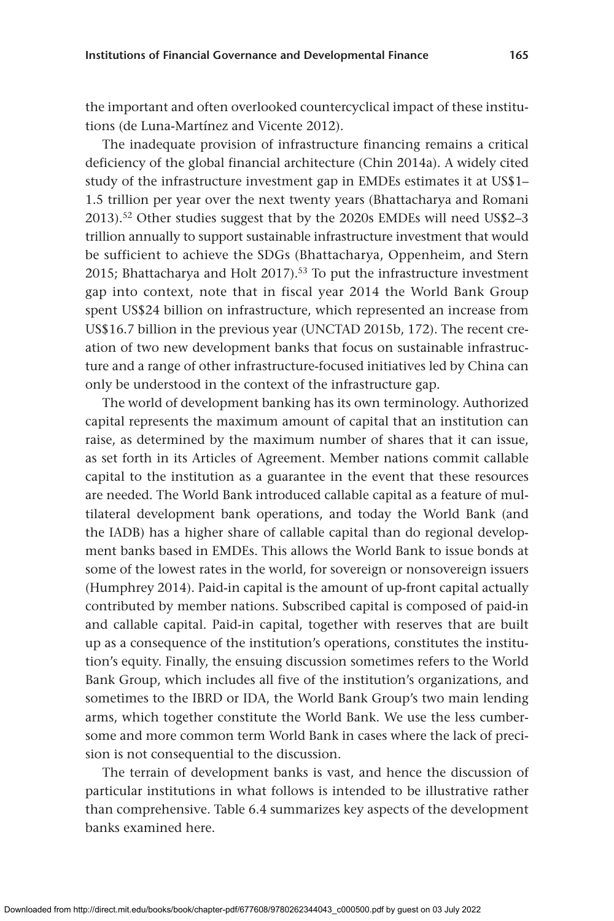the important and often overlooked countercyclical impact of these institutions (de Luna-Martínez and Vicente 2012).

The inadequate provision of infrastructure financing remains a critical deficiency of the global financial architecture (Chin 2014a). A widely cited study of the infrastructure investment gap in EMDEs estimates it at US$1–1.5 trillion per year over the next twenty years (Bhattacharya and Romani 2013).[52] Other studies suggest that by the 2020s EMDEs will need US$2–3 trillion annually to support sustainable infrastructure investment that would be sufficient to achieve the SDGs (Bhattacharya, Oppenheim, and Stern 2015; Bhattacharya and Holt 2017).[53] To put the infrastructure investment gap into context, note that in fiscal year 2014 the World Bank Group spent US$24 billion on infrastructure, which represented an increase from US$16.7 billion in the previous year (UNCTAD 2015b, 172). The recent creation of two new development banks that focus on sustainable infrastructure and a range of other infrastructure-focused initiatives led by China can only be understood in the context of the infrastructure gap.

The world of development banking has its own terminology. Authorized capital represents the maximum amount of capital that an institution can raise, as determined by the maximum number of shares that it can issue, as set forth in its Articles of Agreement. Member nations commit callable capital to the institution as a guarantee in the event that these resources are needed. The World Bank introduced callable capital as a feature of multilateral development bank operations, and today the World Bank (and the IADB) has a higher share of callable capital than do regional development banks based in EMDEs. This allows the World Bank to issue bonds at some of the lowest rates in the world, for sovereign or nonsovereign issuers (Humphrey 2014). Paid-in capital is the amount of up-front capital actually contributed by member nations. Subscribed capital is composed of paid-in and callable capital. Paid-in capital, together with reserves that are built up as a consequence of the institution's operations, constitutes the institution's equity. Finally, the ensuing discussion sometimes refers to the World Bank Group, which includes all five of the institution's organizations, and sometimes to the IBRD or IDA, the World Bank Group's two main lending arms, which together constitute the World Bank. We use the less cumbersome and more common term World Bank in cases where the lack of precision is not consequential to the discussion.

The terrain of development banks is vast, and hence the discussion of particular institutions in what follows is intended to be illustrative rather than comprehensive. Table 6.4 summarizes key aspects of the development banks examined here.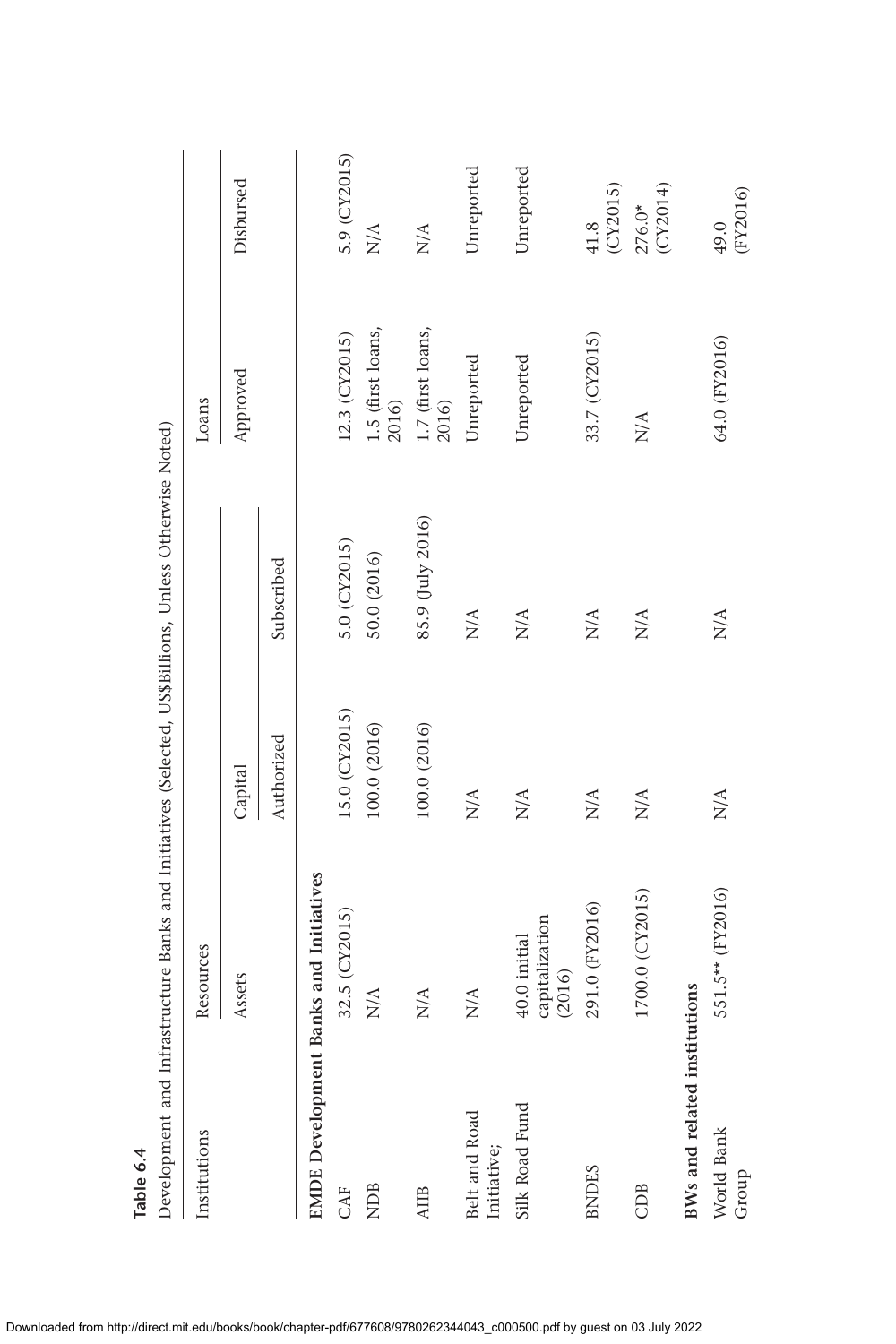**Table 6.4**

Development and Infrastructure Banks and Initiatives (Selected, US$Billions, Unless Otherwise Noted)

| Institutions | Resources | Capital | | Loans | |
|---|---|---|---|---|---|
| | Assets | Authorized | Subscribed | Approved | Disbursed |
| **EMDE Development Banks and Initiatives** | | | | | |
| CAF | 32.5 (CY2015) | 15.0 (CY2015) | 5.0 (CY2015) | 12.3 (CY2015) | 5.9 (CY2015) |
| NDB | N/A | 100.0 (2016) | 50.0 (2016) | 1.5 (first loans, 2016) | N/A |
| AIIB | N/A | 100.0 (2016) | 85.9 (July 2016) | 1.7 (first loans, 2016) | N/A |
| Belt and Road Initiative; | N/A | N/A | N/A | Unreported | Unreported |
| Silk Road Fund | 40.0 initial capitalization (2016) | N/A | N/A | Unreported | Unreported |
| BNDES | 291.0 (FY2016) | N/A | N/A | 33.7 (CY2015) | 41.8 (CY2015) |
| CDB | 1700.0 (CY2015) | N/A | N/A | N/A | 276.0* (CY2014) |
| **BWs and related institutions** | | | | | |
| World Bank Group | 551.5** (FY2016) | N/A | N/A | 64.0 (FY2016) | 49.0 (FY2016) |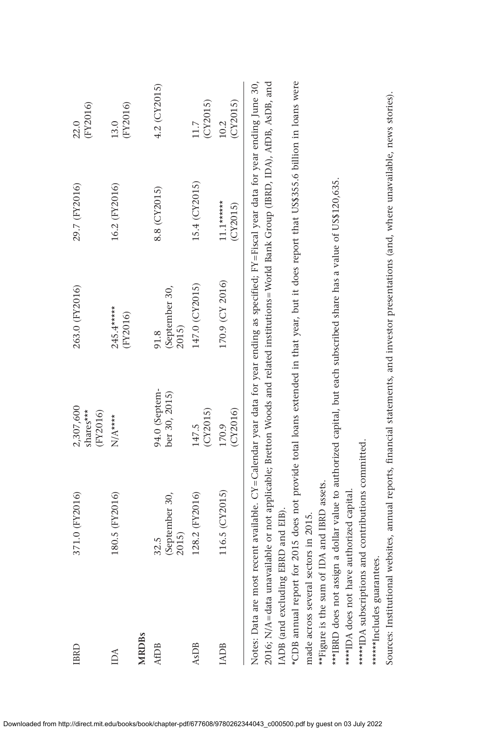| | | | | | |
|---|---|---|---|---|---|
| IBRD | 371.0 (FY2016) | 2,307,600 shares*** (FY2016) | 263.0 (FY2016) | 29.7 (FY2016) | 22.0 (FY2016) |
| IDA | 180.5 (FY2016) | N/A**** | 245.4***** (FY2016) | 16.2 (FY2016) | 13.0 (FY2016) |
| **MRDBs** | | | | | |
| AfDB | 32.5 (September 30, 2015) | 94.0 (September 30, 2015) | 91.8 (September 30, 2015) | 8.8 (CY2015) | 4.2 (CY2015) |
| AsDB | 128.2 (FY2016) | 147.5 (CY2015) | 147.0 (CY2015) | 15.4 (CY2015) | 11.7 (CY2015) |
| IADB | 116.5 (CY2015) | 170.9 (CY2016) | 170.9 (CY 2016) | 11.1****** (CY2015) | 10.2 (CY2015) |

Notes: Data are most recent available. CY=Calendar year data for year ending as specified; FY=Fiscal year data for year ending June 30, 2016; N/A=data unavailable or not applicable; Bretton Woods and related institutions=World Bank Group (IBRD, IDA), AfDB, AsDB, and IADB (and excluding EBRD and EIB).

*CDB annual report for 2015 does not provide total loans extended in that year, but it does report that US$355.6 billion in loans were made across several sectors in 2015.

**Figure is the sum of IDA and IBRD assets.

***IBRD does not assign a dollar value to authorized capital, but each subscribed share has a value of US$120,635.

****IDA does not have authorized capital.

*****IDA subscriptions and contributions committed.

******Includes guarantees.

Sources: Institutional websites, annual reports, financial statements, and investor presentations (and, where unavailable, news stories).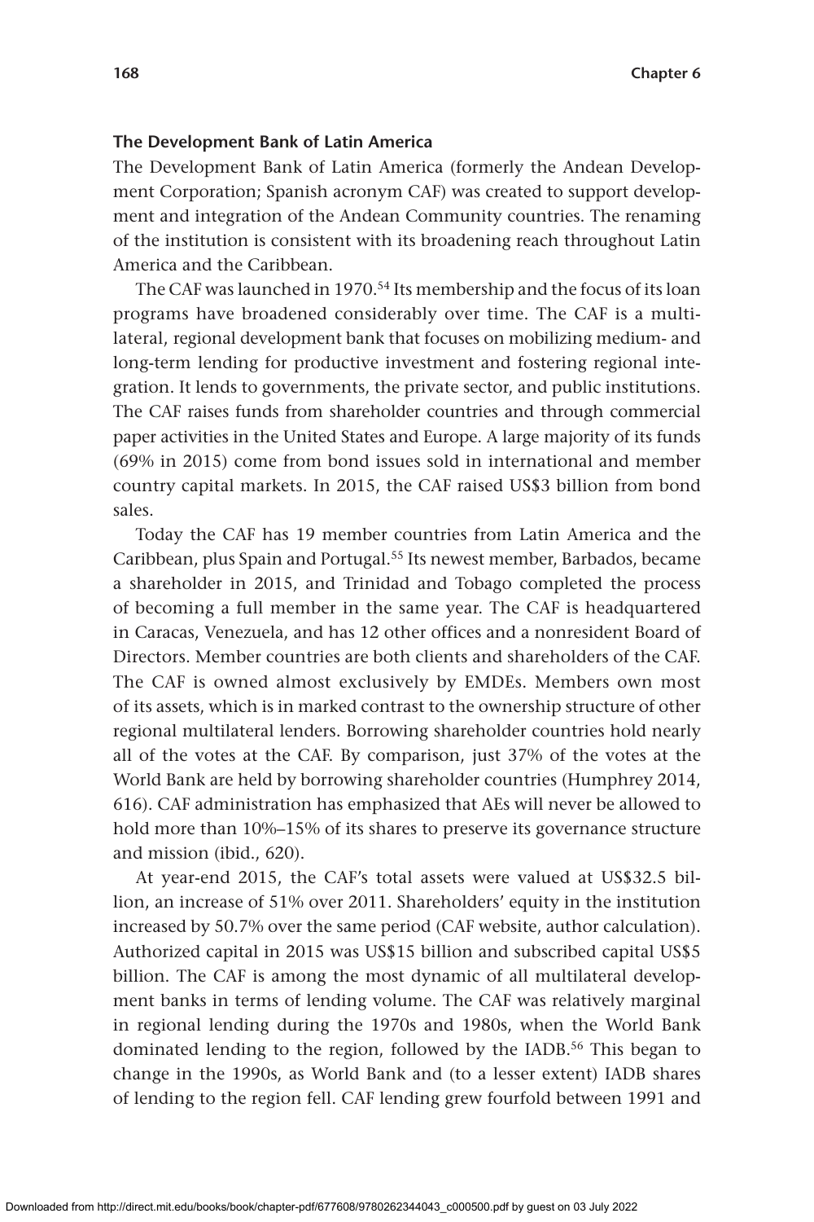### The Development Bank of Latin America

The Development Bank of Latin America (formerly the Andean Development Corporation; Spanish acronym CAF) was created to support development and integration of the Andean Community countries. The renaming of the institution is consistent with its broadening reach throughout Latin America and the Caribbean.

The CAF was launched in 1970.[54] Its membership and the focus of its loan programs have broadened considerably over time. The CAF is a multilateral, regional development bank that focuses on mobilizing medium- and long-term lending for productive investment and fostering regional integration. It lends to governments, the private sector, and public institutions. The CAF raises funds from shareholder countries and through commercial paper activities in the United States and Europe. A large majority of its funds (69% in 2015) come from bond issues sold in international and member country capital markets. In 2015, the CAF raised US$3 billion from bond sales.

Today the CAF has 19 member countries from Latin America and the Caribbean, plus Spain and Portugal.[55] Its newest member, Barbados, became a shareholder in 2015, and Trinidad and Tobago completed the process of becoming a full member in the same year. The CAF is headquartered in Caracas, Venezuela, and has 12 other offices and a nonresident Board of Directors. Member countries are both clients and shareholders of the CAF. The CAF is owned almost exclusively by EMDEs. Members own most of its assets, which is in marked contrast to the ownership structure of other regional multilateral lenders. Borrowing shareholder countries hold nearly all of the votes at the CAF. By comparison, just 37% of the votes at the World Bank are held by borrowing shareholder countries (Humphrey 2014, 616). CAF administration has emphasized that AEs will never be allowed to hold more than 10%–15% of its shares to preserve its governance structure and mission (ibid., 620).

At year-end 2015, the CAF's total assets were valued at US$32.5 billion, an increase of 51% over 2011. Shareholders' equity in the institution increased by 50.7% over the same period (CAF website, author calculation). Authorized capital in 2015 was US$15 billion and subscribed capital US$5 billion. The CAF is among the most dynamic of all multilateral development banks in terms of lending volume. The CAF was relatively marginal in regional lending during the 1970s and 1980s, when the World Bank dominated lending to the region, followed by the IADB.[56] This began to change in the 1990s, as World Bank and (to a lesser extent) IADB shares of lending to the region fell. CAF lending grew fourfold between 1991 and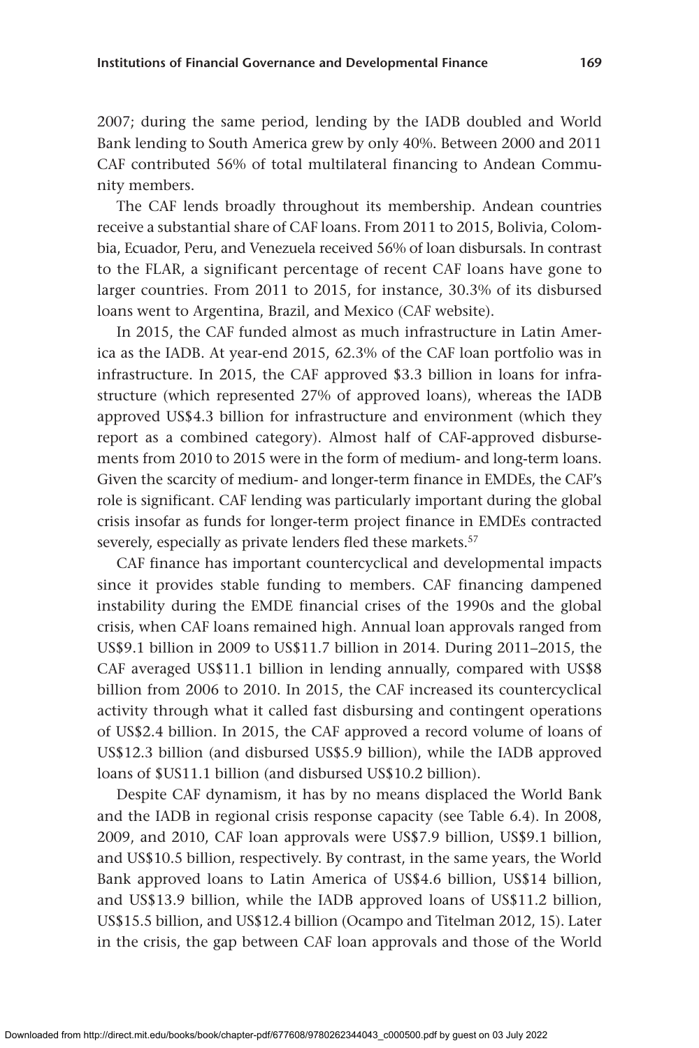2007; during the same period, lending by the IADB doubled and World Bank lending to South America grew by only 40%. Between 2000 and 2011 CAF contributed 56% of total multilateral financing to Andean Community members.

The CAF lends broadly throughout its membership. Andean countries receive a substantial share of CAF loans. From 2011 to 2015, Bolivia, Colombia, Ecuador, Peru, and Venezuela received 56% of loan disbursals. In contrast to the FLAR, a significant percentage of recent CAF loans have gone to larger countries. From 2011 to 2015, for instance, 30.3% of its disbursed loans went to Argentina, Brazil, and Mexico (CAF website).

In 2015, the CAF funded almost as much infrastructure in Latin America as the IADB. At year-end 2015, 62.3% of the CAF loan portfolio was in infrastructure. In 2015, the CAF approved $3.3 billion in loans for infrastructure (which represented 27% of approved loans), whereas the IADB approved US$4.3 billion for infrastructure and environment (which they report as a combined category). Almost half of CAF-approved disbursements from 2010 to 2015 were in the form of medium- and long-term loans. Given the scarcity of medium- and longer-term finance in EMDEs, the CAF's role is significant. CAF lending was particularly important during the global crisis insofar as funds for longer-term project finance in EMDEs contracted severely, especially as private lenders fled these markets.[57]

CAF finance has important countercyclical and developmental impacts since it provides stable funding to members. CAF financing dampened instability during the EMDE financial crises of the 1990s and the global crisis, when CAF loans remained high. Annual loan approvals ranged from US$9.1 billion in 2009 to US$11.7 billion in 2014. During 2011–2015, the CAF averaged US$11.1 billion in lending annually, compared with US$8 billion from 2006 to 2010. In 2015, the CAF increased its countercyclical activity through what it called fast disbursing and contingent operations of US$2.4 billion. In 2015, the CAF approved a record volume of loans of US$12.3 billion (and disbursed US$5.9 billion), while the IADB approved loans of $US11.1 billion (and disbursed US$10.2 billion).

Despite CAF dynamism, it has by no means displaced the World Bank and the IADB in regional crisis response capacity (see Table 6.4). In 2008, 2009, and 2010, CAF loan approvals were US$7.9 billion, US$9.1 billion, and US$10.5 billion, respectively. By contrast, in the same years, the World Bank approved loans to Latin America of US$4.6 billion, US$14 billion, and US$13.9 billion, while the IADB approved loans of US$11.2 billion, US$15.5 billion, and US$12.4 billion (Ocampo and Titelman 2012, 15). Later in the crisis, the gap between CAF loan approvals and those of the World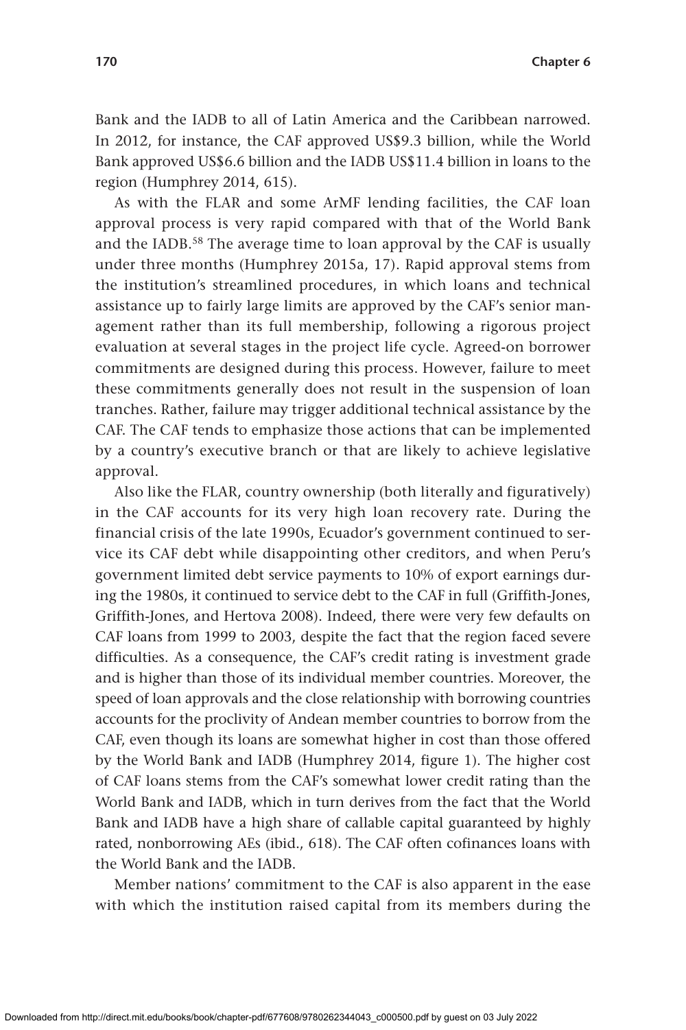Bank and the IADB to all of Latin America and the Caribbean narrowed. In 2012, for instance, the CAF approved US$9.3 billion, while the World Bank approved US$6.6 billion and the IADB US$11.4 billion in loans to the region (Humphrey 2014, 615).

As with the FLAR and some ArMF lending facilities, the CAF loan approval process is very rapid compared with that of the World Bank and the IADB.[58] The average time to loan approval by the CAF is usually under three months (Humphrey 2015a, 17). Rapid approval stems from the institution's streamlined procedures, in which loans and technical assistance up to fairly large limits are approved by the CAF's senior management rather than its full membership, following a rigorous project evaluation at several stages in the project life cycle. Agreed-on borrower commitments are designed during this process. However, failure to meet these commitments generally does not result in the suspension of loan tranches. Rather, failure may trigger additional technical assistance by the CAF. The CAF tends to emphasize those actions that can be implemented by a country's executive branch or that are likely to achieve legislative approval.

Also like the FLAR, country ownership (both literally and figuratively) in the CAF accounts for its very high loan recovery rate. During the financial crisis of the late 1990s, Ecuador's government continued to service its CAF debt while disappointing other creditors, and when Peru's government limited debt service payments to 10% of export earnings during the 1980s, it continued to service debt to the CAF in full (Griffith-Jones, Griffith-Jones, and Hertova 2008). Indeed, there were very few defaults on CAF loans from 1999 to 2003, despite the fact that the region faced severe difficulties. As a consequence, the CAF's credit rating is investment grade and is higher than those of its individual member countries. Moreover, the speed of loan approvals and the close relationship with borrowing countries accounts for the proclivity of Andean member countries to borrow from the CAF, even though its loans are somewhat higher in cost than those offered by the World Bank and IADB (Humphrey 2014, figure 1). The higher cost of CAF loans stems from the CAF's somewhat lower credit rating than the World Bank and IADB, which in turn derives from the fact that the World Bank and IADB have a high share of callable capital guaranteed by highly rated, nonborrowing AEs (ibid., 618). The CAF often cofinances loans with the World Bank and the IADB.

Member nations' commitment to the CAF is also apparent in the ease with which the institution raised capital from its members during the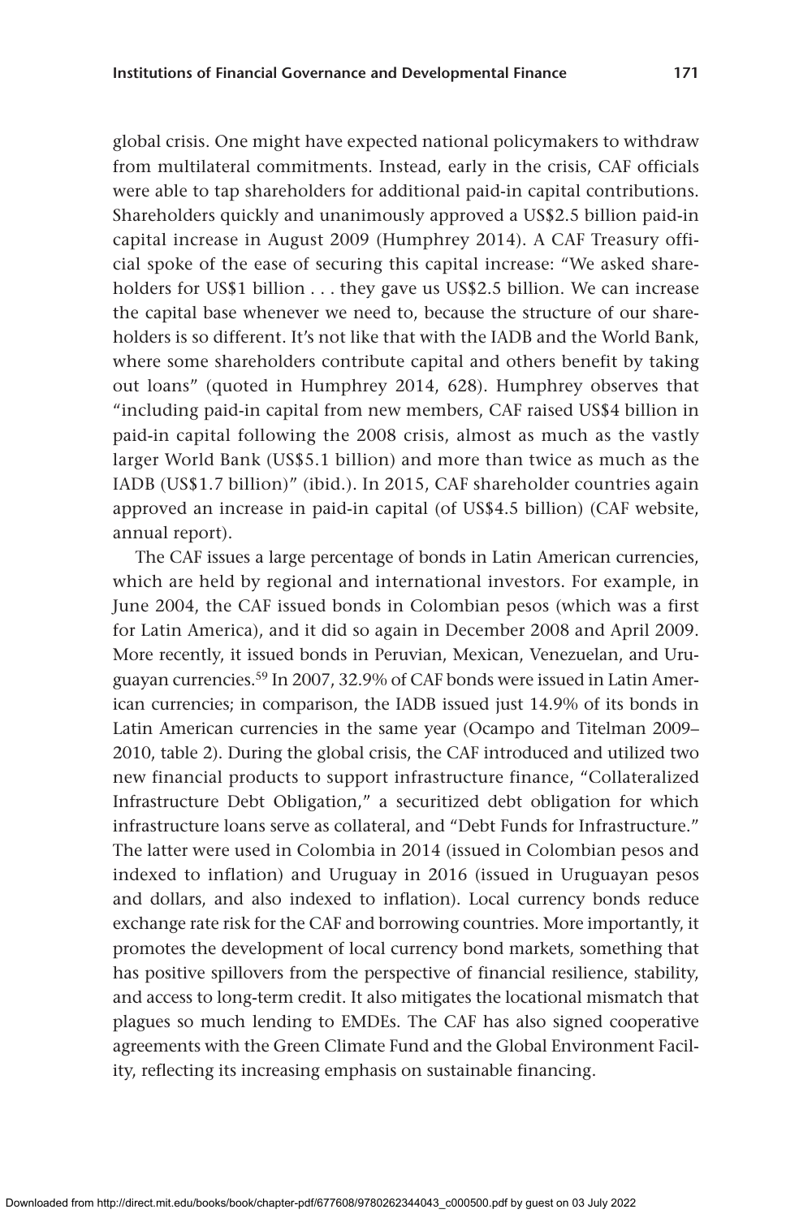global crisis. One might have expected national policymakers to withdraw from multilateral commitments. Instead, early in the crisis, CAF officials were able to tap shareholders for additional paid-in capital contributions. Shareholders quickly and unanimously approved a US$2.5 billion paid-in capital increase in August 2009 (Humphrey 2014). A CAF Treasury official spoke of the ease of securing this capital increase: "We asked shareholders for US$1 billion . . . they gave us US$2.5 billion. We can increase the capital base whenever we need to, because the structure of our shareholders is so different. It's not like that with the IADB and the World Bank, where some shareholders contribute capital and others benefit by taking out loans" (quoted in Humphrey 2014, 628). Humphrey observes that "including paid-in capital from new members, CAF raised US$4 billion in paid-in capital following the 2008 crisis, almost as much as the vastly larger World Bank (US$5.1 billion) and more than twice as much as the IADB (US$1.7 billion)" (ibid.). In 2015, CAF shareholder countries again approved an increase in paid-in capital (of US$4.5 billion) (CAF website, annual report).

The CAF issues a large percentage of bonds in Latin American currencies, which are held by regional and international investors. For example, in June 2004, the CAF issued bonds in Colombian pesos (which was a first for Latin America), and it did so again in December 2008 and April 2009. More recently, it issued bonds in Peruvian, Mexican, Venezuelan, and Uruguayan currencies.[59] In 2007, 32.9% of CAF bonds were issued in Latin American currencies; in comparison, the IADB issued just 14.9% of its bonds in Latin American currencies in the same year (Ocampo and Titelman 2009–2010, table 2). During the global crisis, the CAF introduced and utilized two new financial products to support infrastructure finance, "Collateralized Infrastructure Debt Obligation," a securitized debt obligation for which infrastructure loans serve as collateral, and "Debt Funds for Infrastructure." The latter were used in Colombia in 2014 (issued in Colombian pesos and indexed to inflation) and Uruguay in 2016 (issued in Uruguayan pesos and dollars, and also indexed to inflation). Local currency bonds reduce exchange rate risk for the CAF and borrowing countries. More importantly, it promotes the development of local currency bond markets, something that has positive spillovers from the perspective of financial resilience, stability, and access to long-term credit. It also mitigates the locational mismatch that plagues so much lending to EMDEs. The CAF has also signed cooperative agreements with the Green Climate Fund and the Global Environment Facility, reflecting its increasing emphasis on sustainable financing.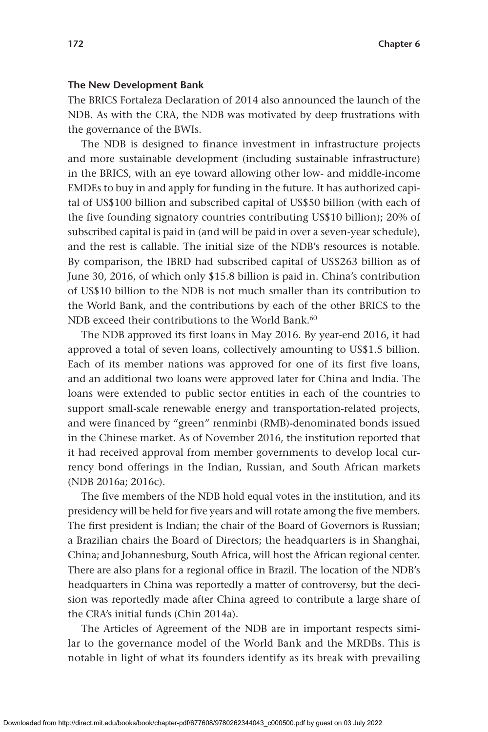### The New Development Bank

The BRICS Fortaleza Declaration of 2014 also announced the launch of the NDB. As with the CRA, the NDB was motivated by deep frustrations with the governance of the BWIs.

The NDB is designed to finance investment in infrastructure projects and more sustainable development (including sustainable infrastructure) in the BRICS, with an eye toward allowing other low- and middle-income EMDEs to buy in and apply for funding in the future. It has authorized capital of US$100 billion and subscribed capital of US$50 billion (with each of the five founding signatory countries contributing US$10 billion); 20% of subscribed capital is paid in (and will be paid in over a seven-year schedule), and the rest is callable. The initial size of the NDB's resources is notable. By comparison, the IBRD had subscribed capital of US$263 billion as of June 30, 2016, of which only $15.8 billion is paid in. China's contribution of US$10 billion to the NDB is not much smaller than its contribution to the World Bank, and the contributions by each of the other BRICS to the NDB exceed their contributions to the World Bank.[60]

The NDB approved its first loans in May 2016. By year-end 2016, it had approved a total of seven loans, collectively amounting to US$1.5 billion. Each of its member nations was approved for one of its first five loans, and an additional two loans were approved later for China and India. The loans were extended to public sector entities in each of the countries to support small-scale renewable energy and transportation-related projects, and were financed by "green" renminbi (RMB)-denominated bonds issued in the Chinese market. As of November 2016, the institution reported that it had received approval from member governments to develop local currency bond offerings in the Indian, Russian, and South African markets (NDB 2016a; 2016c).

The five members of the NDB hold equal votes in the institution, and its presidency will be held for five years and will rotate among the five members. The first president is Indian; the chair of the Board of Governors is Russian; a Brazilian chairs the Board of Directors; the headquarters is in Shanghai, China; and Johannesburg, South Africa, will host the African regional center. There are also plans for a regional office in Brazil. The location of the NDB's headquarters in China was reportedly a matter of controversy, but the decision was reportedly made after China agreed to contribute a large share of the CRA's initial funds (Chin 2014a).

The Articles of Agreement of the NDB are in important respects similar to the governance model of the World Bank and the MRDBs. This is notable in light of what its founders identify as its break with prevailing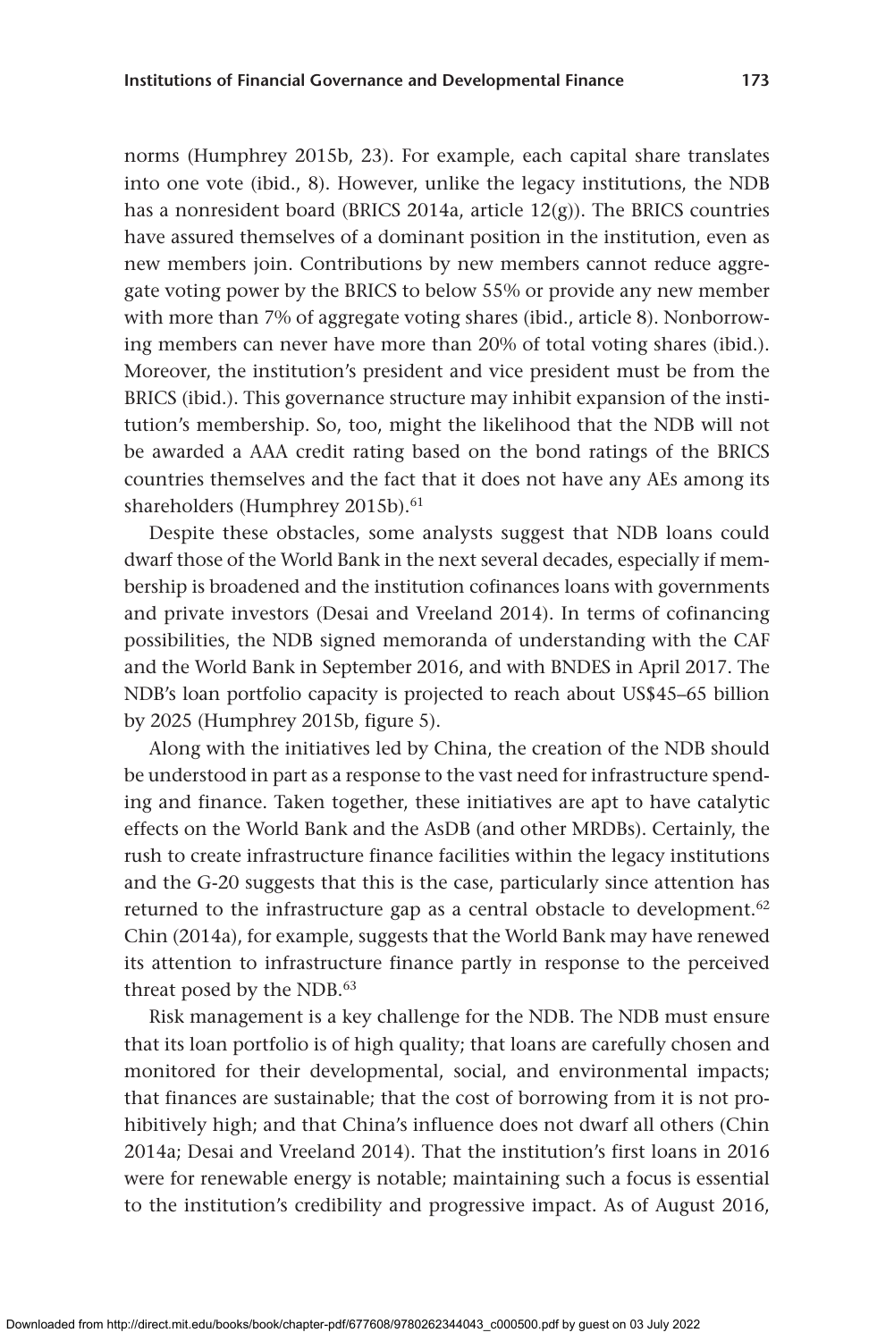norms (Humphrey 2015b, 23). For example, each capital share translates into one vote (ibid., 8). However, unlike the legacy institutions, the NDB has a nonresident board (BRICS 2014a, article 12(g)). The BRICS countries have assured themselves of a dominant position in the institution, even as new members join. Contributions by new members cannot reduce aggregate voting power by the BRICS to below 55% or provide any new member with more than 7% of aggregate voting shares (ibid., article 8). Nonborrowing members can never have more than 20% of total voting shares (ibid.). Moreover, the institution's president and vice president must be from the BRICS (ibid.). This governance structure may inhibit expansion of the institution's membership. So, too, might the likelihood that the NDB will not be awarded a AAA credit rating based on the bond ratings of the BRICS countries themselves and the fact that it does not have any AEs among its shareholders (Humphrey 2015b).[61]

Despite these obstacles, some analysts suggest that NDB loans could dwarf those of the World Bank in the next several decades, especially if membership is broadened and the institution cofinances loans with governments and private investors (Desai and Vreeland 2014). In terms of cofinancing possibilities, the NDB signed memoranda of understanding with the CAF and the World Bank in September 2016, and with BNDES in April 2017. The NDB's loan portfolio capacity is projected to reach about US$45–65 billion by 2025 (Humphrey 2015b, figure 5).

Along with the initiatives led by China, the creation of the NDB should be understood in part as a response to the vast need for infrastructure spending and finance. Taken together, these initiatives are apt to have catalytic effects on the World Bank and the AsDB (and other MRDBs). Certainly, the rush to create infrastructure finance facilities within the legacy institutions and the G-20 suggests that this is the case, particularly since attention has returned to the infrastructure gap as a central obstacle to development.[62] Chin (2014a), for example, suggests that the World Bank may have renewed its attention to infrastructure finance partly in response to the perceived threat posed by the NDB.[63]

Risk management is a key challenge for the NDB. The NDB must ensure that its loan portfolio is of high quality; that loans are carefully chosen and monitored for their developmental, social, and environmental impacts; that finances are sustainable; that the cost of borrowing from it is not prohibitively high; and that China's influence does not dwarf all others (Chin 2014a; Desai and Vreeland 2014). That the institution's first loans in 2016 were for renewable energy is notable; maintaining such a focus is essential to the institution's credibility and progressive impact. As of August 2016,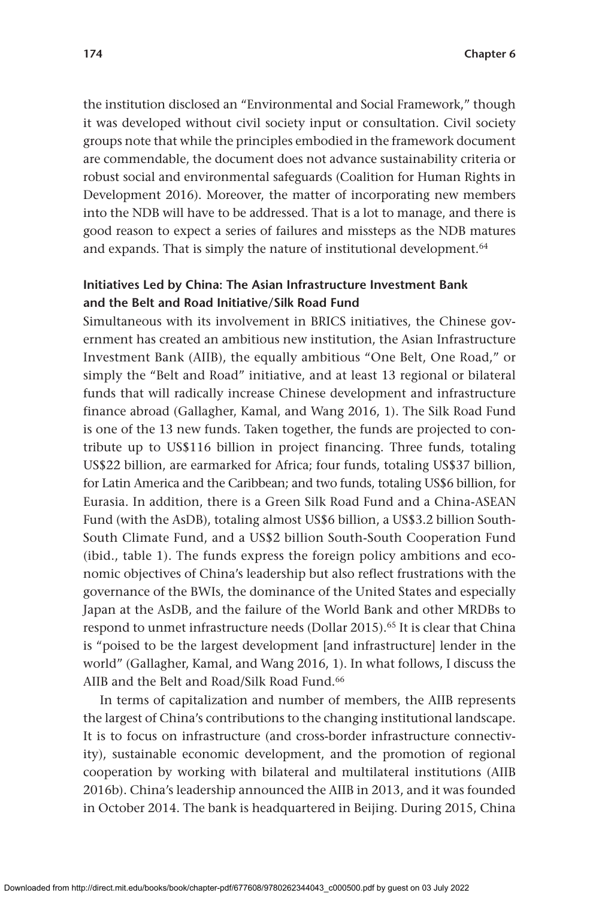the institution disclosed an "Environmental and Social Framework," though it was developed without civil society input or consultation. Civil society groups note that while the principles embodied in the framework document are commendable, the document does not advance sustainability criteria or robust social and environmental safeguards (Coalition for Human Rights in Development 2016). Moreover, the matter of incorporating new members into the NDB will have to be addressed. That is a lot to manage, and there is good reason to expect a series of failures and missteps as the NDB matures and expands. That is simply the nature of institutional development.[64]

### Initiatives Led by China: The Asian Infrastructure Investment Bank and the Belt and Road Initiative/Silk Road Fund

Simultaneous with its involvement in BRICS initiatives, the Chinese government has created an ambitious new institution, the Asian Infrastructure Investment Bank (AIIB), the equally ambitious "One Belt, One Road," or simply the "Belt and Road" initiative, and at least 13 regional or bilateral funds that will radically increase Chinese development and infrastructure finance abroad (Gallagher, Kamal, and Wang 2016, 1). The Silk Road Fund is one of the 13 new funds. Taken together, the funds are projected to contribute up to US$116 billion in project financing. Three funds, totaling US$22 billion, are earmarked for Africa; four funds, totaling US$37 billion, for Latin America and the Caribbean; and two funds, totaling US$6 billion, for Eurasia. In addition, there is a Green Silk Road Fund and a China-ASEAN Fund (with the AsDB), totaling almost US$6 billion, a US$3.2 billion South-South Climate Fund, and a US$2 billion South-South Cooperation Fund (ibid., table 1). The funds express the foreign policy ambitions and economic objectives of China's leadership but also reflect frustrations with the governance of the BWIs, the dominance of the United States and especially Japan at the AsDB, and the failure of the World Bank and other MRDBs to respond to unmet infrastructure needs (Dollar 2015).[65] It is clear that China is "poised to be the largest development [and infrastructure] lender in the world" (Gallagher, Kamal, and Wang 2016, 1). In what follows, I discuss the AIIB and the Belt and Road/Silk Road Fund.[66]

In terms of capitalization and number of members, the AIIB represents the largest of China's contributions to the changing institutional landscape. It is to focus on infrastructure (and cross-border infrastructure connectivity), sustainable economic development, and the promotion of regional cooperation by working with bilateral and multilateral institutions (AIIB 2016b). China's leadership announced the AIIB in 2013, and it was founded in October 2014. The bank is headquartered in Beijing. During 2015, China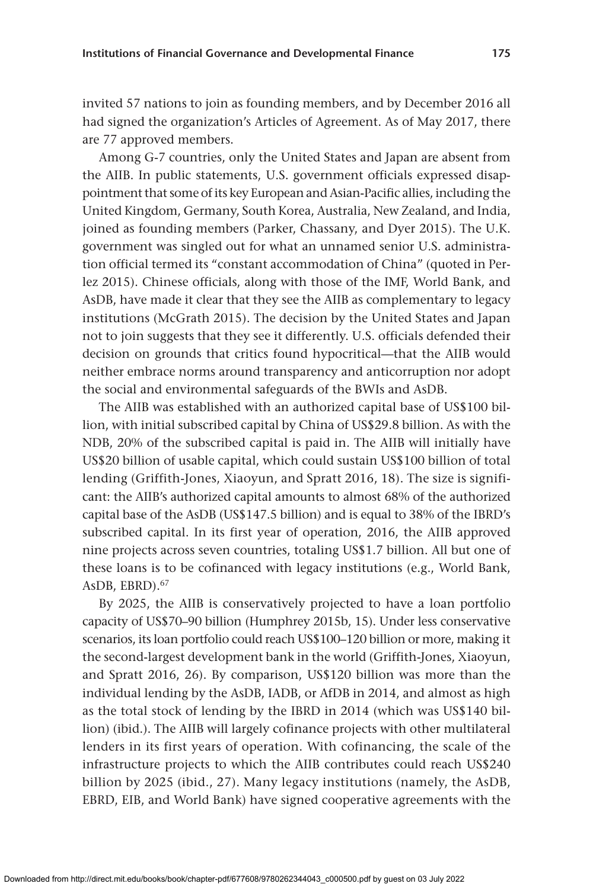invited 57 nations to join as founding members, and by December 2016 all had signed the organization's Articles of Agreement. As of May 2017, there are 77 approved members.

Among G-7 countries, only the United States and Japan are absent from the AIIB. In public statements, U.S. government officials expressed disappointment that some of its key European and Asian-Pacific allies, including the United Kingdom, Germany, South Korea, Australia, New Zealand, and India, joined as founding members (Parker, Chassany, and Dyer 2015). The U.K. government was singled out for what an unnamed senior U.S. administration official termed its "constant accommodation of China" (quoted in Perlez 2015). Chinese officials, along with those of the IMF, World Bank, and AsDB, have made it clear that they see the AIIB as complementary to legacy institutions (McGrath 2015). The decision by the United States and Japan not to join suggests that they see it differently. U.S. officials defended their decision on grounds that critics found hypocritical—that the AIIB would neither embrace norms around transparency and anticorruption nor adopt the social and environmental safeguards of the BWIs and AsDB.

The AIIB was established with an authorized capital base of US$100 billion, with initial subscribed capital by China of US$29.8 billion. As with the NDB, 20% of the subscribed capital is paid in. The AIIB will initially have US$20 billion of usable capital, which could sustain US$100 billion of total lending (Griffith-Jones, Xiaoyun, and Spratt 2016, 18). The size is significant: the AIIB's authorized capital amounts to almost 68% of the authorized capital base of the AsDB (US$147.5 billion) and is equal to 38% of the IBRD's subscribed capital. In its first year of operation, 2016, the AIIB approved nine projects across seven countries, totaling US$1.7 billion. All but one of these loans is to be cofinanced with legacy institutions (e.g., World Bank, AsDB, EBRD).[67]

By 2025, the AIIB is conservatively projected to have a loan portfolio capacity of US$70–90 billion (Humphrey 2015b, 15). Under less conservative scenarios, its loan portfolio could reach US$100–120 billion or more, making it the second-largest development bank in the world (Griffith-Jones, Xiaoyun, and Spratt 2016, 26). By comparison, US$120 billion was more than the individual lending by the AsDB, IADB, or AfDB in 2014, and almost as high as the total stock of lending by the IBRD in 2014 (which was US$140 billion) (ibid.). The AIIB will largely cofinance projects with other multilateral lenders in its first years of operation. With cofinancing, the scale of the infrastructure projects to which the AIIB contributes could reach US$240 billion by 2025 (ibid., 27). Many legacy institutions (namely, the AsDB, EBRD, EIB, and World Bank) have signed cooperative agreements with the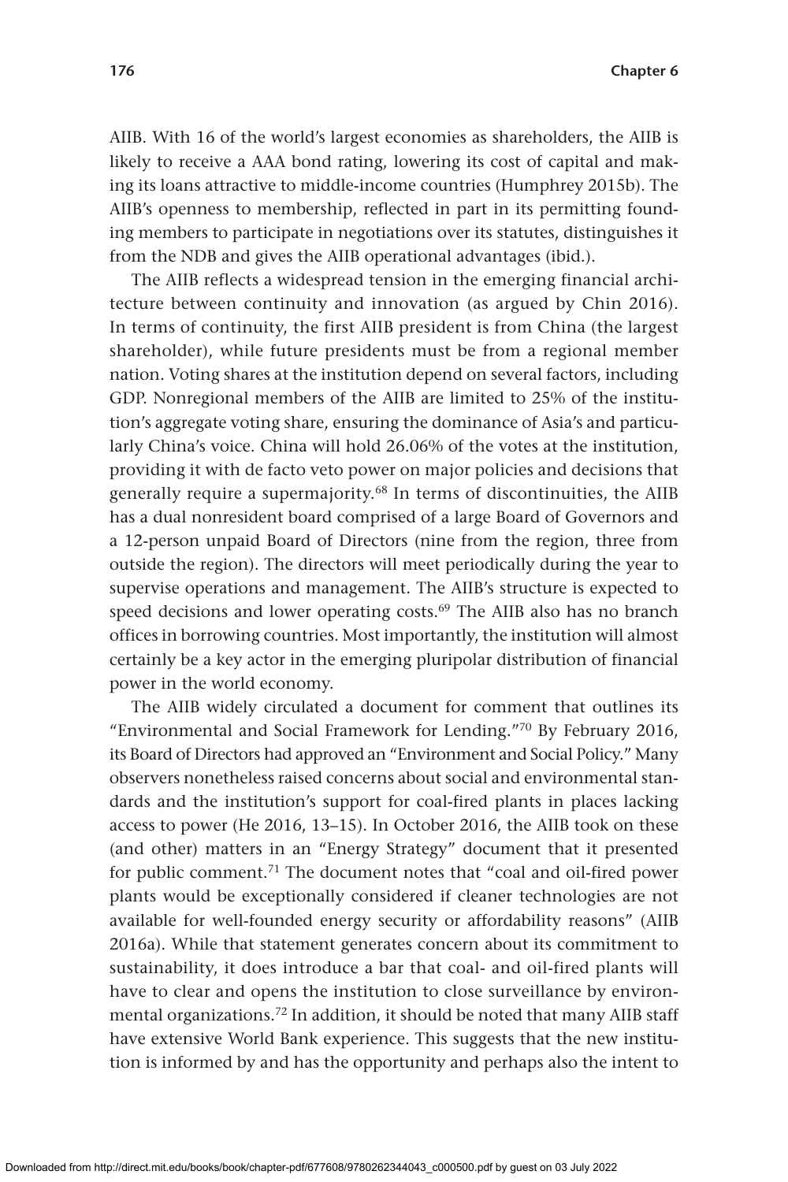AIIB. With 16 of the world's largest economies as shareholders, the AIIB is likely to receive a AAA bond rating, lowering its cost of capital and making its loans attractive to middle-income countries (Humphrey 2015b). The AIIB's openness to membership, reflected in part in its permitting founding members to participate in negotiations over its statutes, distinguishes it from the NDB and gives the AIIB operational advantages (ibid.).

The AIIB reflects a widespread tension in the emerging financial architecture between continuity and innovation (as argued by Chin 2016). In terms of continuity, the first AIIB president is from China (the largest shareholder), while future presidents must be from a regional member nation. Voting shares at the institution depend on several factors, including GDP. Nonregional members of the AIIB are limited to 25% of the institution's aggregate voting share, ensuring the dominance of Asia's and particularly China's voice. China will hold 26.06% of the votes at the institution, providing it with de facto veto power on major policies and decisions that generally require a supermajority.[68] In terms of discontinuities, the AIIB has a dual nonresident board comprised of a large Board of Governors and a 12-person unpaid Board of Directors (nine from the region, three from outside the region). The directors will meet periodically during the year to supervise operations and management. The AIIB's structure is expected to speed decisions and lower operating costs.[69] The AIIB also has no branch offices in borrowing countries. Most importantly, the institution will almost certainly be a key actor in the emerging pluripolar distribution of financial power in the world economy.

The AIIB widely circulated a document for comment that outlines its "Environmental and Social Framework for Lending."[70] By February 2016, its Board of Directors had approved an "Environment and Social Policy." Many observers nonetheless raised concerns about social and environmental standards and the institution's support for coal-fired plants in places lacking access to power (He 2016, 13–15). In October 2016, the AIIB took on these (and other) matters in an "Energy Strategy" document that it presented for public comment.[71] The document notes that "coal and oil-fired power plants would be exceptionally considered if cleaner technologies are not available for well-founded energy security or affordability reasons" (AIIB 2016a). While that statement generates concern about its commitment to sustainability, it does introduce a bar that coal- and oil-fired plants will have to clear and opens the institution to close surveillance by environmental organizations.[72] In addition, it should be noted that many AIIB staff have extensive World Bank experience. This suggests that the new institution is informed by and has the opportunity and perhaps also the intent to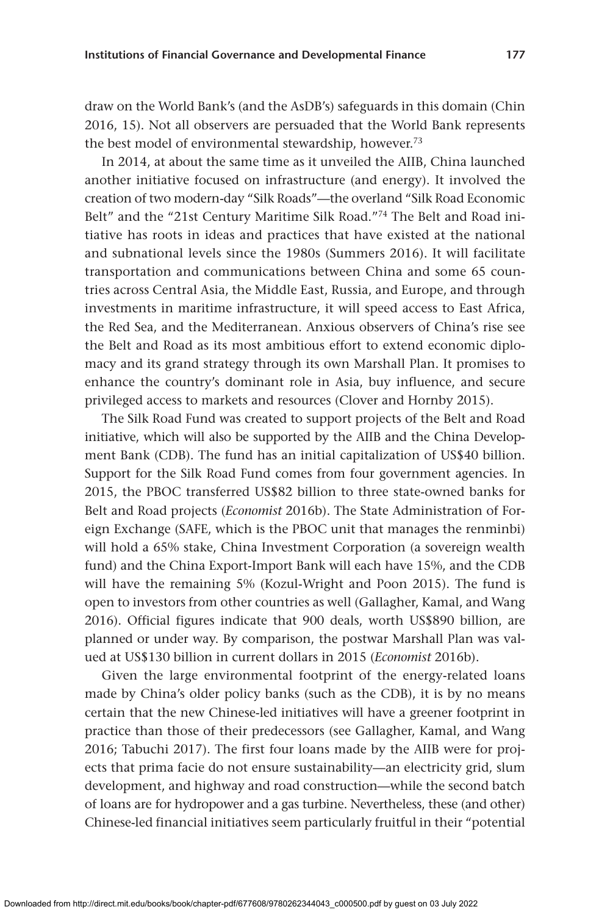draw on the World Bank's (and the AsDB's) safeguards in this domain (Chin 2016, 15). Not all observers are persuaded that the World Bank represents the best model of environmental stewardship, however.[73]

In 2014, at about the same time as it unveiled the AIIB, China launched another initiative focused on infrastructure (and energy). It involved the creation of two modern-day "Silk Roads"—the overland "Silk Road Economic Belt" and the "21st Century Maritime Silk Road."[74] The Belt and Road initiative has roots in ideas and practices that have existed at the national and subnational levels since the 1980s (Summers 2016). It will facilitate transportation and communications between China and some 65 countries across Central Asia, the Middle East, Russia, and Europe, and through investments in maritime infrastructure, it will speed access to East Africa, the Red Sea, and the Mediterranean. Anxious observers of China's rise see the Belt and Road as its most ambitious effort to extend economic diplomacy and its grand strategy through its own Marshall Plan. It promises to enhance the country's dominant role in Asia, buy influence, and secure privileged access to markets and resources (Clover and Hornby 2015).

The Silk Road Fund was created to support projects of the Belt and Road initiative, which will also be supported by the AIIB and the China Development Bank (CDB). The fund has an initial capitalization of US$40 billion. Support for the Silk Road Fund comes from four government agencies. In 2015, the PBOC transferred US$82 billion to three state-owned banks for Belt and Road projects (*Economist* 2016b). The State Administration of Foreign Exchange (SAFE, which is the PBOC unit that manages the renminbi) will hold a 65% stake, China Investment Corporation (a sovereign wealth fund) and the China Export-Import Bank will each have 15%, and the CDB will have the remaining 5% (Kozul-Wright and Poon 2015). The fund is open to investors from other countries as well (Gallagher, Kamal, and Wang 2016). Official figures indicate that 900 deals, worth US$890 billion, are planned or under way. By comparison, the postwar Marshall Plan was valued at US$130 billion in current dollars in 2015 (*Economist* 2016b).

Given the large environmental footprint of the energy-related loans made by China's older policy banks (such as the CDB), it is by no means certain that the new Chinese-led initiatives will have a greener footprint in practice than those of their predecessors (see Gallagher, Kamal, and Wang 2016; Tabuchi 2017). The first four loans made by the AIIB were for projects that prima facie do not ensure sustainability—an electricity grid, slum development, and highway and road construction—while the second batch of loans are for hydropower and a gas turbine. Nevertheless, these (and other) Chinese-led financial initiatives seem particularly fruitful in their "potential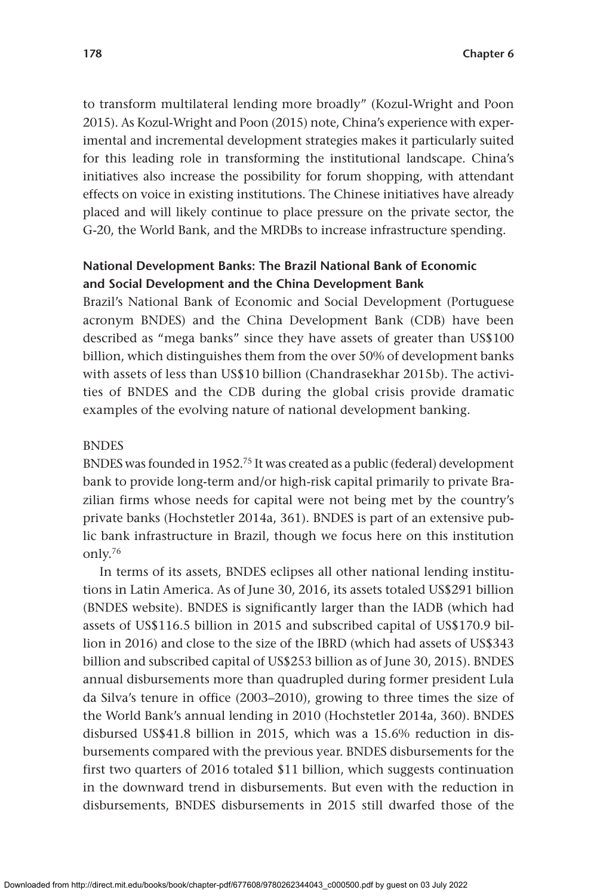to transform multilateral lending more broadly" (Kozul-Wright and Poon 2015). As Kozul-Wright and Poon (2015) note, China's experience with experimental and incremental development strategies makes it particularly suited for this leading role in transforming the institutional landscape. China's initiatives also increase the possibility for forum shopping, with attendant effects on voice in existing institutions. The Chinese initiatives have already placed and will likely continue to place pressure on the private sector, the G-20, the World Bank, and the MRDBs to increase infrastructure spending.

### National Development Banks: The Brazil National Bank of Economic and Social Development and the China Development Bank

Brazil's National Bank of Economic and Social Development (Portuguese acronym BNDES) and the China Development Bank (CDB) have been described as "mega banks" since they have assets of greater than US$100 billion, which distinguishes them from the over 50% of development banks with assets of less than US$10 billion (Chandrasekhar 2015b). The activities of BNDES and the CDB during the global crisis provide dramatic examples of the evolving nature of national development banking.

#### BNDES

BNDES was founded in 1952.[75] It was created as a public (federal) development bank to provide long-term and/or high-risk capital primarily to private Brazilian firms whose needs for capital were not being met by the country's private banks (Hochstetler 2014a, 361). BNDES is part of an extensive public bank infrastructure in Brazil, though we focus here on this institution only.[76]

In terms of its assets, BNDES eclipses all other national lending institutions in Latin America. As of June 30, 2016, its assets totaled US$291 billion (BNDES website). BNDES is significantly larger than the IADB (which had assets of US$116.5 billion in 2015 and subscribed capital of US$170.9 billion in 2016) and close to the size of the IBRD (which had assets of US$343 billion and subscribed capital of US$253 billion as of June 30, 2015). BNDES annual disbursements more than quadrupled during former president Lula da Silva's tenure in office (2003–2010), growing to three times the size of the World Bank's annual lending in 2010 (Hochstetler 2014a, 360). BNDES disbursed US$41.8 billion in 2015, which was a 15.6% reduction in disbursements compared with the previous year. BNDES disbursements for the first two quarters of 2016 totaled $11 billion, which suggests continuation in the downward trend in disbursements. But even with the reduction in disbursements, BNDES disbursements in 2015 still dwarfed those of the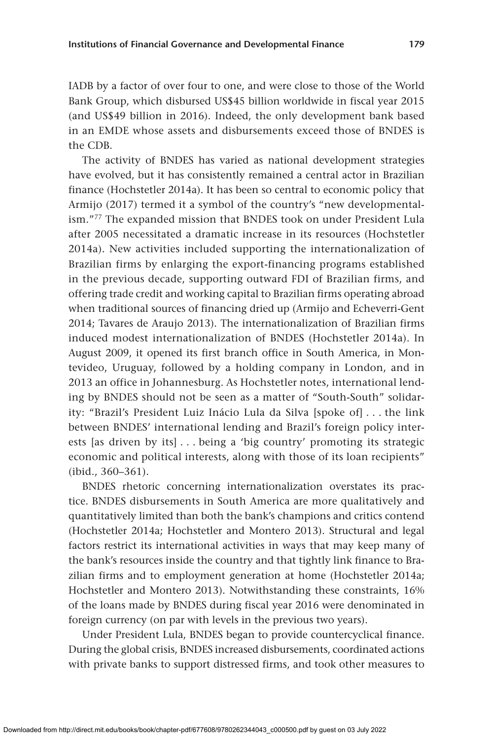IADB by a factor of over four to one, and were close to those of the World Bank Group, which disbursed US$45 billion worldwide in fiscal year 2015 (and US$49 billion in 2016). Indeed, the only development bank based in an EMDE whose assets and disbursements exceed those of BNDES is the CDB.

The activity of BNDES has varied as national development strategies have evolved, but it has consistently remained a central actor in Brazilian finance (Hochstetler 2014a). It has been so central to economic policy that Armijo (2017) termed it a symbol of the country's "new developmentalism."[77] The expanded mission that BNDES took on under President Lula after 2005 necessitated a dramatic increase in its resources (Hochstetler 2014a). New activities included supporting the internationalization of Brazilian firms by enlarging the export-financing programs established in the previous decade, supporting outward FDI of Brazilian firms, and offering trade credit and working capital to Brazilian firms operating abroad when traditional sources of financing dried up (Armijo and Echeverri-Gent 2014; Tavares de Araujo 2013). The internationalization of Brazilian firms induced modest internationalization of BNDES (Hochstetler 2014a). In August 2009, it opened its first branch office in South America, in Montevideo, Uruguay, followed by a holding company in London, and in 2013 an office in Johannesburg. As Hochstetler notes, international lending by BNDES should not be seen as a matter of "South-South" solidarity: "Brazil's President Luiz Inácio Lula da Silva [spoke of] . . . the link between BNDES' international lending and Brazil's foreign policy interests [as driven by its] . . . being a 'big country' promoting its strategic economic and political interests, along with those of its loan recipients" (ibid., 360–361).

BNDES rhetoric concerning internationalization overstates its practice. BNDES disbursements in South America are more qualitatively and quantitatively limited than both the bank's champions and critics contend (Hochstetler 2014a; Hochstetler and Montero 2013). Structural and legal factors restrict its international activities in ways that may keep many of the bank's resources inside the country and that tightly link finance to Brazilian firms and to employment generation at home (Hochstetler 2014a; Hochstetler and Montero 2013). Notwithstanding these constraints, 16% of the loans made by BNDES during fiscal year 2016 were denominated in foreign currency (on par with levels in the previous two years).

Under President Lula, BNDES began to provide countercyclical finance. During the global crisis, BNDES increased disbursements, coordinated actions with private banks to support distressed firms, and took other measures to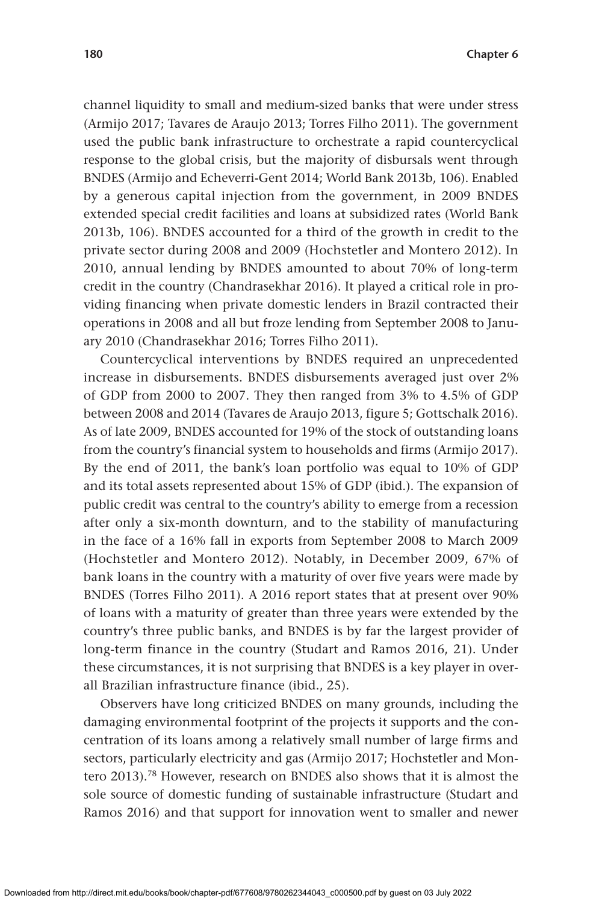channel liquidity to small and medium-sized banks that were under stress (Armijo 2017; Tavares de Araujo 2013; Torres Filho 2011). The government used the public bank infrastructure to orchestrate a rapid countercyclical response to the global crisis, but the majority of disbursals went through BNDES (Armijo and Echeverri-Gent 2014; World Bank 2013b, 106). Enabled by a generous capital injection from the government, in 2009 BNDES extended special credit facilities and loans at subsidized rates (World Bank 2013b, 106). BNDES accounted for a third of the growth in credit to the private sector during 2008 and 2009 (Hochstetler and Montero 2012). In 2010, annual lending by BNDES amounted to about 70% of long-term credit in the country (Chandrasekhar 2016). It played a critical role in providing financing when private domestic lenders in Brazil contracted their operations in 2008 and all but froze lending from September 2008 to January 2010 (Chandrasekhar 2016; Torres Filho 2011).

Countercyclical interventions by BNDES required an unprecedented increase in disbursements. BNDES disbursements averaged just over 2% of GDP from 2000 to 2007. They then ranged from 3% to 4.5% of GDP between 2008 and 2014 (Tavares de Araujo 2013, figure 5; Gottschalk 2016). As of late 2009, BNDES accounted for 19% of the stock of outstanding loans from the country's financial system to households and firms (Armijo 2017). By the end of 2011, the bank's loan portfolio was equal to 10% of GDP and its total assets represented about 15% of GDP (ibid.). The expansion of public credit was central to the country's ability to emerge from a recession after only a six-month downturn, and to the stability of manufacturing in the face of a 16% fall in exports from September 2008 to March 2009 (Hochstetler and Montero 2012). Notably, in December 2009, 67% of bank loans in the country with a maturity of over five years were made by BNDES (Torres Filho 2011). A 2016 report states that at present over 90% of loans with a maturity of greater than three years were extended by the country's three public banks, and BNDES is by far the largest provider of long-term finance in the country (Studart and Ramos 2016, 21). Under these circumstances, it is not surprising that BNDES is a key player in overall Brazilian infrastructure finance (ibid., 25).

Observers have long criticized BNDES on many grounds, including the damaging environmental footprint of the projects it supports and the concentration of its loans among a relatively small number of large firms and sectors, particularly electricity and gas (Armijo 2017; Hochstetler and Montero 2013).[78] However, research on BNDES also shows that it is almost the sole source of domestic funding of sustainable infrastructure (Studart and Ramos 2016) and that support for innovation went to smaller and newer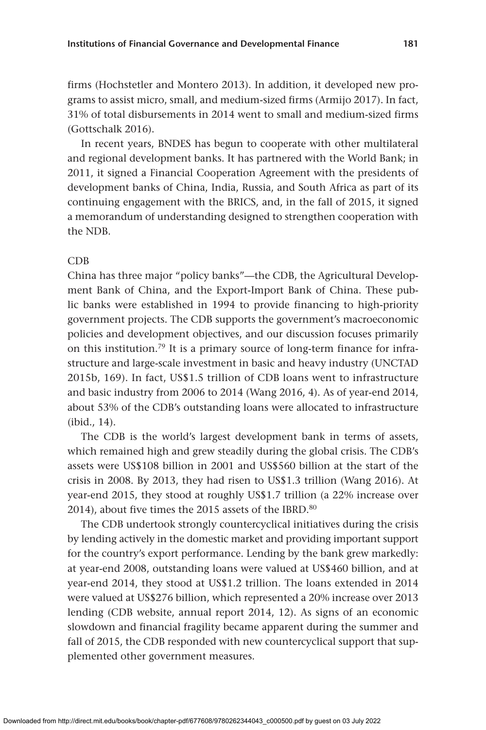firms (Hochstetler and Montero 2013). In addition, it developed new programs to assist micro, small, and medium-sized firms (Armijo 2017). In fact, 31% of total disbursements in 2014 went to small and medium-sized firms (Gottschalk 2016).

In recent years, BNDES has begun to cooperate with other multilateral and regional development banks. It has partnered with the World Bank; in 2011, it signed a Financial Cooperation Agreement with the presidents of development banks of China, India, Russia, and South Africa as part of its continuing engagement with the BRICS, and, in the fall of 2015, it signed a memorandum of understanding designed to strengthen cooperation with the NDB.

### CDB

China has three major "policy banks"—the CDB, the Agricultural Development Bank of China, and the Export-Import Bank of China. These public banks were established in 1994 to provide financing to high-priority government projects. The CDB supports the government's macroeconomic policies and development objectives, and our discussion focuses primarily on this institution.[79] It is a primary source of long-term finance for infrastructure and large-scale investment in basic and heavy industry (UNCTAD 2015b, 169). In fact, US$1.5 trillion of CDB loans went to infrastructure and basic industry from 2006 to 2014 (Wang 2016, 4). As of year-end 2014, about 53% of the CDB's outstanding loans were allocated to infrastructure (ibid., 14).

The CDB is the world's largest development bank in terms of assets, which remained high and grew steadily during the global crisis. The CDB's assets were US$108 billion in 2001 and US$560 billion at the start of the crisis in 2008. By 2013, they had risen to US$1.3 trillion (Wang 2016). At year-end 2015, they stood at roughly US$1.7 trillion (a 22% increase over 2014), about five times the 2015 assets of the IBRD.[80]

The CDB undertook strongly countercyclical initiatives during the crisis by lending actively in the domestic market and providing important support for the country's export performance. Lending by the bank grew markedly: at year-end 2008, outstanding loans were valued at US$460 billion, and at year-end 2014, they stood at US$1.2 trillion. The loans extended in 2014 were valued at US$276 billion, which represented a 20% increase over 2013 lending (CDB website, annual report 2014, 12). As signs of an economic slowdown and financial fragility became apparent during the summer and fall of 2015, the CDB responded with new countercyclical support that supplemented other government measures.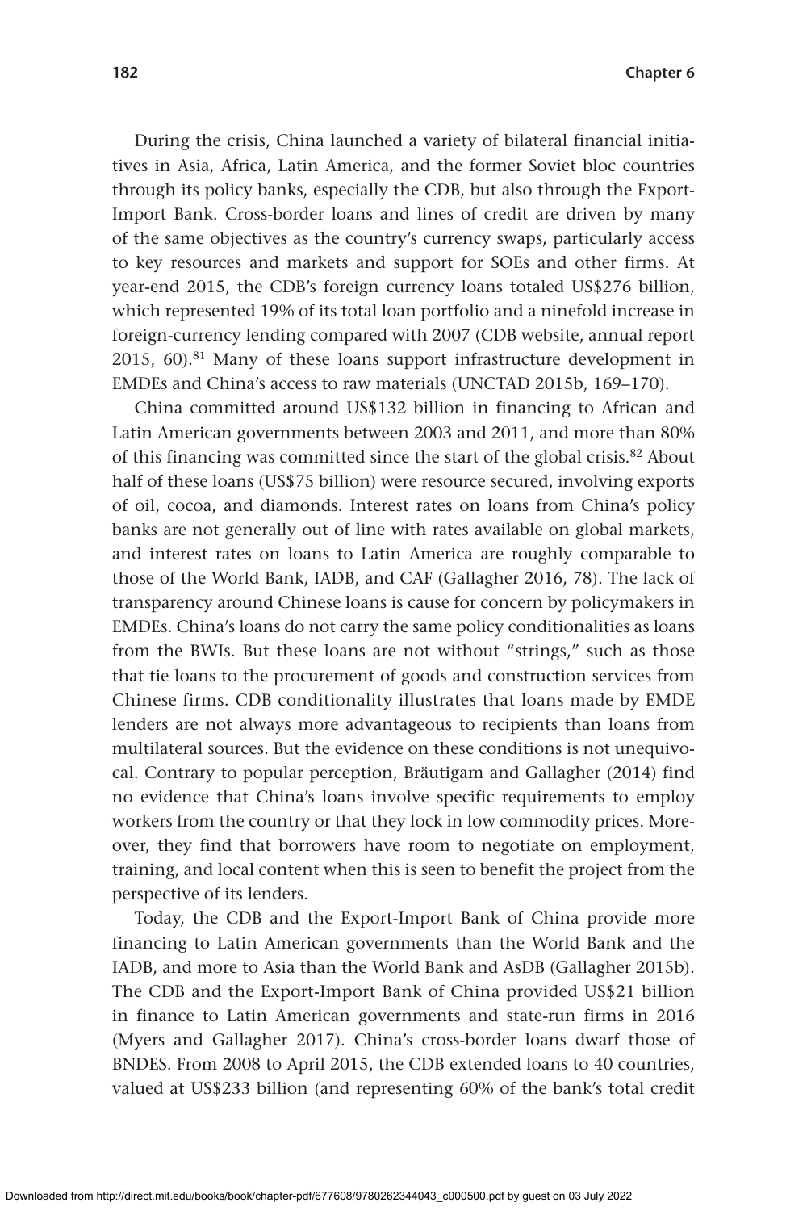During the crisis, China launched a variety of bilateral financial initiatives in Asia, Africa, Latin America, and the former Soviet bloc countries through its policy banks, especially the CDB, but also through the Export-Import Bank. Cross-border loans and lines of credit are driven by many of the same objectives as the country's currency swaps, particularly access to key resources and markets and support for SOEs and other firms. At year-end 2015, the CDB's foreign currency loans totaled US$276 billion, which represented 19% of its total loan portfolio and a ninefold increase in foreign-currency lending compared with 2007 (CDB website, annual report 2015, 60).[81] Many of these loans support infrastructure development in EMDEs and China's access to raw materials (UNCTAD 2015b, 169–170).

China committed around US$132 billion in financing to African and Latin American governments between 2003 and 2011, and more than 80% of this financing was committed since the start of the global crisis.[82] About half of these loans (US$75 billion) were resource secured, involving exports of oil, cocoa, and diamonds. Interest rates on loans from China's policy banks are not generally out of line with rates available on global markets, and interest rates on loans to Latin America are roughly comparable to those of the World Bank, IADB, and CAF (Gallagher 2016, 78). The lack of transparency around Chinese loans is cause for concern by policymakers in EMDEs. China's loans do not carry the same policy conditionalities as loans from the BWIs. But these loans are not without "strings," such as those that tie loans to the procurement of goods and construction services from Chinese firms. CDB conditionality illustrates that loans made by EMDE lenders are not always more advantageous to recipients than loans from multilateral sources. But the evidence on these conditions is not unequivocal. Contrary to popular perception, Bräutigam and Gallagher (2014) find no evidence that China's loans involve specific requirements to employ workers from the country or that they lock in low commodity prices. Moreover, they find that borrowers have room to negotiate on employment, training, and local content when this is seen to benefit the project from the perspective of its lenders.

Today, the CDB and the Export-Import Bank of China provide more financing to Latin American governments than the World Bank and the IADB, and more to Asia than the World Bank and AsDB (Gallagher 2015b). The CDB and the Export-Import Bank of China provided US$21 billion in finance to Latin American governments and state-run firms in 2016 (Myers and Gallagher 2017). China's cross-border loans dwarf those of BNDES. From 2008 to April 2015, the CDB extended loans to 40 countries, valued at US$233 billion (and representing 60% of the bank's total credit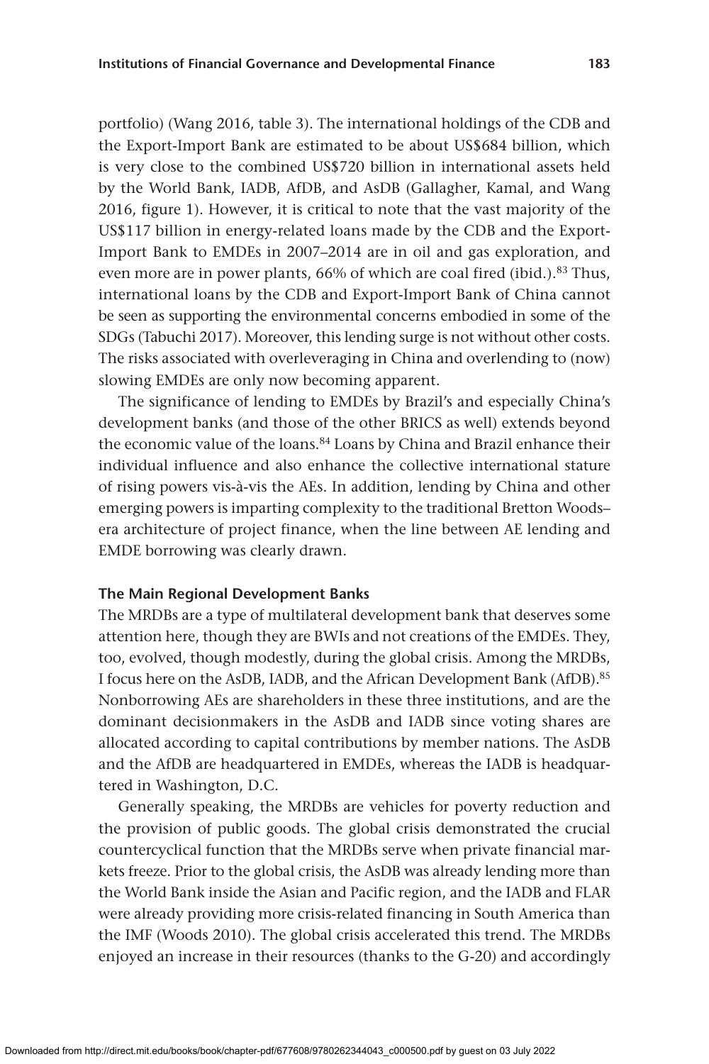portfolio) (Wang 2016, table 3). The international holdings of the CDB and the Export-Import Bank are estimated to be about US$684 billion, which is very close to the combined US$720 billion in international assets held by the World Bank, IADB, AfDB, and AsDB (Gallagher, Kamal, and Wang 2016, figure 1). However, it is critical to note that the vast majority of the US$117 billion in energy-related loans made by the CDB and the Export-Import Bank to EMDEs in 2007–2014 are in oil and gas exploration, and even more are in power plants, 66% of which are coal fired (ibid.).[83] Thus, international loans by the CDB and Export-Import Bank of China cannot be seen as supporting the environmental concerns embodied in some of the SDGs (Tabuchi 2017). Moreover, this lending surge is not without other costs. The risks associated with overleveraging in China and overlending to (now) slowing EMDEs are only now becoming apparent.

The significance of lending to EMDEs by Brazil's and especially China's development banks (and those of the other BRICS as well) extends beyond the economic value of the loans.[84] Loans by China and Brazil enhance their individual influence and also enhance the collective international stature of rising powers vis-à-vis the AEs. In addition, lending by China and other emerging powers is imparting complexity to the traditional Bretton Woods–era architecture of project finance, when the line between AE lending and EMDE borrowing was clearly drawn.

### The Main Regional Development Banks

The MRDBs are a type of multilateral development bank that deserves some attention here, though they are BWIs and not creations of the EMDEs. They, too, evolved, though modestly, during the global crisis. Among the MRDBs, I focus here on the AsDB, IADB, and the African Development Bank (AfDB).[85] Nonborrowing AEs are shareholders in these three institutions, and are the dominant decisionmakers in the AsDB and IADB since voting shares are allocated according to capital contributions by member nations. The AsDB and the AfDB are headquartered in EMDEs, whereas the IADB is headquartered in Washington, D.C.

Generally speaking, the MRDBs are vehicles for poverty reduction and the provision of public goods. The global crisis demonstrated the crucial countercyclical function that the MRDBs serve when private financial markets freeze. Prior to the global crisis, the AsDB was already lending more than the World Bank inside the Asian and Pacific region, and the IADB and FLAR were already providing more crisis-related financing in South America than the IMF (Woods 2010). The global crisis accelerated this trend. The MRDBs enjoyed an increase in their resources (thanks to the G-20) and accordingly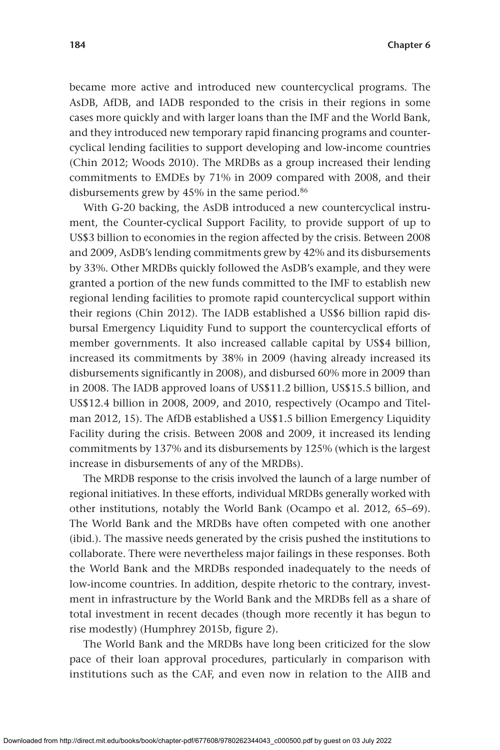became more active and introduced new countercyclical programs. The AsDB, AfDB, and IADB responded to the crisis in their regions in some cases more quickly and with larger loans than the IMF and the World Bank, and they introduced new temporary rapid financing programs and countercyclical lending facilities to support developing and low-income countries (Chin 2012; Woods 2010). The MRDBs as a group increased their lending commitments to EMDEs by 71% in 2009 compared with 2008, and their disbursements grew by 45% in the same period.[86]

With G-20 backing, the AsDB introduced a new countercyclical instrument, the Counter-cyclical Support Facility, to provide support of up to US$3 billion to economies in the region affected by the crisis. Between 2008 and 2009, AsDB's lending commitments grew by 42% and its disbursements by 33%. Other MRDBs quickly followed the AsDB's example, and they were granted a portion of the new funds committed to the IMF to establish new regional lending facilities to promote rapid countercyclical support within their regions (Chin 2012). The IADB established a US$6 billion rapid disbursal Emergency Liquidity Fund to support the countercyclical efforts of member governments. It also increased callable capital by US$4 billion, increased its commitments by 38% in 2009 (having already increased its disbursements significantly in 2008), and disbursed 60% more in 2009 than in 2008. The IADB approved loans of US$11.2 billion, US$15.5 billion, and US$12.4 billion in 2008, 2009, and 2010, respectively (Ocampo and Titelman 2012, 15). The AfDB established a US$1.5 billion Emergency Liquidity Facility during the crisis. Between 2008 and 2009, it increased its lending commitments by 137% and its disbursements by 125% (which is the largest increase in disbursements of any of the MRDBs).

The MRDB response to the crisis involved the launch of a large number of regional initiatives. In these efforts, individual MRDBs generally worked with other institutions, notably the World Bank (Ocampo et al. 2012, 65–69). The World Bank and the MRDBs have often competed with one another (ibid.). The massive needs generated by the crisis pushed the institutions to collaborate. There were nevertheless major failings in these responses. Both the World Bank and the MRDBs responded inadequately to the needs of low-income countries. In addition, despite rhetoric to the contrary, investment in infrastructure by the World Bank and the MRDBs fell as a share of total investment in recent decades (though more recently it has begun to rise modestly) (Humphrey 2015b, figure 2).

The World Bank and the MRDBs have long been criticized for the slow pace of their loan approval procedures, particularly in comparison with institutions such as the CAF, and even now in relation to the AIIB and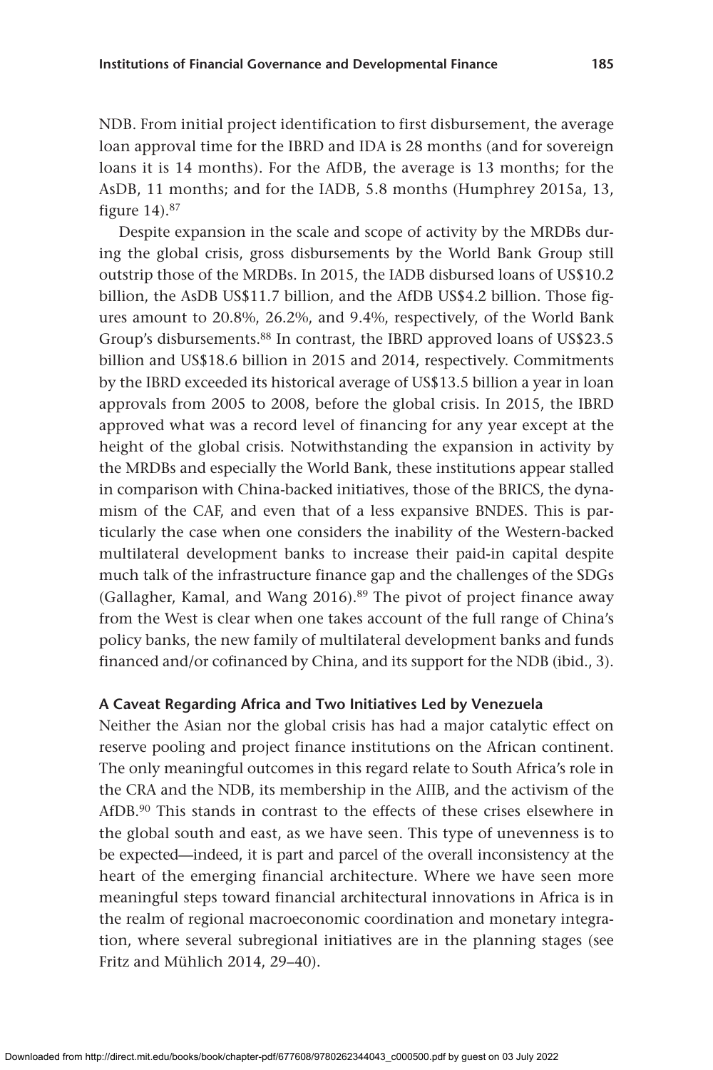NDB. From initial project identification to first disbursement, the average loan approval time for the IBRD and IDA is 28 months (and for sovereign loans it is 14 months). For the AfDB, the average is 13 months; for the AsDB, 11 months; and for the IADB, 5.8 months (Humphrey 2015a, 13, figure 14).[87]

Despite expansion in the scale and scope of activity by the MRDBs during the global crisis, gross disbursements by the World Bank Group still outstrip those of the MRDBs. In 2015, the IADB disbursed loans of US$10.2 billion, the AsDB US$11.7 billion, and the AfDB US$4.2 billion. Those figures amount to 20.8%, 26.2%, and 9.4%, respectively, of the World Bank Group's disbursements.[88] In contrast, the IBRD approved loans of US$23.5 billion and US$18.6 billion in 2015 and 2014, respectively. Commitments by the IBRD exceeded its historical average of US$13.5 billion a year in loan approvals from 2005 to 2008, before the global crisis. In 2015, the IBRD approved what was a record level of financing for any year except at the height of the global crisis. Notwithstanding the expansion in activity by the MRDBs and especially the World Bank, these institutions appear stalled in comparison with China-backed initiatives, those of the BRICS, the dynamism of the CAF, and even that of a less expansive BNDES. This is particularly the case when one considers the inability of the Western-backed multilateral development banks to increase their paid-in capital despite much talk of the infrastructure finance gap and the challenges of the SDGs (Gallagher, Kamal, and Wang 2016).[89] The pivot of project finance away from the West is clear when one takes account of the full range of China's policy banks, the new family of multilateral development banks and funds financed and/or cofinanced by China, and its support for the NDB (ibid., 3).

### A Caveat Regarding Africa and Two Initiatives Led by Venezuela

Neither the Asian nor the global crisis has had a major catalytic effect on reserve pooling and project finance institutions on the African continent. The only meaningful outcomes in this regard relate to South Africa's role in the CRA and the NDB, its membership in the AIIB, and the activism of the AfDB.[90] This stands in contrast to the effects of these crises elsewhere in the global south and east, as we have seen. This type of unevenness is to be expected—indeed, it is part and parcel of the overall inconsistency at the heart of the emerging financial architecture. Where we have seen more meaningful steps toward financial architectural innovations in Africa is in the realm of regional macroeconomic coordination and monetary integration, where several subregional initiatives are in the planning stages (see Fritz and Mühlich 2014, 29–40).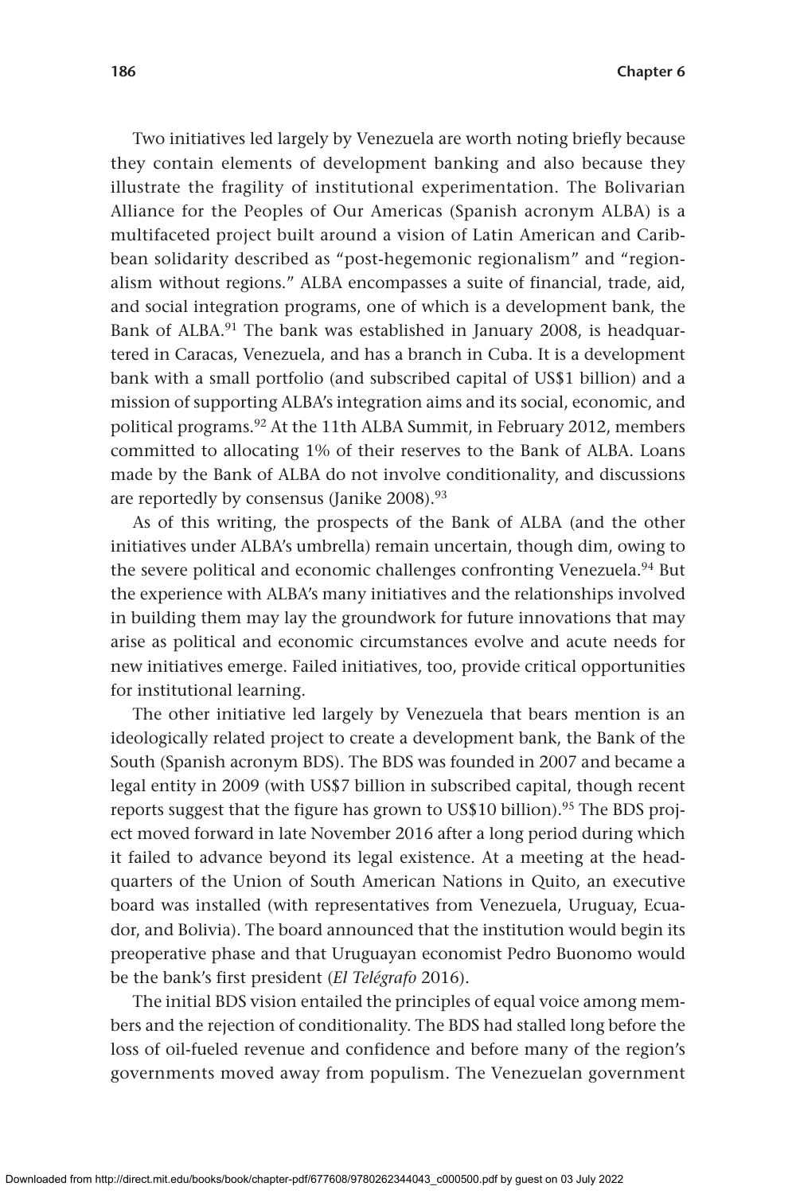Two initiatives led largely by Venezuela are worth noting briefly because they contain elements of development banking and also because they illustrate the fragility of institutional experimentation. The Bolivarian Alliance for the Peoples of Our Americas (Spanish acronym ALBA) is a multifaceted project built around a vision of Latin American and Caribbean solidarity described as "post-hegemonic regionalism" and "regionalism without regions." ALBA encompasses a suite of financial, trade, aid, and social integration programs, one of which is a development bank, the Bank of ALBA.[91] The bank was established in January 2008, is headquartered in Caracas, Venezuela, and has a branch in Cuba. It is a development bank with a small portfolio (and subscribed capital of US$1 billion) and a mission of supporting ALBA's integration aims and its social, economic, and political programs.[92] At the 11th ALBA Summit, in February 2012, members committed to allocating 1% of their reserves to the Bank of ALBA. Loans made by the Bank of ALBA do not involve conditionality, and discussions are reportedly by consensus (Janike 2008).[93]

As of this writing, the prospects of the Bank of ALBA (and the other initiatives under ALBA's umbrella) remain uncertain, though dim, owing to the severe political and economic challenges confronting Venezuela.[94] But the experience with ALBA's many initiatives and the relationships involved in building them may lay the groundwork for future innovations that may arise as political and economic circumstances evolve and acute needs for new initiatives emerge. Failed initiatives, too, provide critical opportunities for institutional learning.

The other initiative led largely by Venezuela that bears mention is an ideologically related project to create a development bank, the Bank of the South (Spanish acronym BDS). The BDS was founded in 2007 and became a legal entity in 2009 (with US$7 billion in subscribed capital, though recent reports suggest that the figure has grown to US$10 billion).[95] The BDS project moved forward in late November 2016 after a long period during which it failed to advance beyond its legal existence. At a meeting at the headquarters of the Union of South American Nations in Quito, an executive board was installed (with representatives from Venezuela, Uruguay, Ecuador, and Bolivia). The board announced that the institution would begin its preoperative phase and that Uruguayan economist Pedro Buonomo would be the bank's first president (*El Telégrafo* 2016).

The initial BDS vision entailed the principles of equal voice among members and the rejection of conditionality. The BDS had stalled long before the loss of oil-fueled revenue and confidence and before many of the region's governments moved away from populism. The Venezuelan government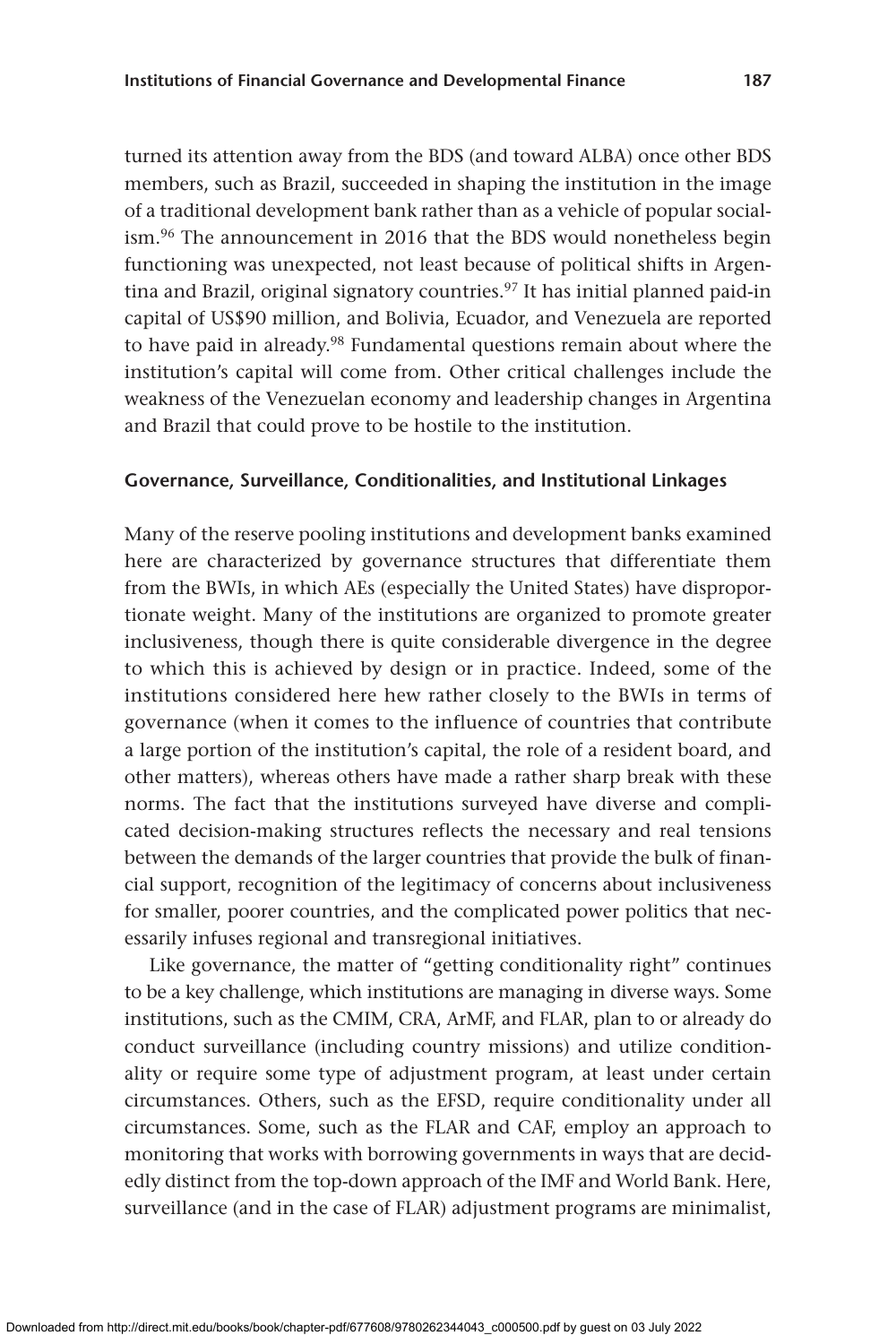turned its attention away from the BDS (and toward ALBA) once other BDS members, such as Brazil, succeeded in shaping the institution in the image of a traditional development bank rather than as a vehicle of popular socialism.[96] The announcement in 2016 that the BDS would nonetheless begin functioning was unexpected, not least because of political shifts in Argentina and Brazil, original signatory countries.[97] It has initial planned paid-in capital of US$90 million, and Bolivia, Ecuador, and Venezuela are reported to have paid in already.[98] Fundamental questions remain about where the institution's capital will come from. Other critical challenges include the weakness of the Venezuelan economy and leadership changes in Argentina and Brazil that could prove to be hostile to the institution.

### Governance, Surveillance, Conditionalities, and Institutional Linkages

Many of the reserve pooling institutions and development banks examined here are characterized by governance structures that differentiate them from the BWIs, in which AEs (especially the United States) have disproportionate weight. Many of the institutions are organized to promote greater inclusiveness, though there is quite considerable divergence in the degree to which this is achieved by design or in practice. Indeed, some of the institutions considered here hew rather closely to the BWIs in terms of governance (when it comes to the influence of countries that contribute a large portion of the institution's capital, the role of a resident board, and other matters), whereas others have made a rather sharp break with these norms. The fact that the institutions surveyed have diverse and complicated decision-making structures reflects the necessary and real tensions between the demands of the larger countries that provide the bulk of financial support, recognition of the legitimacy of concerns about inclusiveness for smaller, poorer countries, and the complicated power politics that necessarily infuses regional and transregional initiatives.

Like governance, the matter of "getting conditionality right" continues to be a key challenge, which institutions are managing in diverse ways. Some institutions, such as the CMIM, CRA, ArMF, and FLAR, plan to or already do conduct surveillance (including country missions) and utilize conditionality or require some type of adjustment program, at least under certain circumstances. Others, such as the EFSD, require conditionality under all circumstances. Some, such as the FLAR and CAF, employ an approach to monitoring that works with borrowing governments in ways that are decidedly distinct from the top-down approach of the IMF and World Bank. Here, surveillance (and in the case of FLAR) adjustment programs are minimalist,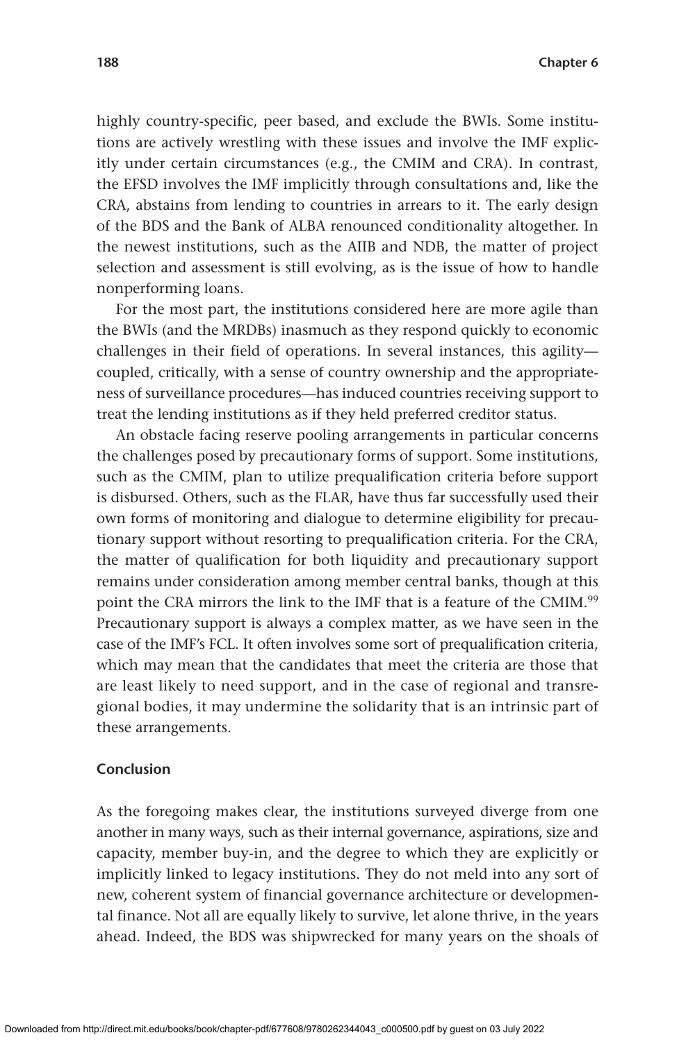highly country-specific, peer based, and exclude the BWIs. Some institutions are actively wrestling with these issues and involve the IMF explicitly under certain circumstances (e.g., the CMIM and CRA). In contrast, the EFSD involves the IMF implicitly through consultations and, like the CRA, abstains from lending to countries in arrears to it. The early design of the BDS and the Bank of ALBA renounced conditionality altogether. In the newest institutions, such as the AIIB and NDB, the matter of project selection and assessment is still evolving, as is the issue of how to handle nonperforming loans.

For the most part, the institutions considered here are more agile than the BWIs (and the MRDBs) inasmuch as they respond quickly to economic challenges in their field of operations. In several instances, this agility—coupled, critically, with a sense of country ownership and the appropriateness of surveillance procedures—has induced countries receiving support to treat the lending institutions as if they held preferred creditor status.

An obstacle facing reserve pooling arrangements in particular concerns the challenges posed by precautionary forms of support. Some institutions, such as the CMIM, plan to utilize prequalification criteria before support is disbursed. Others, such as the FLAR, have thus far successfully used their own forms of monitoring and dialogue to determine eligibility for precautionary support without resorting to prequalification criteria. For the CRA, the matter of qualification for both liquidity and precautionary support remains under consideration among member central banks, though at this point the CRA mirrors the link to the IMF that is a feature of the CMIM.[99] Precautionary support is always a complex matter, as we have seen in the case of the IMF's FCL. It often involves some sort of prequalification criteria, which may mean that the candidates that meet the criteria are those that are least likely to need support, and in the case of regional and transregional bodies, it may undermine the solidarity that is an intrinsic part of these arrangements.

## Conclusion

As the foregoing makes clear, the institutions surveyed diverge from one another in many ways, such as their internal governance, aspirations, size and capacity, member buy-in, and the degree to which they are explicitly or implicitly linked to legacy institutions. They do not meld into any sort of new, coherent system of financial governance architecture or developmental finance. Not all are equally likely to survive, let alone thrive, in the years ahead. Indeed, the BDS was shipwrecked for many years on the shoals of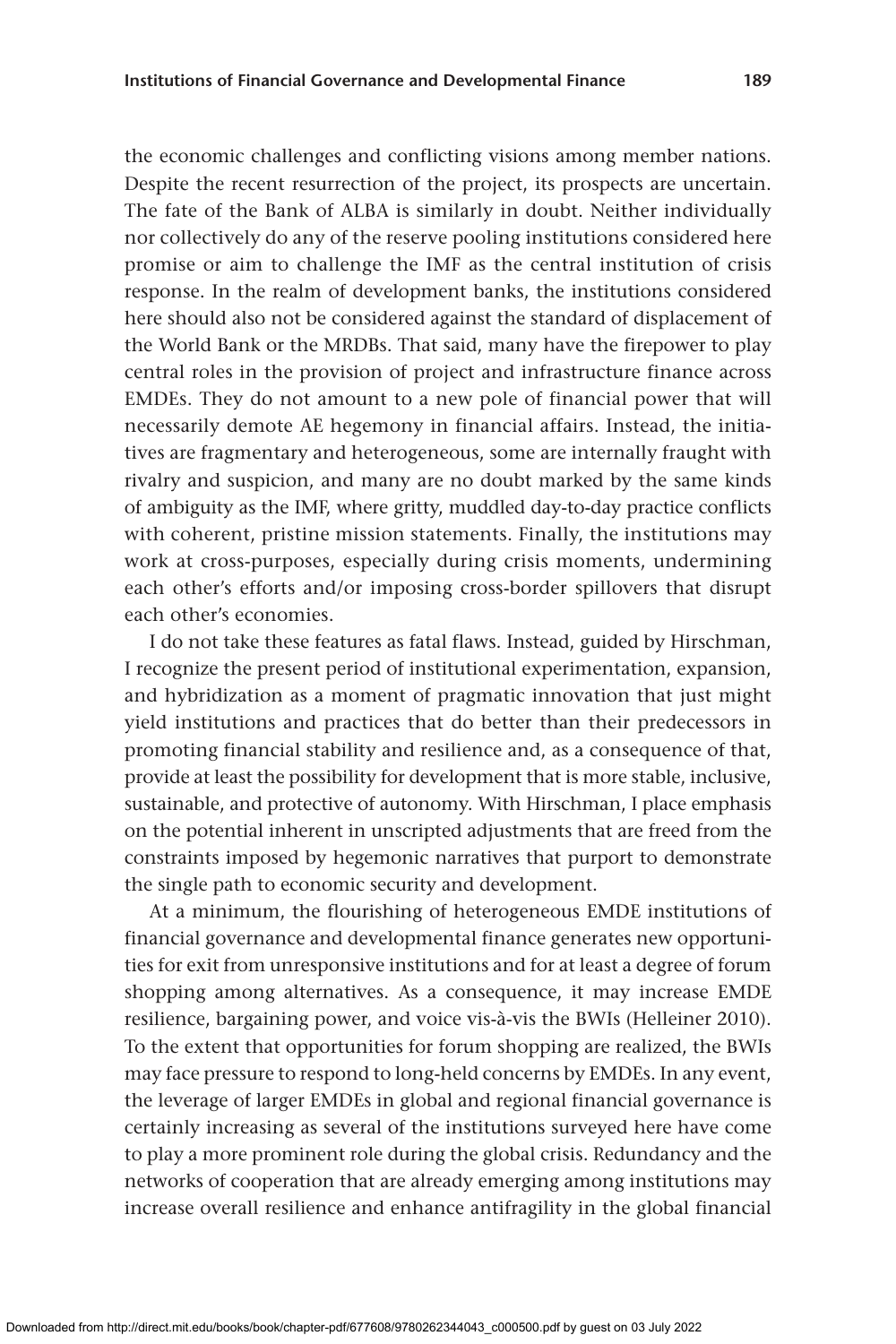the economic challenges and conflicting visions among member nations. Despite the recent resurrection of the project, its prospects are uncertain. The fate of the Bank of ALBA is similarly in doubt. Neither individually nor collectively do any of the reserve pooling institutions considered here promise or aim to challenge the IMF as the central institution of crisis response. In the realm of development banks, the institutions considered here should also not be considered against the standard of displacement of the World Bank or the MRDBs. That said, many have the firepower to play central roles in the provision of project and infrastructure finance across EMDEs. They do not amount to a new pole of financial power that will necessarily demote AE hegemony in financial affairs. Instead, the initiatives are fragmentary and heterogeneous, some are internally fraught with rivalry and suspicion, and many are no doubt marked by the same kinds of ambiguity as the IMF, where gritty, muddled day-to-day practice conflicts with coherent, pristine mission statements. Finally, the institutions may work at cross-purposes, especially during crisis moments, undermining each other's efforts and/or imposing cross-border spillovers that disrupt each other's economies.

I do not take these features as fatal flaws. Instead, guided by Hirschman, I recognize the present period of institutional experimentation, expansion, and hybridization as a moment of pragmatic innovation that just might yield institutions and practices that do better than their predecessors in promoting financial stability and resilience and, as a consequence of that, provide at least the possibility for development that is more stable, inclusive, sustainable, and protective of autonomy. With Hirschman, I place emphasis on the potential inherent in unscripted adjustments that are freed from the constraints imposed by hegemonic narratives that purport to demonstrate the single path to economic security and development.

At a minimum, the flourishing of heterogeneous EMDE institutions of financial governance and developmental finance generates new opportunities for exit from unresponsive institutions and for at least a degree of forum shopping among alternatives. As a consequence, it may increase EMDE resilience, bargaining power, and voice vis-à-vis the BWIs (Helleiner 2010). To the extent that opportunities for forum shopping are realized, the BWIs may face pressure to respond to long-held concerns by EMDEs. In any event, the leverage of larger EMDEs in global and regional financial governance is certainly increasing as several of the institutions surveyed here have come to play a more prominent role during the global crisis. Redundancy and the networks of cooperation that are already emerging among institutions may increase overall resilience and enhance antifragility in the global financial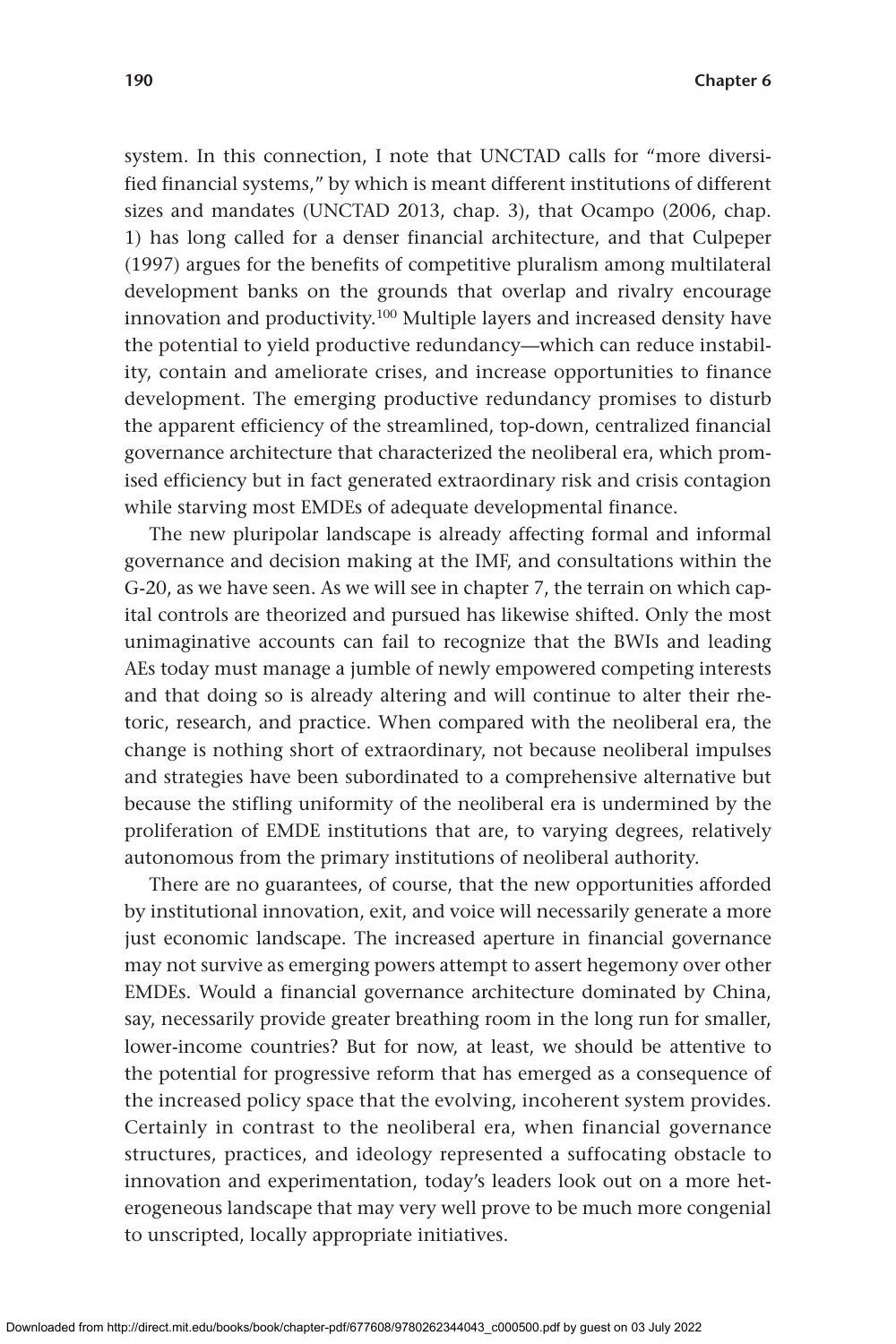system. In this connection, I note that UNCTAD calls for "more diversified financial systems," by which is meant different institutions of different sizes and mandates (UNCTAD 2013, chap. 3), that Ocampo (2006, chap. 1) has long called for a denser financial architecture, and that Culpeper (1997) argues for the benefits of competitive pluralism among multilateral development banks on the grounds that overlap and rivalry encourage innovation and productivity.[100] Multiple layers and increased density have the potential to yield productive redundancy—which can reduce instability, contain and ameliorate crises, and increase opportunities to finance development. The emerging productive redundancy promises to disturb the apparent efficiency of the streamlined, top-down, centralized financial governance architecture that characterized the neoliberal era, which promised efficiency but in fact generated extraordinary risk and crisis contagion while starving most EMDEs of adequate developmental finance.

The new pluripolar landscape is already affecting formal and informal governance and decision making at the IMF, and consultations within the G-20, as we have seen. As we will see in chapter 7, the terrain on which capital controls are theorized and pursued has likewise shifted. Only the most unimaginative accounts can fail to recognize that the BWIs and leading AEs today must manage a jumble of newly empowered competing interests and that doing so is already altering and will continue to alter their rhetoric, research, and practice. When compared with the neoliberal era, the change is nothing short of extraordinary, not because neoliberal impulses and strategies have been subordinated to a comprehensive alternative but because the stifling uniformity of the neoliberal era is undermined by the proliferation of EMDE institutions that are, to varying degrees, relatively autonomous from the primary institutions of neoliberal authority.

There are no guarantees, of course, that the new opportunities afforded by institutional innovation, exit, and voice will necessarily generate a more just economic landscape. The increased aperture in financial governance may not survive as emerging powers attempt to assert hegemony over other EMDEs. Would a financial governance architecture dominated by China, say, necessarily provide greater breathing room in the long run for smaller, lower-income countries? But for now, at least, we should be attentive to the potential for progressive reform that has emerged as a consequence of the increased policy space that the evolving, incoherent system provides. Certainly in contrast to the neoliberal era, when financial governance structures, practices, and ideology represented a suffocating obstacle to innovation and experimentation, today's leaders look out on a more heterogeneous landscape that may very well prove to be much more congenial to unscripted, locally appropriate initiatives.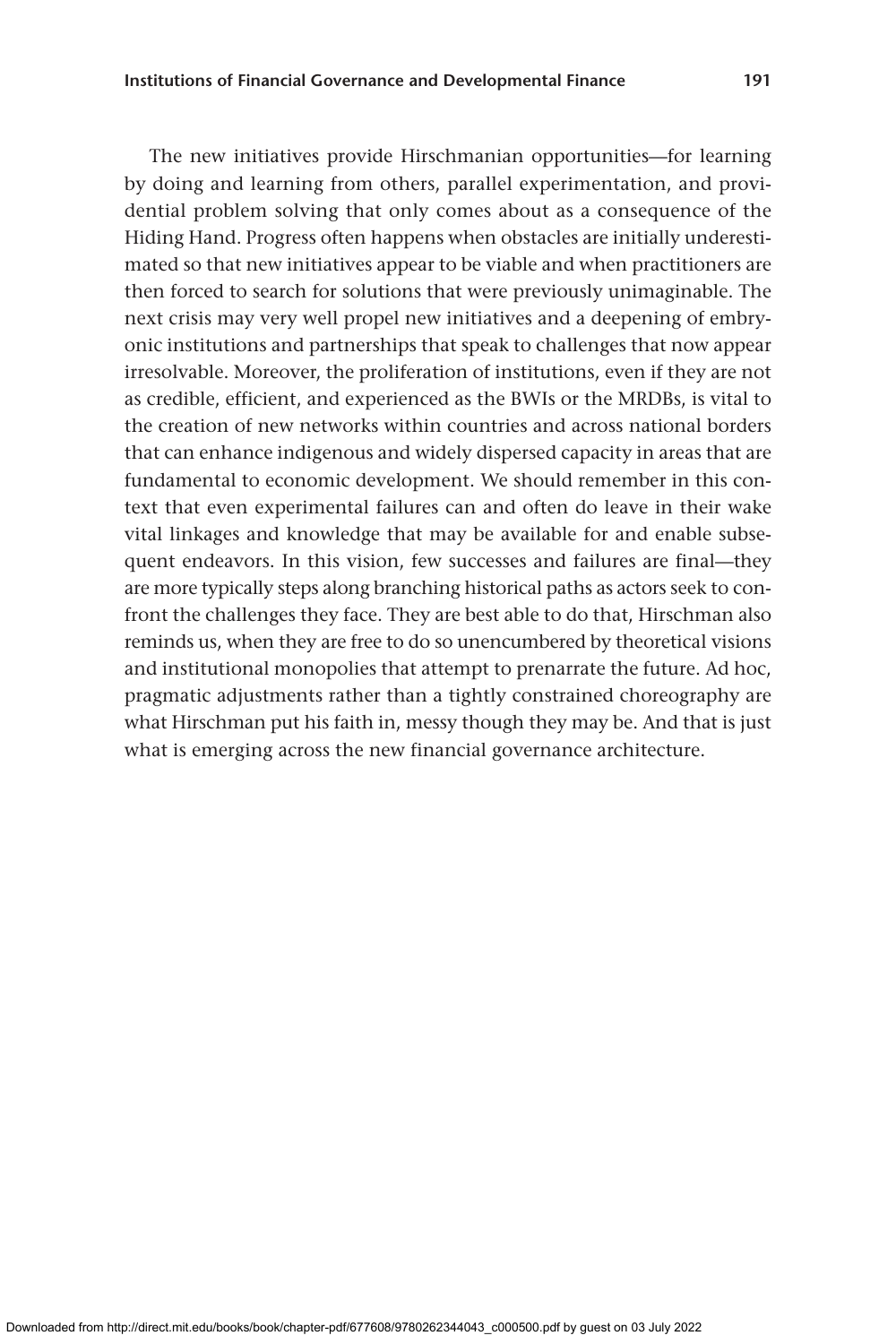The new initiatives provide Hirschmanian opportunities—for learning by doing and learning from others, parallel experimentation, and providential problem solving that only comes about as a consequence of the Hiding Hand. Progress often happens when obstacles are initially underestimated so that new initiatives appear to be viable and when practitioners are then forced to search for solutions that were previously unimaginable. The next crisis may very well propel new initiatives and a deepening of embryonic institutions and partnerships that speak to challenges that now appear irresolvable. Moreover, the proliferation of institutions, even if they are not as credible, efficient, and experienced as the BWIs or the MRDBs, is vital to the creation of new networks within countries and across national borders that can enhance indigenous and widely dispersed capacity in areas that are fundamental to economic development. We should remember in this context that even experimental failures can and often do leave in their wake vital linkages and knowledge that may be available for and enable subsequent endeavors. In this vision, few successes and failures are final—they are more typically steps along branching historical paths as actors seek to confront the challenges they face. They are best able to do that, Hirschman also reminds us, when they are free to do so unencumbered by theoretical visions and institutional monopolies that attempt to prenarrate the future. Ad hoc, pragmatic adjustments rather than a tightly constrained choreography are what Hirschman put his faith in, messy though they may be. And that is just what is emerging across the new financial governance architecture.